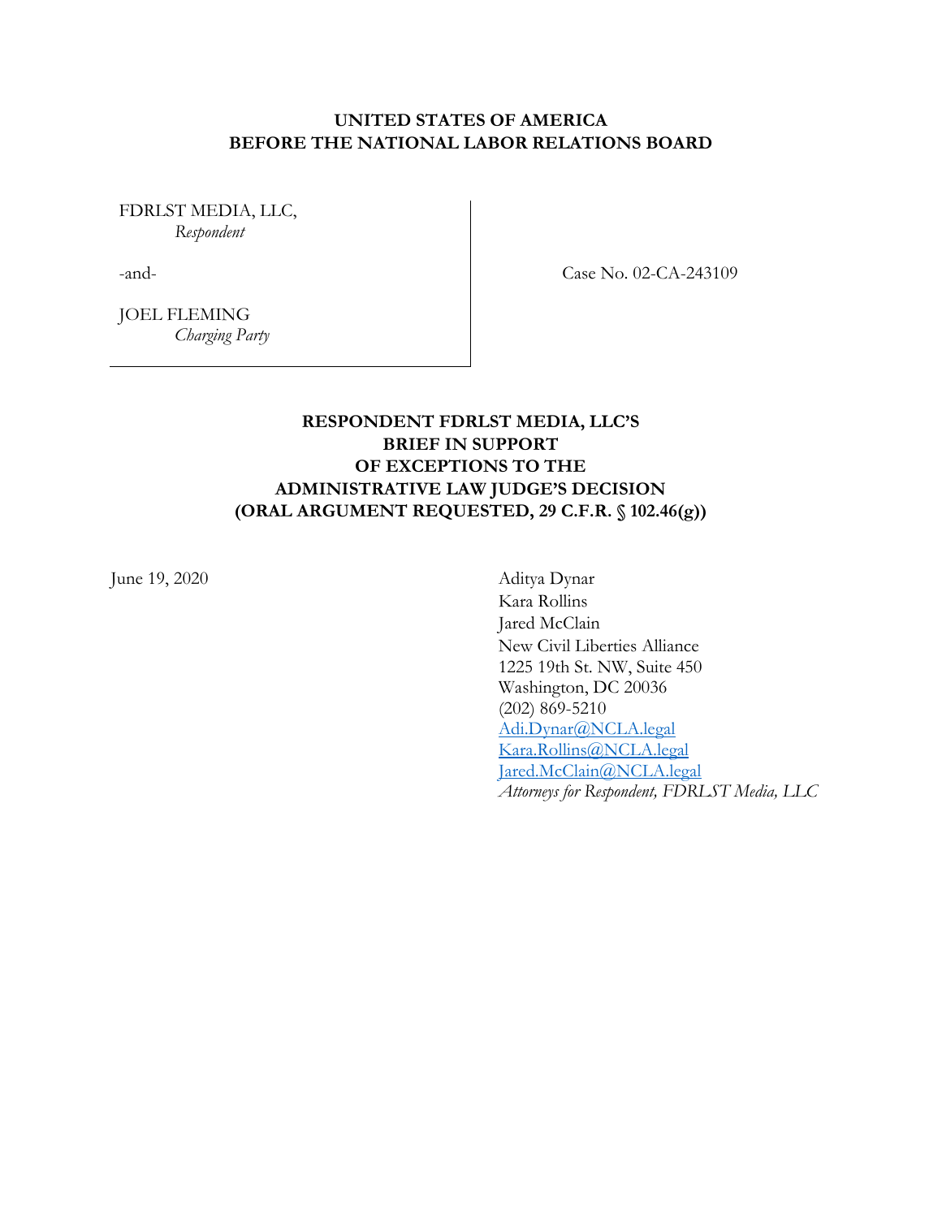**UNITED STATES OF AMERICA**
**BEFORE THE NATIONAL LABOR RELATIONS BOARD**

FDRLST MEDIA, LLC,
*Respondent*

-and-

JOEL FLEMING
*Charging Party*

Case No. 02-CA-243109

**RESPONDENT FDRLST MEDIA, LLC'S**
**BRIEF IN SUPPORT**
**OF EXCEPTIONS TO THE**
**ADMINISTRATIVE LAW JUDGE'S DECISION**
**(ORAL ARGUMENT REQUESTED, 29 C.F.R. § 102.46(g))**

June 19, 2020

Aditya Dynar
Kara Rollins
Jared McClain
New Civil Liberties Alliance
1225 19th St. NW, Suite 450
Washington, DC 20036
(202) 869-5210
Adi.Dynar@NCLA.legal
Kara.Rollins@NCLA.legal
Jared.McClain@NCLA.legal
*Attorneys for Respondent, FDRLST Media, LLC*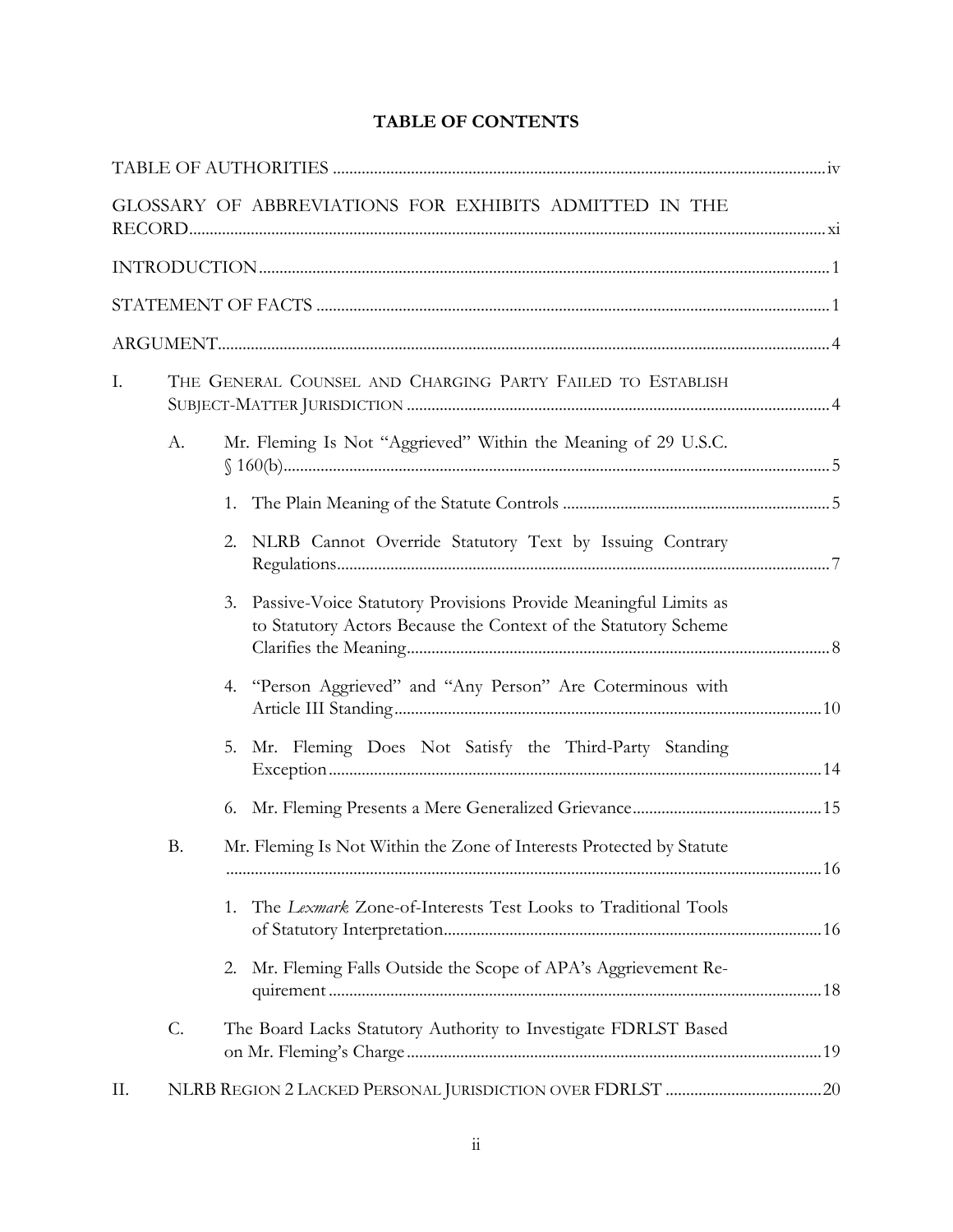**TABLE OF CONTENTS**

TABLE OF AUTHORITIES ..... iv

GLOSSARY OF ABBREVIATIONS FOR EXHIBITS ADMITTED IN THE RECORD ..... xi

INTRODUCTION ..... 1

STATEMENT OF FACTS ..... 1

ARGUMENT ..... 4

I. THE GENERAL COUNSEL AND CHARGING PARTY FAILED TO ESTABLISH SUBJECT-MATTER JURISDICTION ..... 4

  A. Mr. Fleming Is Not "Aggrieved" Within the Meaning of 29 U.S.C. § 160(b) ..... 5

    1. The Plain Meaning of the Statute Controls ..... 5

    2. NLRB Cannot Override Statutory Text by Issuing Contrary Regulations ..... 7

    3. Passive-Voice Statutory Provisions Provide Meaningful Limits as to Statutory Actors Because the Context of the Statutory Scheme Clarifies the Meaning ..... 8

    4. "Person Aggrieved" and "Any Person" Are Coterminous with Article III Standing ..... 10

    5. Mr. Fleming Does Not Satisfy the Third-Party Standing Exception ..... 14

    6. Mr. Fleming Presents a Mere Generalized Grievance ..... 15

  B. Mr. Fleming Is Not Within the Zone of Interests Protected by Statute ..... 16

    1. The *Lexmark* Zone-of-Interests Test Looks to Traditional Tools of Statutory Interpretation ..... 16

    2. Mr. Fleming Falls Outside the Scope of APA's Aggrievement Requirement ..... 18

  C. The Board Lacks Statutory Authority to Investigate FDRLST Based on Mr. Fleming's Charge ..... 19

II. NLRB REGION 2 LACKED PERSONAL JURISDICTION OVER FDRLST ..... 20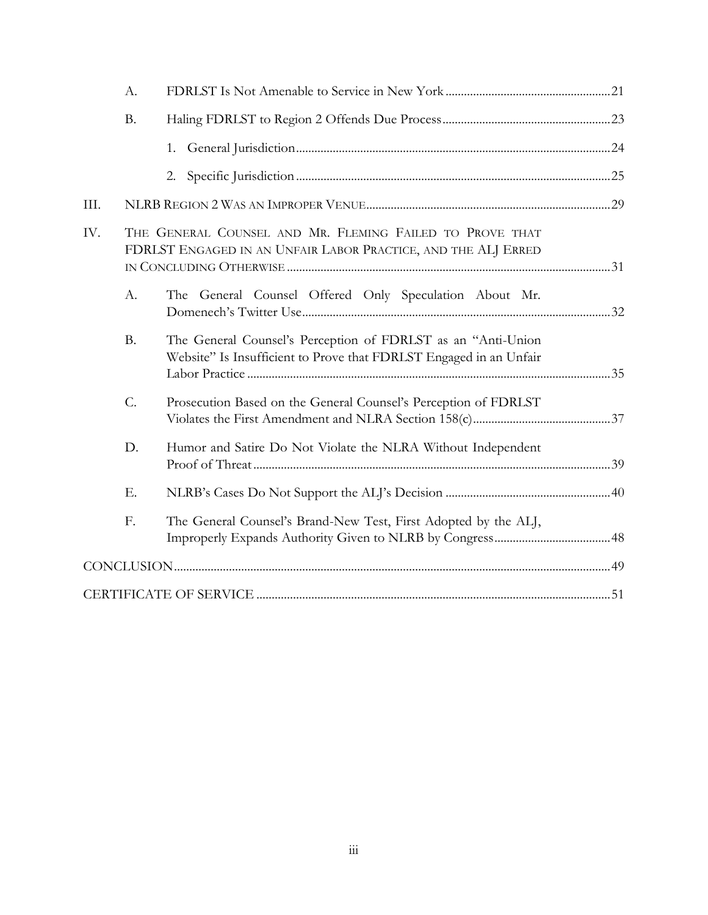- A. FDRLST Is Not Amenable to Service in New York ..... 21
- B. Haling FDRLST to Region 2 Offends Due Process ..... 23
  1. General Jurisdiction ..... 24
  2. Specific Jurisdiction ..... 25

III. NLRB REGION 2 WAS AN IMPROPER VENUE ..... 29

IV. THE GENERAL COUNSEL AND MR. FLEMING FAILED TO PROVE THAT FDRLST ENGAGED IN AN UNFAIR LABOR PRACTICE, AND THE ALJ ERRED IN CONCLUDING OTHERWISE ..... 31

- A. The General Counsel Offered Only Speculation About Mr. Domenech's Twitter Use ..... 32
- B. The General Counsel's Perception of FDRLST as an "Anti-Union Website" Is Insufficient to Prove that FDRLST Engaged in an Unfair Labor Practice ..... 35
- C. Prosecution Based on the General Counsel's Perception of FDRLST Violates the First Amendment and NLRA Section 158(c) ..... 37
- D. Humor and Satire Do Not Violate the NLRA Without Independent Proof of Threat ..... 39
- E. NLRB's Cases Do Not Support the ALJ's Decision ..... 40
- F. The General Counsel's Brand-New Test, First Adopted by the ALJ, Improperly Expands Authority Given to NLRB by Congress ..... 48

CONCLUSION ..... 49

CERTIFICATE OF SERVICE ..... 51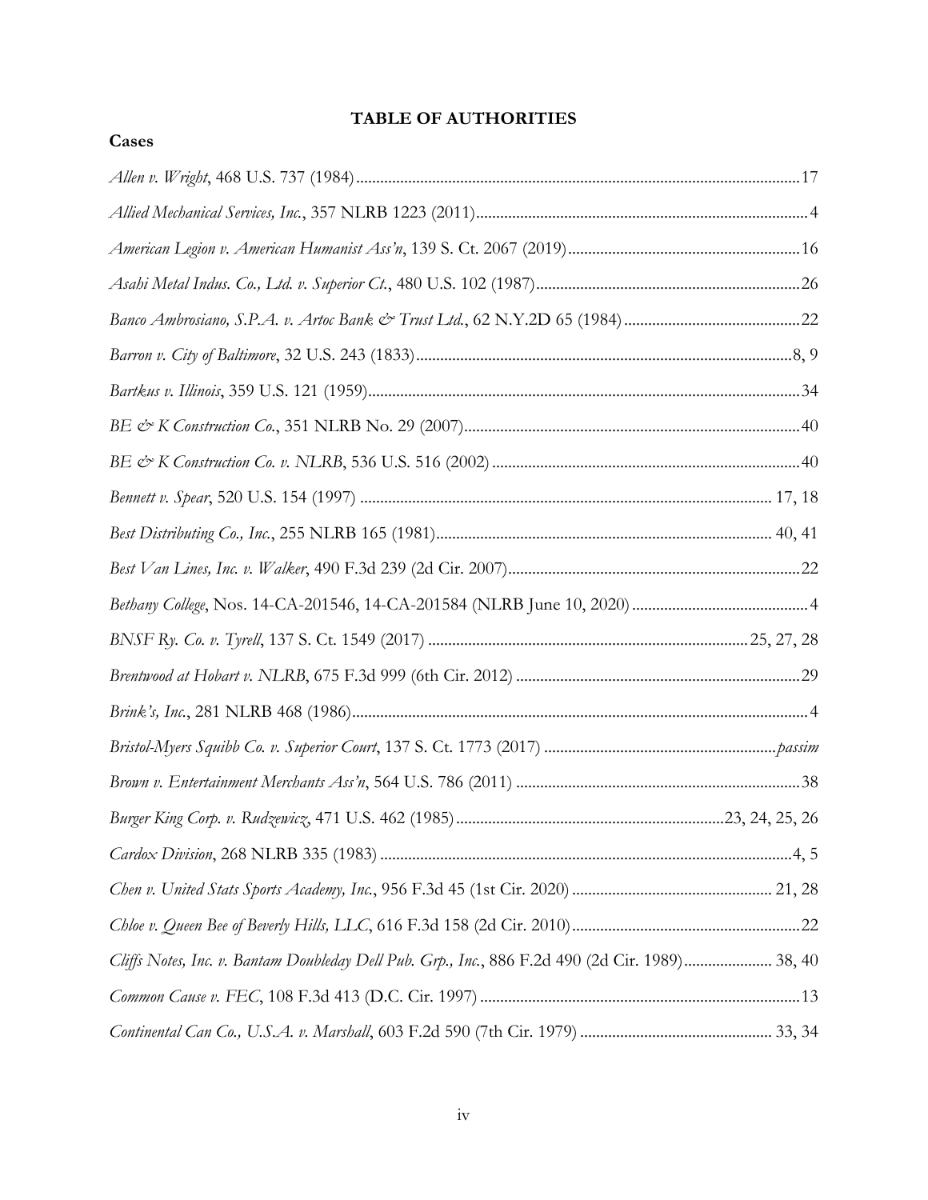# TABLE OF AUTHORITIES

## Cases

*Allen v. Wright*, 468 U.S. 737 (1984) ............................................................ 17

*Allied Mechanical Services, Inc.*, 357 NLRB 1223 (2011) ............................................................ 4

*American Legion v. American Humanist Ass'n*, 139 S. Ct. 2067 (2019) ............................................................ 16

*Asahi Metal Indus. Co., Ltd. v. Superior Ct.*, 480 U.S. 102 (1987) ............................................................ 26

*Banco Ambrosiano, S.P.A. v. Artoc Bank & Trust Ltd.*, 62 N.Y.2D 65 (1984) ............................................................ 22

*Barron v. City of Baltimore*, 32 U.S. 243 (1833) ............................................................ 8, 9

*Bartkus v. Illinois*, 359 U.S. 121 (1959) ............................................................ 34

*BE & K Construction Co.*, 351 NLRB No. 29 (2007) ............................................................ 40

*BE & K Construction Co. v. NLRB*, 536 U.S. 516 (2002) ............................................................ 40

*Bennett v. Spear*, 520 U.S. 154 (1997) ............................................................ 17, 18

*Best Distributing Co., Inc.*, 255 NLRB 165 (1981) ............................................................ 40, 41

*Best Van Lines, Inc. v. Walker*, 490 F.3d 239 (2d Cir. 2007) ............................................................ 22

*Bethany College*, Nos. 14-CA-201546, 14-CA-201584 (NLRB June 10, 2020) ............................................................ 4

*BNSF Ry. Co. v. Tyrell*, 137 S. Ct. 1549 (2017) ............................................................ 25, 27, 28

*Brentwood at Hobart v. NLRB*, 675 F.3d 999 (6th Cir. 2012) ............................................................ 29

*Brink's, Inc.*, 281 NLRB 468 (1986) ............................................................ 4

*Bristol-Myers Squibb Co. v. Superior Court*, 137 S. Ct. 1773 (2017) ............................................................ *passim*

*Brown v. Entertainment Merchants Ass'n*, 564 U.S. 786 (2011) ............................................................ 38

*Burger King Corp. v. Rudzewicz*, 471 U.S. 462 (1985) ............................................................ 23, 24, 25, 26

*Cardox Division*, 268 NLRB 335 (1983) ............................................................ 4, 5

*Chen v. United Stats Sports Academy, Inc.*, 956 F.3d 45 (1st Cir. 2020) ............................................................ 21, 28

*Chloe v. Queen Bee of Beverly Hills, LLC*, 616 F.3d 158 (2d Cir. 2010) ............................................................ 22

*Cliffs Notes, Inc. v. Bantam Doubleday Dell Pub. Grp., Inc.*, 886 F.2d 490 (2d Cir. 1989) ............................................................ 38, 40

*Common Cause v. FEC*, 108 F.3d 413 (D.C. Cir. 1997) ............................................................ 13

*Continental Can Co., U.S.A. v. Marshall*, 603 F.2d 590 (7th Cir. 1979) ............................................................ 33, 34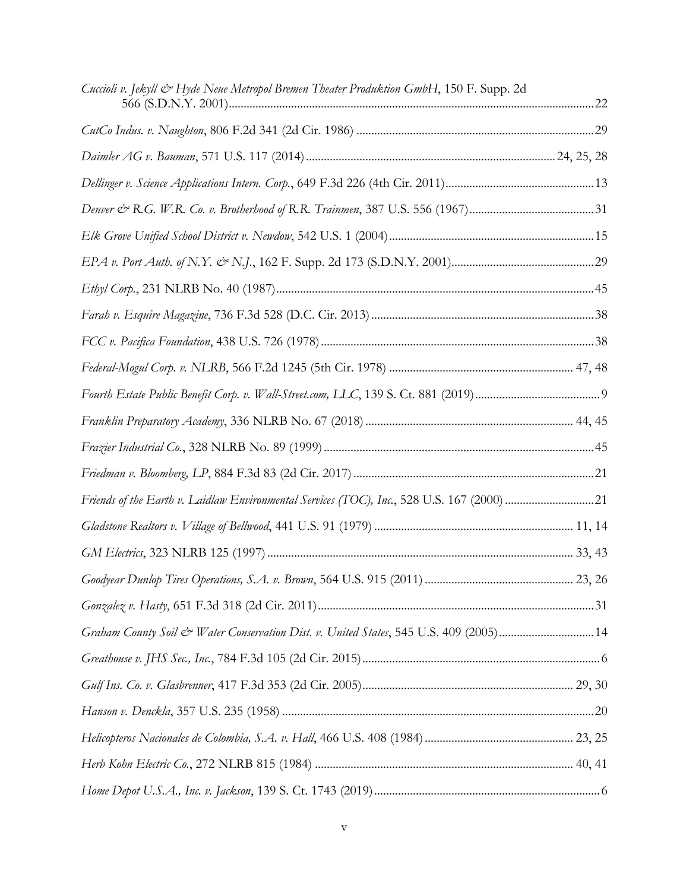*Cuccioli v. Jekyll & Hyde Neue Metropol Bremen Theater Produktion GmbH*, 150 F. Supp. 2d 566 (S.D.N.Y. 2001) ........ 22

*CutCo Indus. v. Naughton*, 806 F.2d 341 (2d Cir. 1986) ........ 29

*Daimler AG v. Bauman*, 571 U.S. 117 (2014) ........ 24, 25, 28

*Dellinger v. Science Applications Intern. Corp.*, 649 F.3d 226 (4th Cir. 2011) ........ 13

*Denver & R.G. W.R. Co. v. Brotherhood of R.R. Trainmen*, 387 U.S. 556 (1967) ........ 31

*Elk Grove Unified School District v. Newdow*, 542 U.S. 1 (2004) ........ 15

*EPA v. Port Auth. of N.Y. & N.J.*, 162 F. Supp. 2d 173 (S.D.N.Y. 2001) ........ 29

*Ethyl Corp.*, 231 NLRB No. 40 (1987) ........ 45

*Farah v. Esquire Magazine*, 736 F.3d 528 (D.C. Cir. 2013) ........ 38

*FCC v. Pacifica Foundation*, 438 U.S. 726 (1978) ........ 38

*Federal-Mogul Corp. v. NLRB*, 566 F.2d 1245 (5th Cir. 1978) ........ 47, 48

*Fourth Estate Public Benefit Corp. v. Wall-Street.com, LLC*, 139 S. Ct. 881 (2019) ........ 9

*Franklin Preparatory Academy*, 336 NLRB No. 67 (2018) ........ 44, 45

*Frazier Industrial Co.*, 328 NLRB No. 89 (1999) ........ 45

*Friedman v. Bloomberg, LP*, 884 F.3d 83 (2d Cir. 2017) ........ 21

*Friends of the Earth v. Laidlaw Environmental Services (TOC), Inc.*, 528 U.S. 167 (2000) ........ 21

*Gladstone Realtors v. Village of Bellwood*, 441 U.S. 91 (1979) ........ 11, 14

*GM Electrics*, 323 NLRB 125 (1997) ........ 33, 43

*Goodyear Dunlop Tires Operations, S.A. v. Brown*, 564 U.S. 915 (2011) ........ 23, 26

*Gonzalez v. Hasty*, 651 F.3d 318 (2d Cir. 2011) ........ 31

*Graham County Soil & Water Conservation Dist. v. United States*, 545 U.S. 409 (2005) ........ 14

*Greathouse v. JHS Sec., Inc.*, 784 F.3d 105 (2d Cir. 2015) ........ 6

*Gulf Ins. Co. v. Glasbrenner*, 417 F.3d 353 (2d Cir. 2005) ........ 29, 30

*Hanson v. Denckla*, 357 U.S. 235 (1958) ........ 20

*Helicopteros Nacionales de Colombia, S.A. v. Hall*, 466 U.S. 408 (1984) ........ 23, 25

*Herb Kohn Electric Co.*, 272 NLRB 815 (1984) ........ 40, 41

*Home Depot U.S.A., Inc. v. Jackson*, 139 S. Ct. 1743 (2019) ........ 6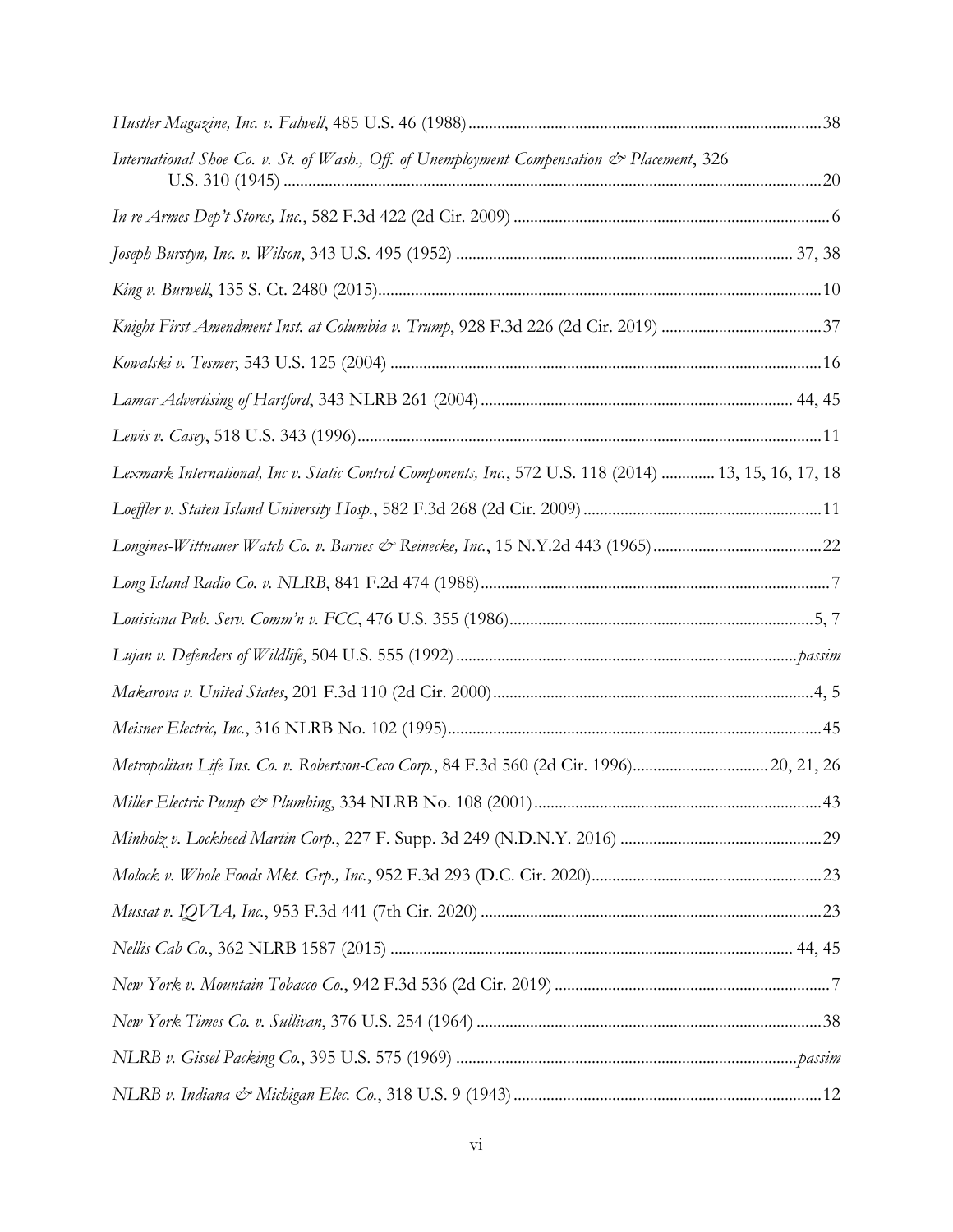*Hustler Magazine, Inc. v. Falwell*, 485 U.S. 46 (1988) ........................................................................ 38

*International Shoe Co. v. St. of Wash., Off. of Unemployment Compensation & Placement*, 326 U.S. 310 (1945) ........................................................................ 20

*In re Armes Dep't Stores, Inc.*, 582 F.3d 422 (2d Cir. 2009) ........................................................................ 6

*Joseph Burstyn, Inc. v. Wilson*, 343 U.S. 495 (1952) ........................................................................ 37, 38

*King v. Burwell*, 135 S. Ct. 2480 (2015) ........................................................................ 10

*Knight First Amendment Inst. at Columbia v. Trump*, 928 F.3d 226 (2d Cir. 2019) ........................................................................ 37

*Kowalski v. Tesmer*, 543 U.S. 125 (2004) ........................................................................ 16

*Lamar Advertising of Hartford*, 343 NLRB 261 (2004) ........................................................................ 44, 45

*Lewis v. Casey*, 518 U.S. 343 (1996) ........................................................................ 11

*Lexmark International, Inc v. Static Control Components, Inc.*, 572 U.S. 118 (2014) ............ 13, 15, 16, 17, 18

*Loeffler v. Staten Island University Hosp.*, 582 F.3d 268 (2d Cir. 2009) ........................................................................ 11

*Longines-Wittnauer Watch Co. v. Barnes & Reinecke, Inc.*, 15 N.Y.2d 443 (1965) ........................................................................ 22

*Long Island Radio Co. v. NLRB*, 841 F.2d 474 (1988) ........................................................................ 7

*Louisiana Pub. Serv. Comm'n v. FCC*, 476 U.S. 355 (1986) ........................................................................ 5, 7

*Lujan v. Defenders of Wildlife*, 504 U.S. 555 (1992) ........................................................................ *passim*

*Makarova v. United States*, 201 F.3d 110 (2d Cir. 2000) ........................................................................ 4, 5

*Meisner Electric, Inc.*, 316 NLRB No. 102 (1995) ........................................................................ 45

*Metropolitan Life Ins. Co. v. Robertson-Ceco Corp.*, 84 F.3d 560 (2d Cir. 1996) ........................................................................ 20, 21, 26

*Miller Electric Pump & Plumbing*, 334 NLRB No. 108 (2001) ........................................................................ 43

*Minholz v. Lockheed Martin Corp.*, 227 F. Supp. 3d 249 (N.D.N.Y. 2016) ........................................................................ 29

*Molock v. Whole Foods Mkt. Grp., Inc.*, 952 F.3d 293 (D.C. Cir. 2020) ........................................................................ 23

*Mussat v. IQVIA, Inc.*, 953 F.3d 441 (7th Cir. 2020) ........................................................................ 23

*Nellis Cab Co.*, 362 NLRB 1587 (2015) ........................................................................ 44, 45

*New York v. Mountain Tobacco Co.*, 942 F.3d 536 (2d Cir. 2019) ........................................................................ 7

*New York Times Co. v. Sullivan*, 376 U.S. 254 (1964) ........................................................................ 38

*NLRB v. Gissel Packing Co.*, 395 U.S. 575 (1969) ........................................................................ *passim*

*NLRB v. Indiana & Michigan Elec. Co.*, 318 U.S. 9 (1943) ........................................................................ 12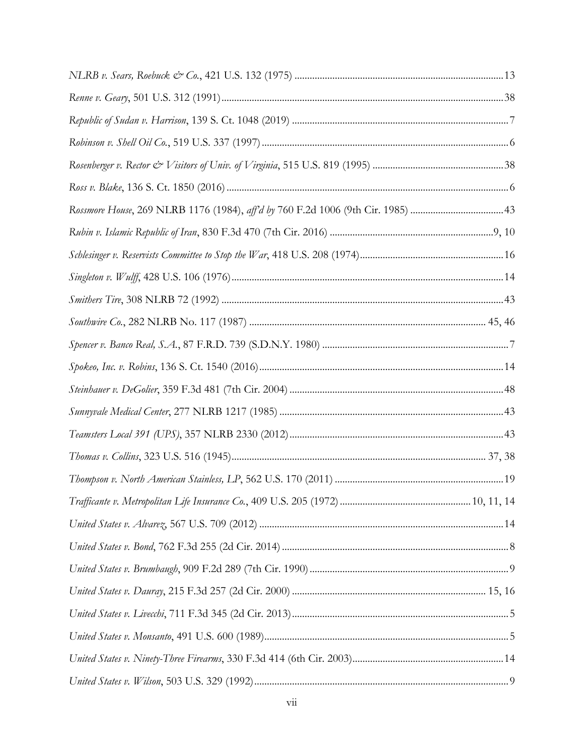*NLRB v. Sears, Roebuck & Co.*, 421 U.S. 132 (1975) .................................................................................13

*Renne v. Geary*, 501 U.S. 312 (1991).................................................................................................................38

*Republic of Sudan v. Harrison*, 139 S. Ct. 1048 (2019) ......................................................................................7

*Robinson v. Shell Oil Co.*, 519 U.S. 337 (1997) ..................................................................................................6

*Rosenberger v. Rector & Visitors of Univ. of Virginia*, 515 U.S. 819 (1995) ....................................................38

*Ross v. Blake*, 136 S. Ct. 1850 (2016) .................................................................................................................6

*Rossmore House*, 269 NLRB 1176 (1984), *aff'd by* 760 F.2d 1006 (9th Cir. 1985) .....................................43

*Rubin v. Islamic Republic of Iran*, 830 F.3d 470 (7th Cir. 2016) ................................................................9, 10

*Schlesinger v. Reservists Committee to Stop the War*, 418 U.S. 208 (1974).........................................................16

*Singleton v. Wulff*, 428 U.S. 106 (1976)............................................................................................................14

*Smithers Tire*, 308 NLRB 72 (1992) .................................................................................................................43

*Southwire Co.*, 282 NLRB No. 117 (1987) ............................................................................................. 45, 46

*Spencer v. Banco Real, S.A.*, 87 F.R.D. 739 (S.D.N.Y. 1980) ..........................................................................7

*Spokeo, Inc. v. Robins*, 136 S. Ct. 1540 (2016)..................................................................................................14

*Steinhauer v. DeGolier*, 359 F.3d 481 (7th Cir. 2004) .....................................................................................48

*Sunnyvale Medical Center*, 277 NLRB 1217 (1985) .........................................................................................43

*Teamsters Local 391 (UPS)*, 357 NLRB 2330 (2012).......................................................................................43

*Thomas v. Collins*, 323 U.S. 516 (1945)..................................................................................................... 37, 38

*Thompson v. North American Stainless, LP*, 562 U.S. 170 (2011) ...................................................................19

*Trafficante v. Metropolitan Life Insurance Co.*, 409 U.S. 205 (1972) ...................................................10, 11, 14

*United States v. Alvarez*, 567 U.S. 709 (2012) .................................................................................................14

*United States v. Bond*, 762 F.3d 255 (2d Cir. 2014) ..........................................................................................8

*United States v. Brumbaugh*, 909 F.2d 289 (7th Cir. 1990) ...............................................................................9

*United States v. Dauray*, 215 F.3d 257 (2d Cir. 2000) ............................................................................ 15, 16

*United States v. Livecchi*, 711 F.3d 345 (2d Cir. 2013).......................................................................................5

*United States v. Monsanto*, 491 U.S. 600 (1989).................................................................................................5

*United States v. Ninety-Three Firearms*, 330 F.3d 414 (6th Cir. 2003)............................................................14

*United States v. Wilson*, 503 U.S. 329 (1992).....................................................................................................9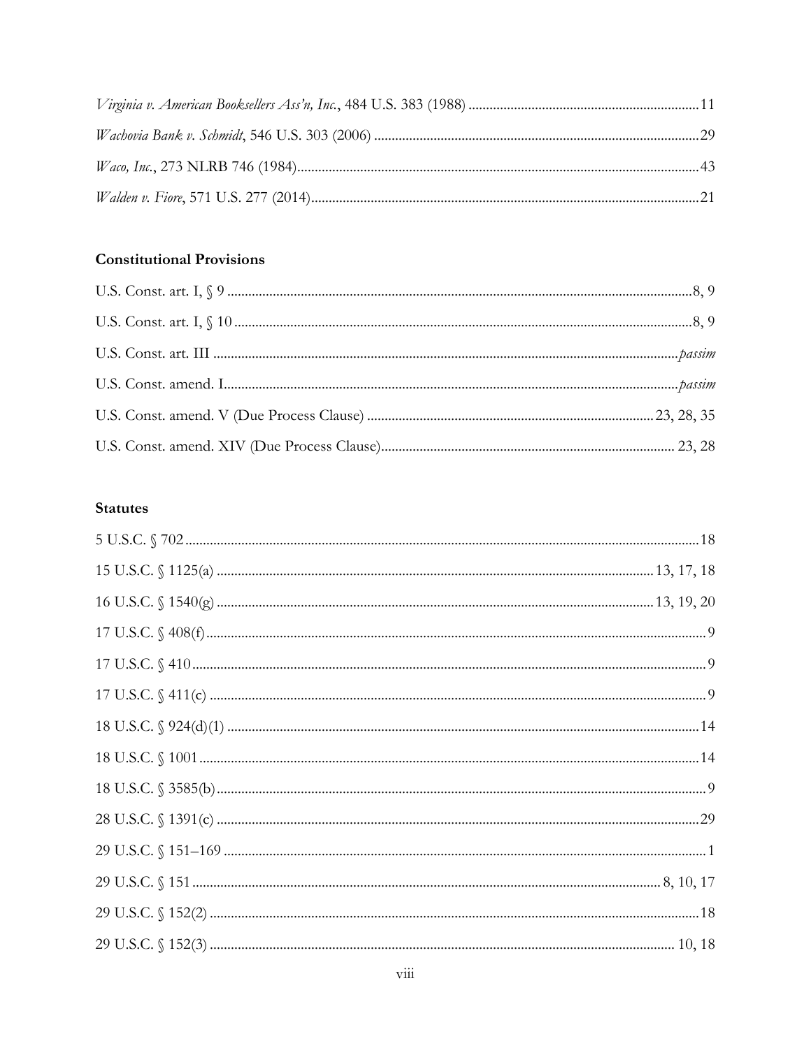*Virginia v. American Booksellers Ass'n, Inc.*, 484 U.S. 383 (1988) .......... 11

*Wachovia Bank v. Schmidt*, 546 U.S. 303 (2006) .......... 29

*Waco, Inc.*, 273 NLRB 746 (1984) .......... 43

*Walden v. Fiore*, 571 U.S. 277 (2014) .......... 21

### Constitutional Provisions

U.S. Const. art. I, § 9 .......... 8, 9

U.S. Const. art. I, § 10 .......... 8, 9

U.S. Const. art. III .......... *passim*

U.S. Const. amend. I .......... *passim*

U.S. Const. amend. V (Due Process Clause) .......... 23, 28, 35

U.S. Const. amend. XIV (Due Process Clause) .......... 23, 28

### Statutes

5 U.S.C. § 702 .......... 18

15 U.S.C. § 1125(a) .......... 13, 17, 18

16 U.S.C. § 1540(g) .......... 13, 19, 20

17 U.S.C. § 408(f) .......... 9

17 U.S.C. § 410 .......... 9

17 U.S.C. § 411(c) .......... 9

18 U.S.C. § 924(d)(1) .......... 14

18 U.S.C. § 1001 .......... 14

18 U.S.C. § 3585(b) .......... 9

28 U.S.C. § 1391(c) .......... 29

29 U.S.C. § 151–169 .......... 1

29 U.S.C. § 151 .......... 8, 10, 17

29 U.S.C. § 152(2) .......... 18

29 U.S.C. § 152(3) .......... 10, 18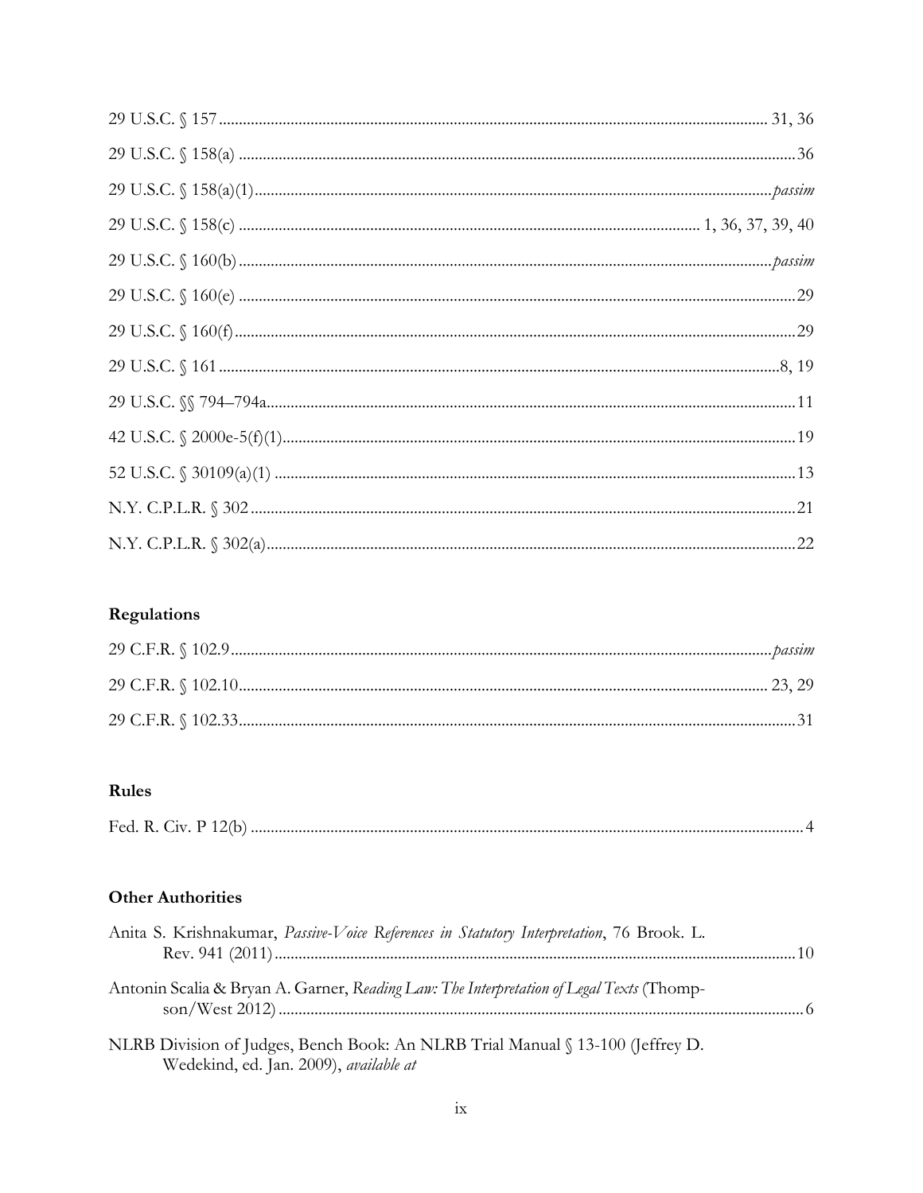29 U.S.C. § 157 .......... 31, 36

29 U.S.C. § 158(a) .......... 36

29 U.S.C. § 158(a)(1) .......... *passim*

29 U.S.C. § 158(c) .......... 1, 36, 37, 39, 40

29 U.S.C. § 160(b) .......... *passim*

29 U.S.C. § 160(e) .......... 29

29 U.S.C. § 160(f) .......... 29

29 U.S.C. § 161 .......... 8, 19

29 U.S.C. §§ 794–794a .......... 11

42 U.S.C. § 2000e-5(f)(1) .......... 19

52 U.S.C. § 30109(a)(1) .......... 13

N.Y. C.P.L.R. § 302 .......... 21

N.Y. C.P.L.R. § 302(a) .......... 22

## Regulations

29 C.F.R. § 102.9 .......... *passim*

29 C.F.R. § 102.10 .......... 23, 29

29 C.F.R. § 102.33 .......... 31

## Rules

Fed. R. Civ. P 12(b) .......... 4

## Other Authorities

Anita S. Krishnakumar, *Passive-Voice References in Statutory Interpretation*, 76 Brook. L. Rev. 941 (2011) .......... 10

Antonin Scalia & Bryan A. Garner, *Reading Law: The Interpretation of Legal Texts* (Thompson/West 2012) .......... 6

NLRB Division of Judges, Bench Book: An NLRB Trial Manual § 13-100 (Jeffrey D. Wedekind, ed. Jan. 2009), *available at*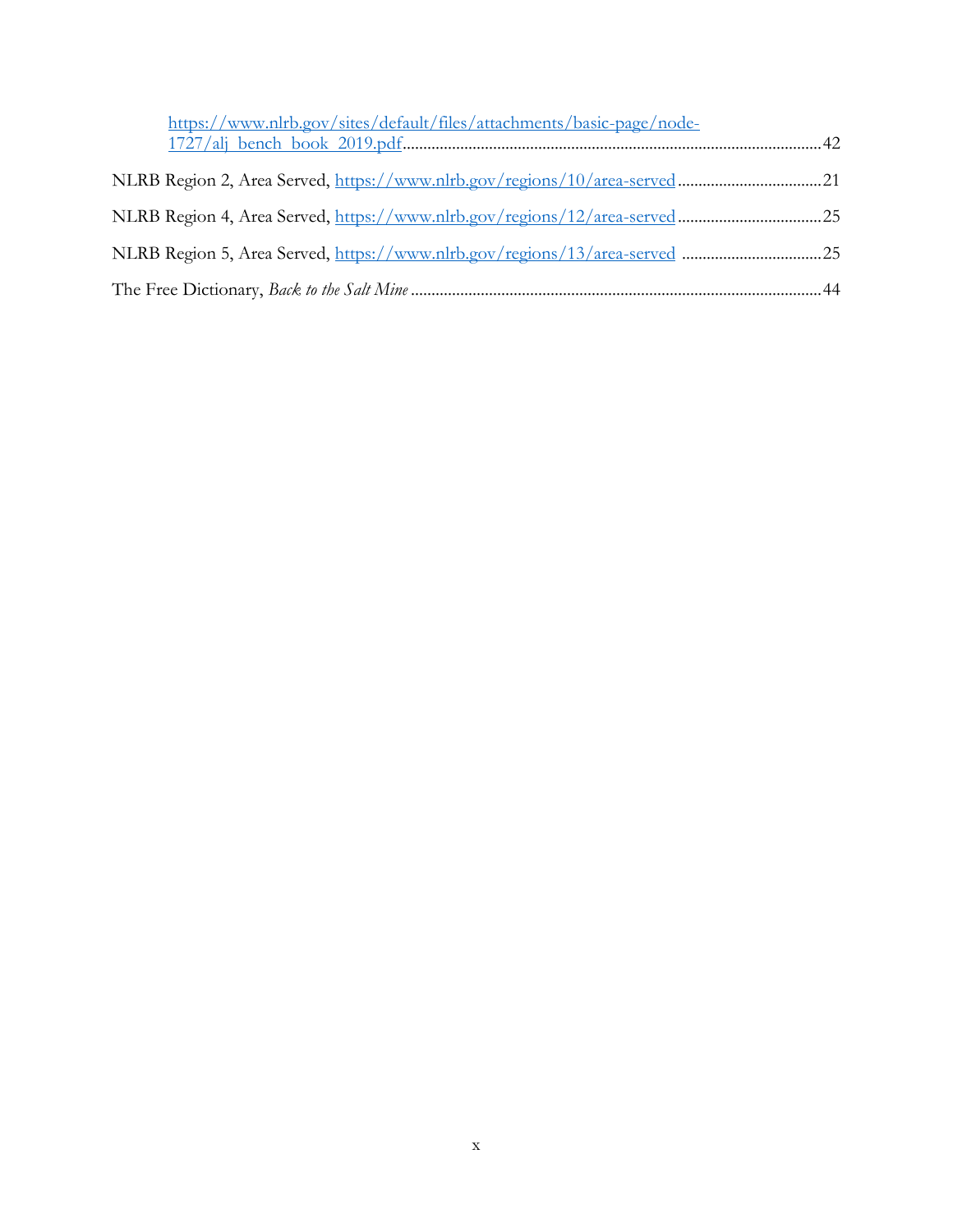https://www.nlrb.gov/sites/default/files/attachments/basic-page/node-1727/alj_bench_book_2019.pdf .......................................................................................... 42

NLRB Region 2, Area Served, https://www.nlrb.gov/regions/10/area-served .................................. 21

NLRB Region 4, Area Served, https://www.nlrb.gov/regions/12/area-served .................................. 25

NLRB Region 5, Area Served, https://www.nlrb.gov/regions/13/area-served .................................. 25

The Free Dictionary, *Back to the Salt Mine* ........................................................................................ 44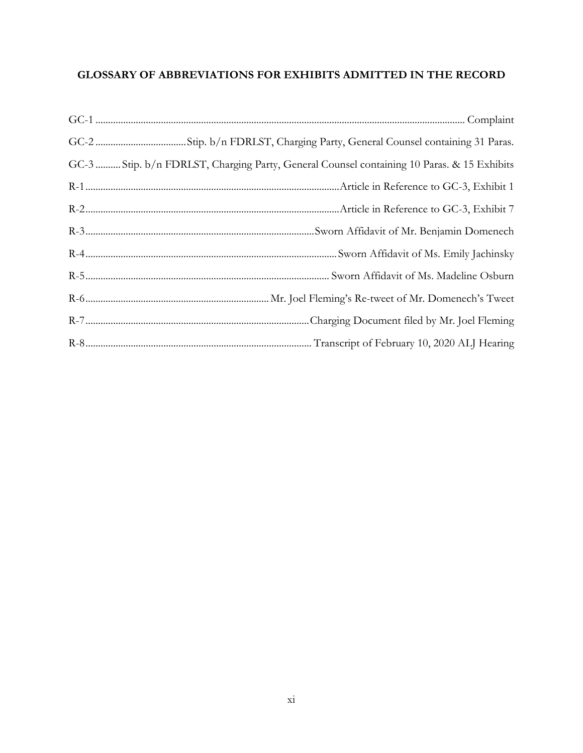## GLOSSARY OF ABBREVIATIONS FOR EXHIBITS ADMITTED IN THE RECORD

| Abbreviation | Description |
|---|---|
| GC-1 | Complaint |
| GC-2 | Stip. b/n FDRLST, Charging Party, General Counsel containing 31 Paras. |
| GC-3 | Stip. b/n FDRLST, Charging Party, General Counsel containing 10 Paras. & 15 Exhibits |
| R-1 | Article in Reference to GC-3, Exhibit 1 |
| R-2 | Article in Reference to GC-3, Exhibit 7 |
| R-3 | Sworn Affidavit of Mr. Benjamin Domenech |
| R-4 | Sworn Affidavit of Ms. Emily Jachinsky |
| R-5 | Sworn Affidavit of Ms. Madeline Osburn |
| R-6 | Mr. Joel Fleming's Re-tweet of Mr. Domenech's Tweet |
| R-7 | Charging Document filed by Mr. Joel Fleming |
| R-8 | Transcript of February 10, 2020 ALJ Hearing |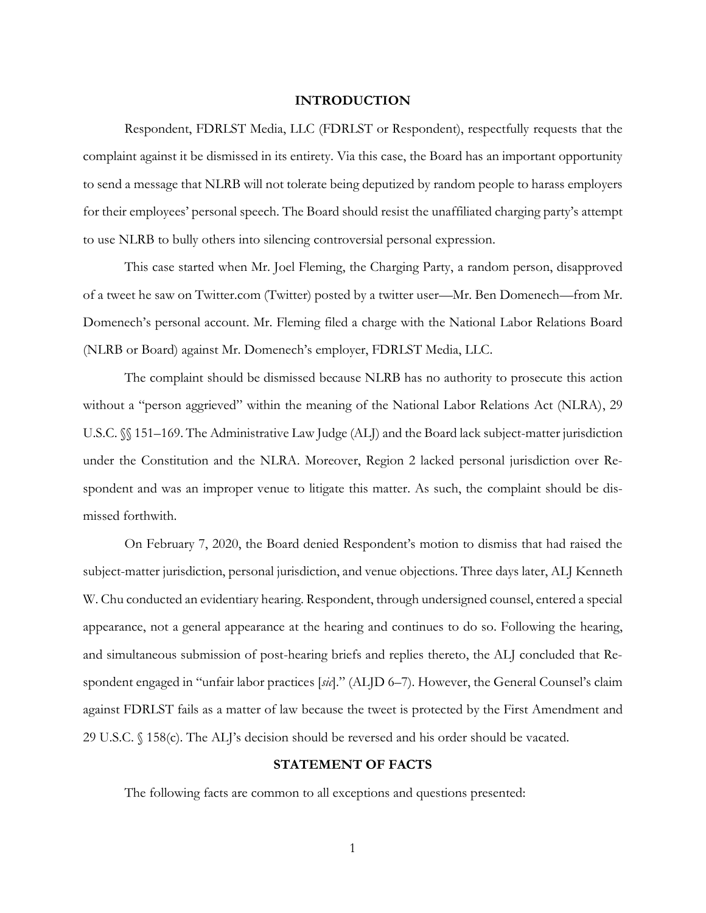## INTRODUCTION

Respondent, FDRLST Media, LLC (FDRLST or Respondent), respectfully requests that the complaint against it be dismissed in its entirety. Via this case, the Board has an important opportunity to send a message that NLRB will not tolerate being deputized by random people to harass employers for their employees' personal speech. The Board should resist the unaffiliated charging party's attempt to use NLRB to bully others into silencing controversial personal expression.

This case started when Mr. Joel Fleming, the Charging Party, a random person, disapproved of a tweet he saw on Twitter.com (Twitter) posted by a twitter user—Mr. Ben Domenech—from Mr. Domenech's personal account. Mr. Fleming filed a charge with the National Labor Relations Board (NLRB or Board) against Mr. Domenech's employer, FDRLST Media, LLC.

The complaint should be dismissed because NLRB has no authority to prosecute this action without a "person aggrieved" within the meaning of the National Labor Relations Act (NLRA), 29 U.S.C. §§ 151–169. The Administrative Law Judge (ALJ) and the Board lack subject-matter jurisdiction under the Constitution and the NLRA. Moreover, Region 2 lacked personal jurisdiction over Respondent and was an improper venue to litigate this matter. As such, the complaint should be dismissed forthwith.

On February 7, 2020, the Board denied Respondent's motion to dismiss that had raised the subject-matter jurisdiction, personal jurisdiction, and venue objections. Three days later, ALJ Kenneth W. Chu conducted an evidentiary hearing. Respondent, through undersigned counsel, entered a special appearance, not a general appearance at the hearing and continues to do so. Following the hearing, and simultaneous submission of post-hearing briefs and replies thereto, the ALJ concluded that Respondent engaged in "unfair labor practices [*sic*]." (ALJD 6–7). However, the General Counsel's claim against FDRLST fails as a matter of law because the tweet is protected by the First Amendment and 29 U.S.C. § 158(c). The ALJ's decision should be reversed and his order should be vacated.

## STATEMENT OF FACTS

The following facts are common to all exceptions and questions presented: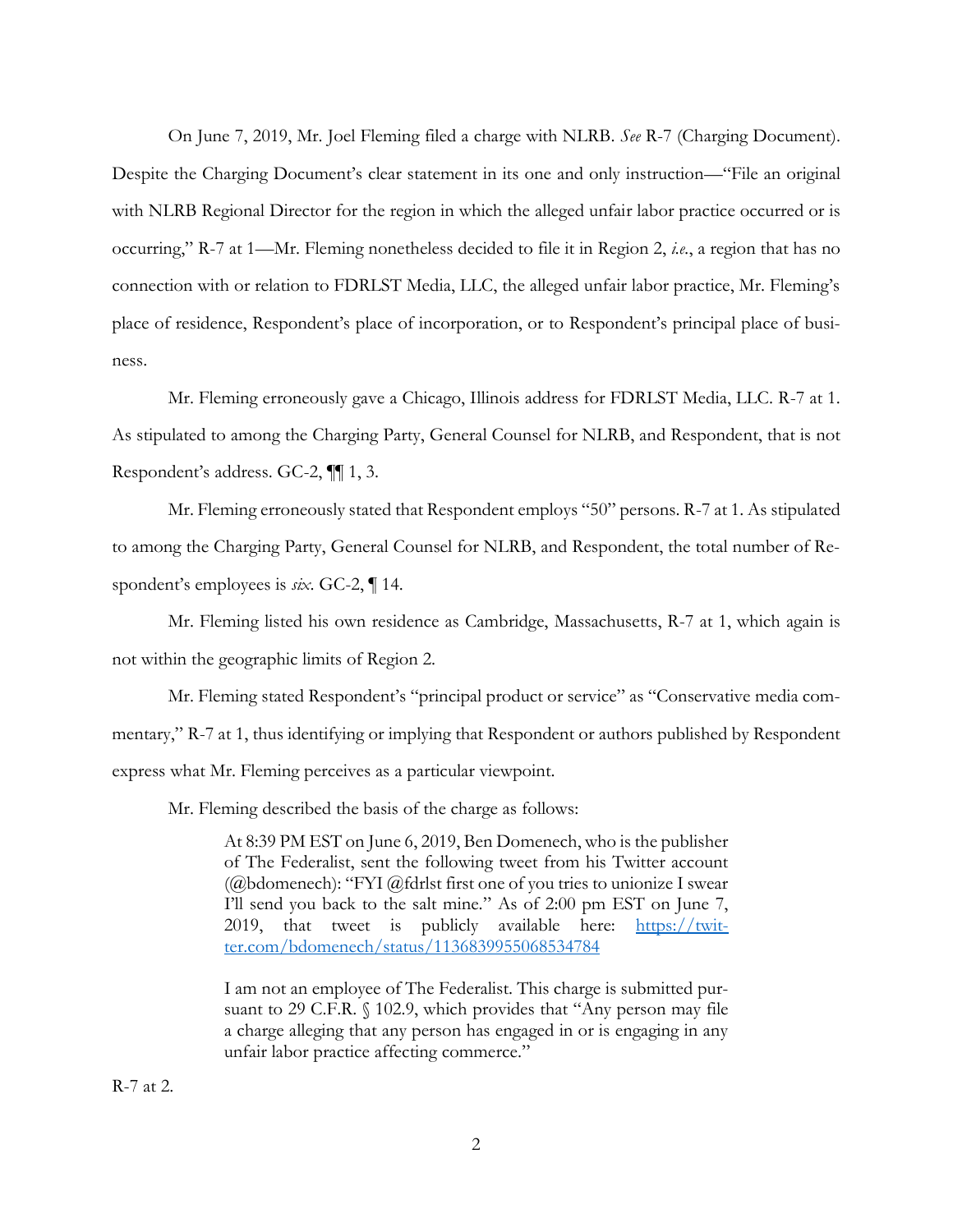On June 7, 2019, Mr. Joel Fleming filed a charge with NLRB. *See* R-7 (Charging Document). Despite the Charging Document's clear statement in its one and only instruction—"File an original with NLRB Regional Director for the region in which the alleged unfair labor practice occurred or is occurring," R-7 at 1—Mr. Fleming nonetheless decided to file it in Region 2, *i.e.*, a region that has no connection with or relation to FDRLST Media, LLC, the alleged unfair labor practice, Mr. Fleming's place of residence, Respondent's place of incorporation, or to Respondent's principal place of business.

Mr. Fleming erroneously gave a Chicago, Illinois address for FDRLST Media, LLC. R-7 at 1. As stipulated to among the Charging Party, General Counsel for NLRB, and Respondent, that is not Respondent's address. GC-2, ¶¶ 1, 3.

Mr. Fleming erroneously stated that Respondent employs "50" persons. R-7 at 1. As stipulated to among the Charging Party, General Counsel for NLRB, and Respondent, the total number of Respondent's employees is *six*. GC-2, ¶ 14.

Mr. Fleming listed his own residence as Cambridge, Massachusetts, R-7 at 1, which again is not within the geographic limits of Region 2.

Mr. Fleming stated Respondent's "principal product or service" as "Conservative media commentary," R-7 at 1, thus identifying or implying that Respondent or authors published by Respondent express what Mr. Fleming perceives as a particular viewpoint.

Mr. Fleming described the basis of the charge as follows:

> At 8:39 PM EST on June 6, 2019, Ben Domenech, who is the publisher of The Federalist, sent the following tweet from his Twitter account (@bdomenech): "FYI @fdrlst first one of you tries to unionize I swear I'll send you back to the salt mine." As of 2:00 pm EST on June 7, 2019, that tweet is publicly available here: https://twitter.com/bdomenech/status/1136839955068534784
>
> I am not an employee of The Federalist. This charge is submitted pursuant to 29 C.F.R. § 102.9, which provides that "Any person may file a charge alleging that any person has engaged in or is engaging in any unfair labor practice affecting commerce."

R-7 at 2.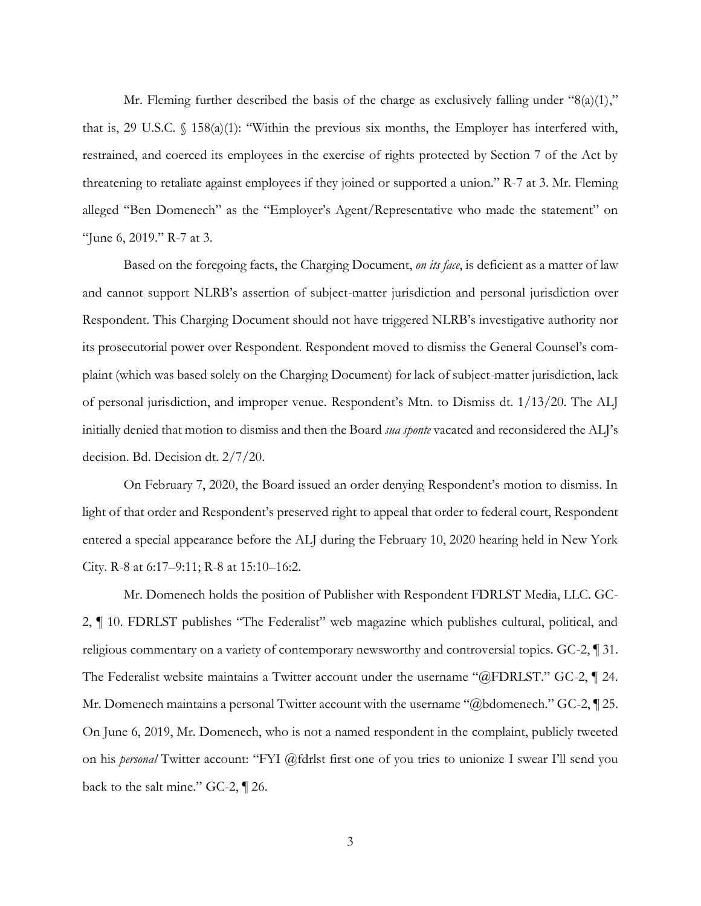Mr. Fleming further described the basis of the charge as exclusively falling under "8(a)(1)," that is, 29 U.S.C. § 158(a)(1): "Within the previous six months, the Employer has interfered with, restrained, and coerced its employees in the exercise of rights protected by Section 7 of the Act by threatening to retaliate against employees if they joined or supported a union." R-7 at 3. Mr. Fleming alleged "Ben Domenech" as the "Employer's Agent/Representative who made the statement" on "June 6, 2019." R-7 at 3.

Based on the foregoing facts, the Charging Document, *on its face*, is deficient as a matter of law and cannot support NLRB's assertion of subject-matter jurisdiction and personal jurisdiction over Respondent. This Charging Document should not have triggered NLRB's investigative authority nor its prosecutorial power over Respondent. Respondent moved to dismiss the General Counsel's complaint (which was based solely on the Charging Document) for lack of subject-matter jurisdiction, lack of personal jurisdiction, and improper venue. Respondent's Mtn. to Dismiss dt. 1/13/20. The ALJ initially denied that motion to dismiss and then the Board *sua sponte* vacated and reconsidered the ALJ's decision. Bd. Decision dt. 2/7/20.

On February 7, 2020, the Board issued an order denying Respondent's motion to dismiss. In light of that order and Respondent's preserved right to appeal that order to federal court, Respondent entered a special appearance before the ALJ during the February 10, 2020 hearing held in New York City. R-8 at 6:17–9:11; R-8 at 15:10–16:2.

Mr. Domenech holds the position of Publisher with Respondent FDRLST Media, LLC. GC-2, ¶ 10. FDRLST publishes "The Federalist" web magazine which publishes cultural, political, and religious commentary on a variety of contemporary newsworthy and controversial topics. GC-2, ¶ 31. The Federalist website maintains a Twitter account under the username "@FDRLST." GC-2, ¶ 24. Mr. Domenech maintains a personal Twitter account with the username "@bdomenech." GC-2, ¶ 25. On June 6, 2019, Mr. Domenech, who is not a named respondent in the complaint, publicly tweeted on his *personal* Twitter account: "FYI @fdrlst first one of you tries to unionize I swear I'll send you back to the salt mine." GC-2, ¶ 26.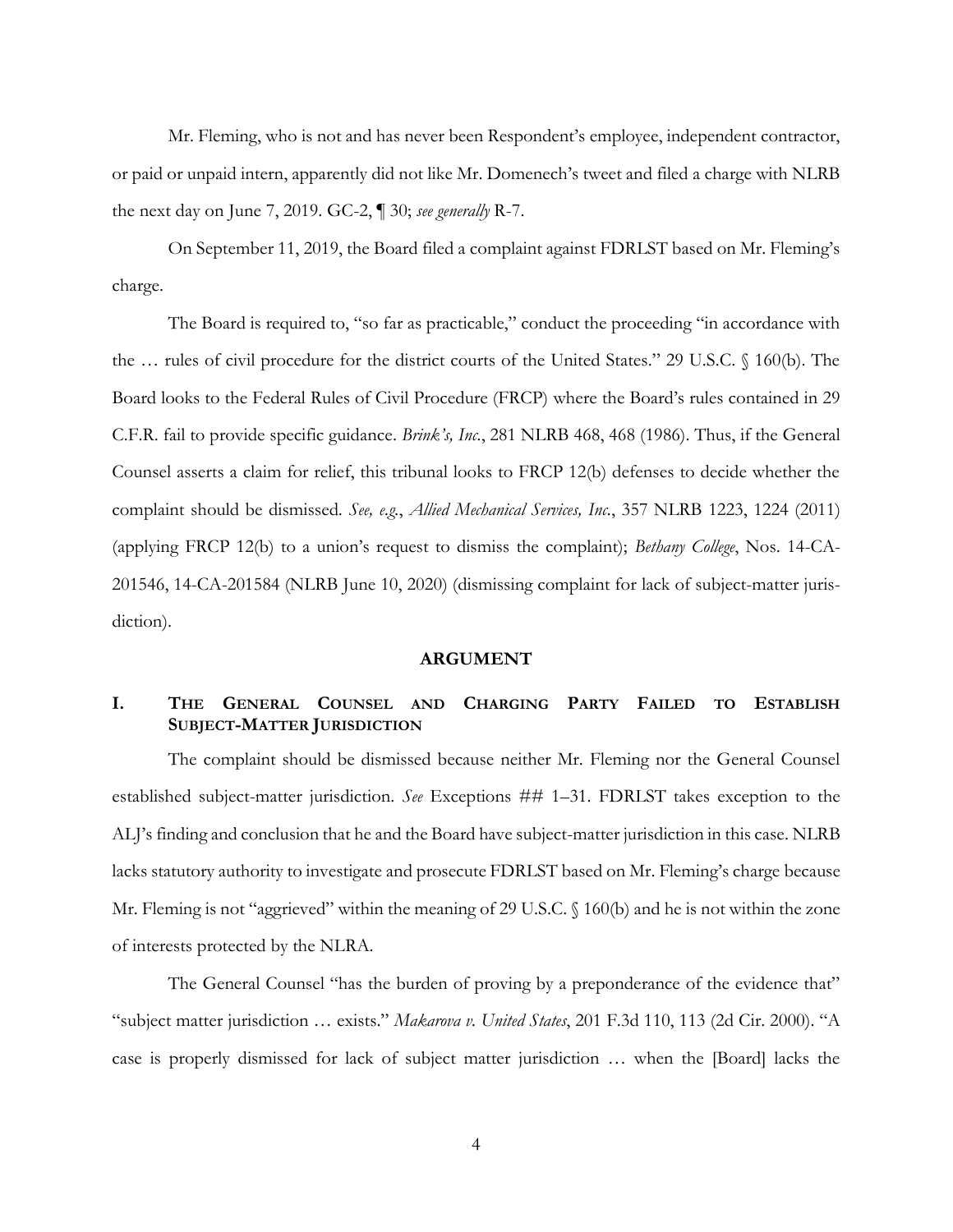Mr. Fleming, who is not and has never been Respondent's employee, independent contractor, or paid or unpaid intern, apparently did not like Mr. Domenech's tweet and filed a charge with NLRB the next day on June 7, 2019. GC-2, ¶ 30; *see generally* R-7.

On September 11, 2019, the Board filed a complaint against FDRLST based on Mr. Fleming's charge.

The Board is required to, "so far as practicable," conduct the proceeding "in accordance with the … rules of civil procedure for the district courts of the United States." 29 U.S.C. § 160(b). The Board looks to the Federal Rules of Civil Procedure (FRCP) where the Board's rules contained in 29 C.F.R. fail to provide specific guidance. *Brink's, Inc.*, 281 NLRB 468, 468 (1986). Thus, if the General Counsel asserts a claim for relief, this tribunal looks to FRCP 12(b) defenses to decide whether the complaint should be dismissed. *See, e.g.*, *Allied Mechanical Services, Inc.*, 357 NLRB 1223, 1224 (2011) (applying FRCP 12(b) to a union's request to dismiss the complaint); *Bethany College*, Nos. 14-CA-201546, 14-CA-201584 (NLRB June 10, 2020) (dismissing complaint for lack of subject-matter jurisdiction).

## ARGUMENT

### I. THE GENERAL COUNSEL AND CHARGING PARTY FAILED TO ESTABLISH SUBJECT-MATTER JURISDICTION

The complaint should be dismissed because neither Mr. Fleming nor the General Counsel established subject-matter jurisdiction. *See* Exceptions ## 1–31. FDRLST takes exception to the ALJ's finding and conclusion that he and the Board have subject-matter jurisdiction in this case. NLRB lacks statutory authority to investigate and prosecute FDRLST based on Mr. Fleming's charge because Mr. Fleming is not "aggrieved" within the meaning of 29 U.S.C. § 160(b) and he is not within the zone of interests protected by the NLRA.

The General Counsel "has the burden of proving by a preponderance of the evidence that" "subject matter jurisdiction … exists." *Makarova v. United States*, 201 F.3d 110, 113 (2d Cir. 2000). "A case is properly dismissed for lack of subject matter jurisdiction … when the [Board] lacks the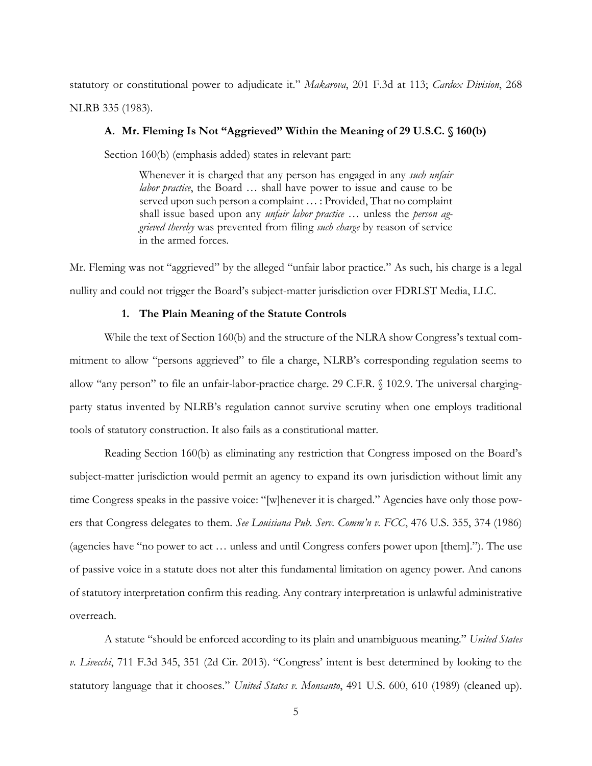statutory or constitutional power to adjudicate it." *Makarova*, 201 F.3d at 113; *Cardox Division*, 268 NLRB 335 (1983).

### A. Mr. Fleming Is Not "Aggrieved" Within the Meaning of 29 U.S.C. § 160(b)

Section 160(b) (emphasis added) states in relevant part:

> Whenever it is charged that any person has engaged in any *such unfair labor practice*, the Board … shall have power to issue and cause to be served upon such person a complaint … : Provided, That no complaint shall issue based upon any *unfair labor practice* … unless the *person aggrieved thereby* was prevented from filing *such charge* by reason of service in the armed forces.

Mr. Fleming was not "aggrieved" by the alleged "unfair labor practice." As such, his charge is a legal nullity and could not trigger the Board's subject-matter jurisdiction over FDRLST Media, LLC.

#### 1. The Plain Meaning of the Statute Controls

While the text of Section 160(b) and the structure of the NLRA show Congress's textual commitment to allow "persons aggrieved" to file a charge, NLRB's corresponding regulation seems to allow "any person" to file an unfair-labor-practice charge. 29 C.F.R. § 102.9. The universal charging-party status invented by NLRB's regulation cannot survive scrutiny when one employs traditional tools of statutory construction. It also fails as a constitutional matter.

Reading Section 160(b) as eliminating any restriction that Congress imposed on the Board's subject-matter jurisdiction would permit an agency to expand its own jurisdiction without limit any time Congress speaks in the passive voice: "[w]henever it is charged." Agencies have only those powers that Congress delegates to them. *See Louisiana Pub. Serv. Comm'n v. FCC*, 476 U.S. 355, 374 (1986) (agencies have "no power to act … unless and until Congress confers power upon [them]."). The use of passive voice in a statute does not alter this fundamental limitation on agency power. And canons of statutory interpretation confirm this reading. Any contrary interpretation is unlawful administrative overreach.

A statute "should be enforced according to its plain and unambiguous meaning." *United States v. Livecchi*, 711 F.3d 345, 351 (2d Cir. 2013). "Congress' intent is best determined by looking to the statutory language that it chooses." *United States v. Monsanto*, 491 U.S. 600, 610 (1989) (cleaned up).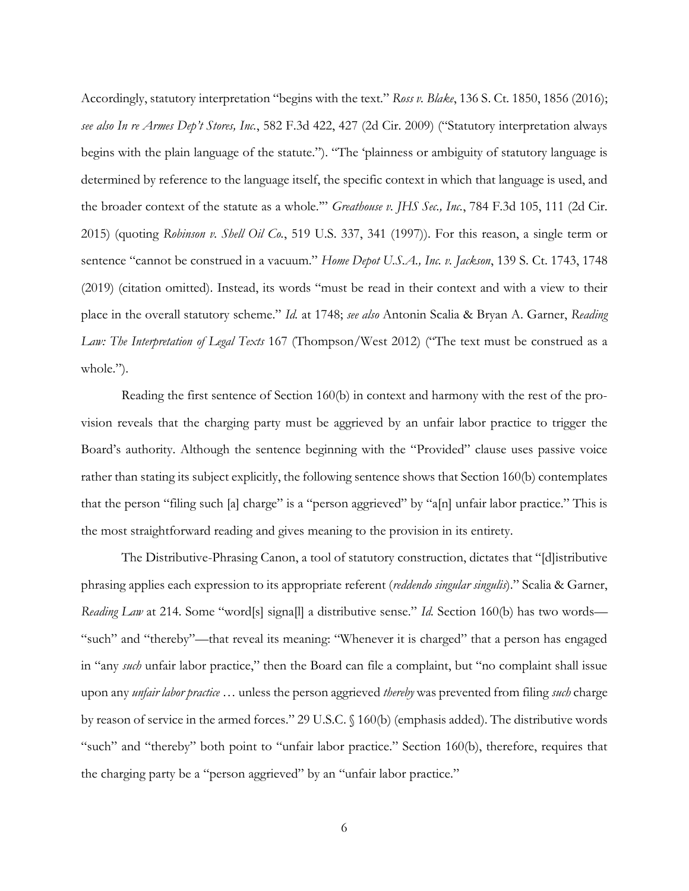Accordingly, statutory interpretation "begins with the text." *Ross v. Blake*, 136 S. Ct. 1850, 1856 (2016); *see also In re Armes Dep't Stores, Inc.*, 582 F.3d 422, 427 (2d Cir. 2009) ("Statutory interpretation always begins with the plain language of the statute."). "The 'plainness or ambiguity of statutory language is determined by reference to the language itself, the specific context in which that language is used, and the broader context of the statute as a whole.'" *Greathouse v. JHS Sec., Inc.*, 784 F.3d 105, 111 (2d Cir. 2015) (quoting *Robinson v. Shell Oil Co.*, 519 U.S. 337, 341 (1997)). For this reason, a single term or sentence "cannot be construed in a vacuum." *Home Depot U.S.A., Inc. v. Jackson*, 139 S. Ct. 1743, 1748 (2019) (citation omitted). Instead, its words "must be read in their context and with a view to their place in the overall statutory scheme." *Id.* at 1748; *see also* Antonin Scalia & Bryan A. Garner, *Reading Law: The Interpretation of Legal Texts* 167 (Thompson/West 2012) ("The text must be construed as a whole.").

Reading the first sentence of Section 160(b) in context and harmony with the rest of the provision reveals that the charging party must be aggrieved by an unfair labor practice to trigger the Board's authority. Although the sentence beginning with the "Provided" clause uses passive voice rather than stating its subject explicitly, the following sentence shows that Section 160(b) contemplates that the person "filing such [a] charge" is a "person aggrieved" by "a[n] unfair labor practice." This is the most straightforward reading and gives meaning to the provision in its entirety.

The Distributive-Phrasing Canon, a tool of statutory construction, dictates that "[d]istributive phrasing applies each expression to its appropriate referent (*reddendo singular singulis*)." Scalia & Garner, *Reading Law* at 214. Some "word[s] signa[l] a distributive sense." *Id.* Section 160(b) has two words—"such" and "thereby"—that reveal its meaning: "Whenever it is charged" that a person has engaged in "any *such* unfair labor practice," then the Board can file a complaint, but "no complaint shall issue upon any *unfair labor practice* … unless the person aggrieved *thereby* was prevented from filing *such* charge by reason of service in the armed forces." 29 U.S.C. § 160(b) (emphasis added). The distributive words "such" and "thereby" both point to "unfair labor practice." Section 160(b), therefore, requires that the charging party be a "person aggrieved" by an "unfair labor practice."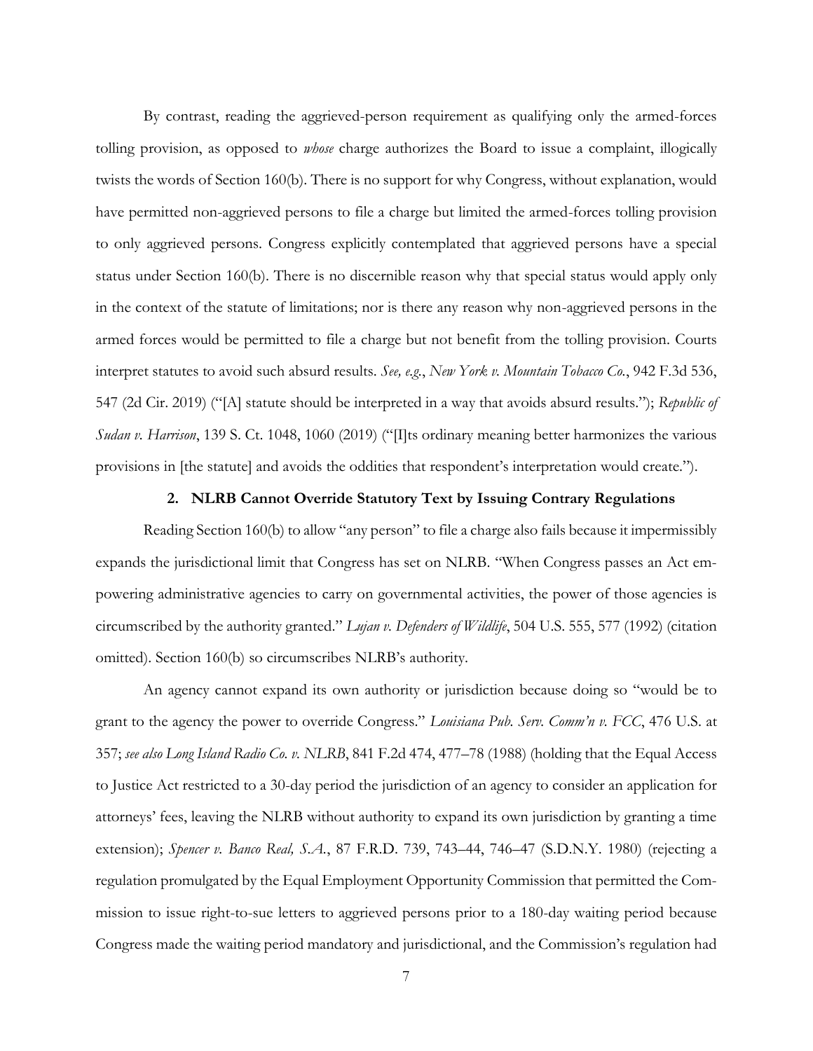By contrast, reading the aggrieved-person requirement as qualifying only the armed-forces tolling provision, as opposed to *whose* charge authorizes the Board to issue a complaint, illogically twists the words of Section 160(b). There is no support for why Congress, without explanation, would have permitted non-aggrieved persons to file a charge but limited the armed-forces tolling provision to only aggrieved persons. Congress explicitly contemplated that aggrieved persons have a special status under Section 160(b). There is no discernible reason why that special status would apply only in the context of the statute of limitations; nor is there any reason why non-aggrieved persons in the armed forces would be permitted to file a charge but not benefit from the tolling provision. Courts interpret statutes to avoid such absurd results. *See, e.g.*, *New York v. Mountain Tobacco Co.*, 942 F.3d 536, 547 (2d Cir. 2019) ("[A] statute should be interpreted in a way that avoids absurd results."); *Republic of Sudan v. Harrison*, 139 S. Ct. 1048, 1060 (2019) ("[I]ts ordinary meaning better harmonizes the various provisions in [the statute] and avoids the oddities that respondent's interpretation would create.").

### 2. NLRB Cannot Override Statutory Text by Issuing Contrary Regulations

Reading Section 160(b) to allow "any person" to file a charge also fails because it impermissibly expands the jurisdictional limit that Congress has set on NLRB. "When Congress passes an Act empowering administrative agencies to carry on governmental activities, the power of those agencies is circumscribed by the authority granted." *Lujan v. Defenders of Wildlife*, 504 U.S. 555, 577 (1992) (citation omitted). Section 160(b) so circumscribes NLRB's authority.

An agency cannot expand its own authority or jurisdiction because doing so "would be to grant to the agency the power to override Congress." *Louisiana Pub. Serv. Comm'n v. FCC*, 476 U.S. at 357; *see also Long Island Radio Co. v. NLRB*, 841 F.2d 474, 477–78 (1988) (holding that the Equal Access to Justice Act restricted to a 30-day period the jurisdiction of an agency to consider an application for attorneys' fees, leaving the NLRB without authority to expand its own jurisdiction by granting a time extension); *Spencer v. Banco Real, S.A.*, 87 F.R.D. 739, 743–44, 746–47 (S.D.N.Y. 1980) (rejecting a regulation promulgated by the Equal Employment Opportunity Commission that permitted the Commission to issue right-to-sue letters to aggrieved persons prior to a 180-day waiting period because Congress made the waiting period mandatory and jurisdictional, and the Commission's regulation had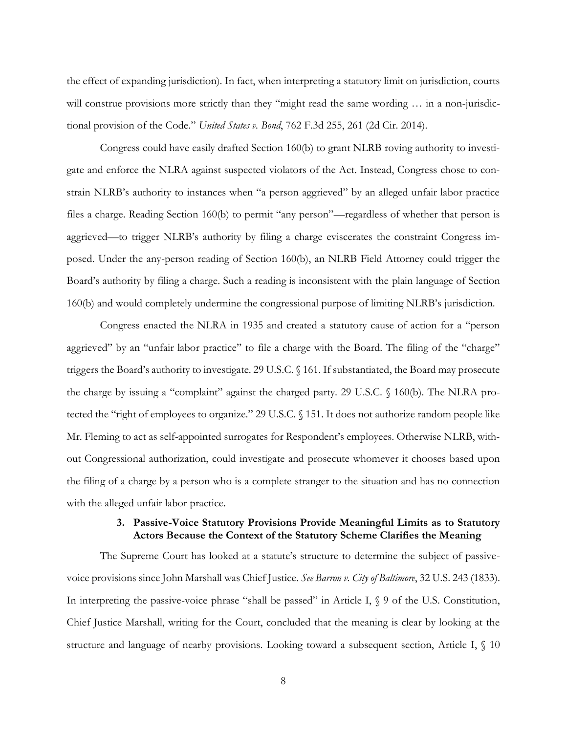the effect of expanding jurisdiction). In fact, when interpreting a statutory limit on jurisdiction, courts will construe provisions more strictly than they "might read the same wording … in a non-jurisdictional provision of the Code." *United States v. Bond*, 762 F.3d 255, 261 (2d Cir. 2014).

Congress could have easily drafted Section 160(b) to grant NLRB roving authority to investigate and enforce the NLRA against suspected violators of the Act. Instead, Congress chose to constrain NLRB's authority to instances when "a person aggrieved" by an alleged unfair labor practice files a charge. Reading Section 160(b) to permit "any person"—regardless of whether that person is aggrieved—to trigger NLRB's authority by filing a charge eviscerates the constraint Congress imposed. Under the any-person reading of Section 160(b), an NLRB Field Attorney could trigger the Board's authority by filing a charge. Such a reading is inconsistent with the plain language of Section 160(b) and would completely undermine the congressional purpose of limiting NLRB's jurisdiction.

Congress enacted the NLRA in 1935 and created a statutory cause of action for a "person aggrieved" by an "unfair labor practice" to file a charge with the Board. The filing of the "charge" triggers the Board's authority to investigate. 29 U.S.C. § 161. If substantiated, the Board may prosecute the charge by issuing a "complaint" against the charged party. 29 U.S.C. § 160(b). The NLRA protected the "right of employees to organize." 29 U.S.C. § 151. It does not authorize random people like Mr. Fleming to act as self-appointed surrogates for Respondent's employees. Otherwise NLRB, without Congressional authorization, could investigate and prosecute whomever it chooses based upon the filing of a charge by a person who is a complete stranger to the situation and has no connection with the alleged unfair labor practice.

### 3. Passive-Voice Statutory Provisions Provide Meaningful Limits as to Statutory Actors Because the Context of the Statutory Scheme Clarifies the Meaning

The Supreme Court has looked at a statute's structure to determine the subject of passive-voice provisions since John Marshall was Chief Justice. *See Barron v. City of Baltimore*, 32 U.S. 243 (1833). In interpreting the passive-voice phrase "shall be passed" in Article I, § 9 of the U.S. Constitution, Chief Justice Marshall, writing for the Court, concluded that the meaning is clear by looking at the structure and language of nearby provisions. Looking toward a subsequent section, Article I, § 10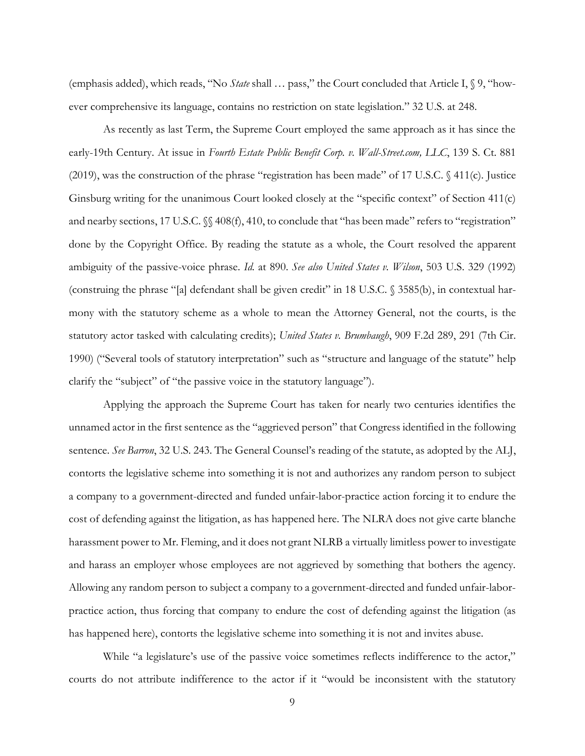(emphasis added), which reads, "No *State* shall … pass," the Court concluded that Article I, § 9, "however comprehensive its language, contains no restriction on state legislation." 32 U.S. at 248.

As recently as last Term, the Supreme Court employed the same approach as it has since the early-19th Century. At issue in *Fourth Estate Public Benefit Corp. v. Wall-Street.com, LLC*, 139 S. Ct. 881 (2019), was the construction of the phrase "registration has been made" of 17 U.S.C. § 411(c). Justice Ginsburg writing for the unanimous Court looked closely at the "specific context" of Section 411(c) and nearby sections, 17 U.S.C. §§ 408(f), 410, to conclude that "has been made" refers to "registration" done by the Copyright Office. By reading the statute as a whole, the Court resolved the apparent ambiguity of the passive-voice phrase. *Id.* at 890. *See also United States v. Wilson*, 503 U.S. 329 (1992) (construing the phrase "[a] defendant shall be given credit" in 18 U.S.C. § 3585(b), in contextual harmony with the statutory scheme as a whole to mean the Attorney General, not the courts, is the statutory actor tasked with calculating credits); *United States v. Brumbaugh*, 909 F.2d 289, 291 (7th Cir. 1990) ("Several tools of statutory interpretation" such as "structure and language of the statute" help clarify the "subject" of "the passive voice in the statutory language").

Applying the approach the Supreme Court has taken for nearly two centuries identifies the unnamed actor in the first sentence as the "aggrieved person" that Congress identified in the following sentence. *See Barron*, 32 U.S. 243. The General Counsel's reading of the statute, as adopted by the ALJ, contorts the legislative scheme into something it is not and authorizes any random person to subject a company to a government-directed and funded unfair-labor-practice action forcing it to endure the cost of defending against the litigation, as has happened here. The NLRA does not give carte blanche harassment power to Mr. Fleming, and it does not grant NLRB a virtually limitless power to investigate and harass an employer whose employees are not aggrieved by something that bothers the agency. Allowing any random person to subject a company to a government-directed and funded unfair-labor-practice action, thus forcing that company to endure the cost of defending against the litigation (as has happened here), contorts the legislative scheme into something it is not and invites abuse.

While "a legislature's use of the passive voice sometimes reflects indifference to the actor," courts do not attribute indifference to the actor if it "would be inconsistent with the statutory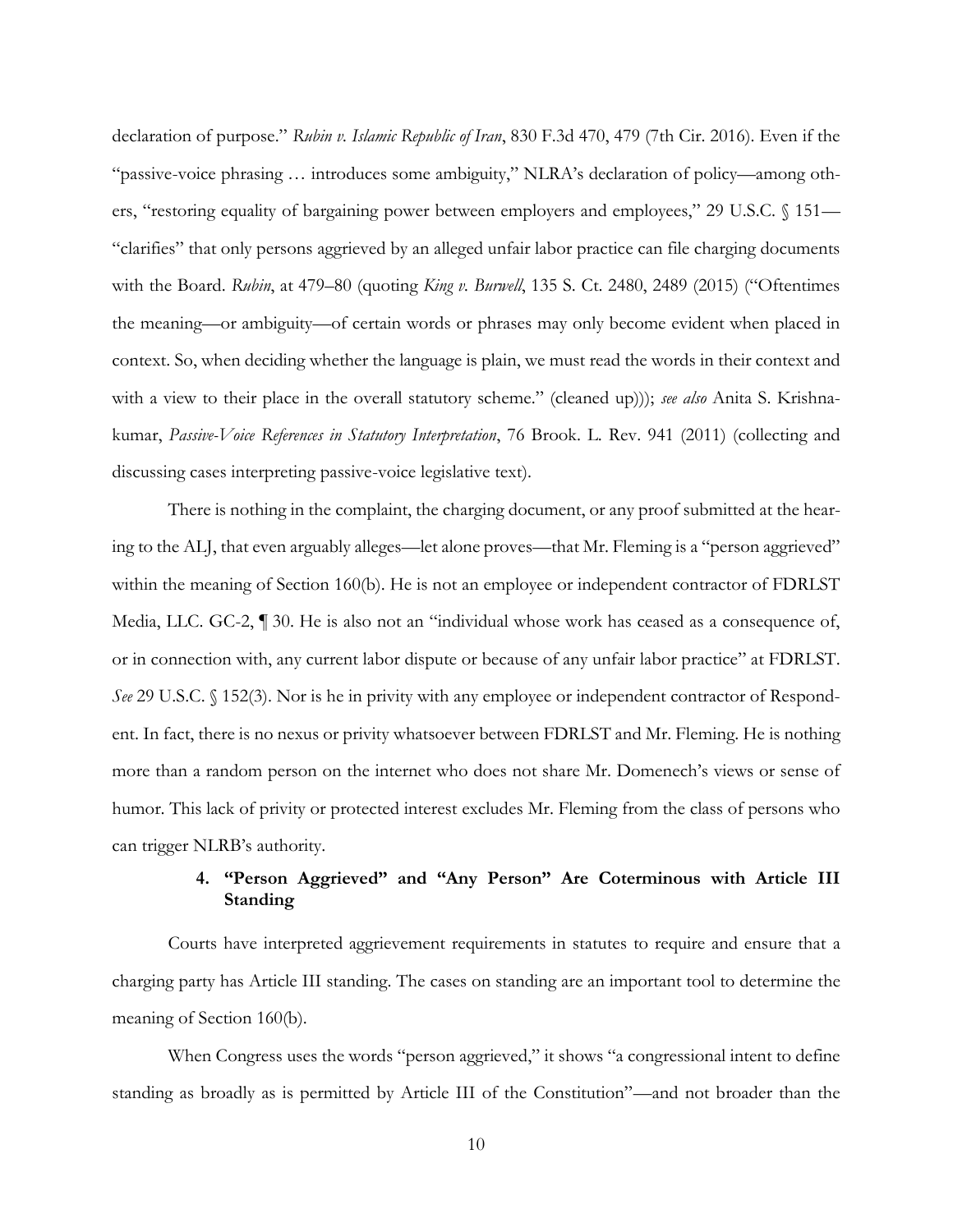declaration of purpose." *Rubin v. Islamic Republic of Iran*, 830 F.3d 470, 479 (7th Cir. 2016). Even if the "passive-voice phrasing … introduces some ambiguity," NLRA's declaration of policy—among others, "restoring equality of bargaining power between employers and employees," 29 U.S.C. § 151—"clarifies" that only persons aggrieved by an alleged unfair labor practice can file charging documents with the Board. *Rubin*, at 479–80 (quoting *King v. Burwell*, 135 S. Ct. 2480, 2489 (2015) ("Oftentimes the meaning—or ambiguity—of certain words or phrases may only become evident when placed in context. So, when deciding whether the language is plain, we must read the words in their context and with a view to their place in the overall statutory scheme." (cleaned up))); *see also* Anita S. Krishnakumar, *Passive-Voice References in Statutory Interpretation*, 76 Brook. L. Rev. 941 (2011) (collecting and discussing cases interpreting passive-voice legislative text).

There is nothing in the complaint, the charging document, or any proof submitted at the hearing to the ALJ, that even arguably alleges—let alone proves—that Mr. Fleming is a "person aggrieved" within the meaning of Section 160(b). He is not an employee or independent contractor of FDRLST Media, LLC. GC-2, ¶ 30. He is also not an "individual whose work has ceased as a consequence of, or in connection with, any current labor dispute or because of any unfair labor practice" at FDRLST. *See* 29 U.S.C. § 152(3). Nor is he in privity with any employee or independent contractor of Respondent. In fact, there is no nexus or privity whatsoever between FDRLST and Mr. Fleming. He is nothing more than a random person on the internet who does not share Mr. Domenech's views or sense of humor. This lack of privity or protected interest excludes Mr. Fleming from the class of persons who can trigger NLRB's authority.

#### 4. "Person Aggrieved" and "Any Person" Are Coterminous with Article III Standing

Courts have interpreted aggrievement requirements in statutes to require and ensure that a charging party has Article III standing. The cases on standing are an important tool to determine the meaning of Section 160(b).

When Congress uses the words "person aggrieved," it shows "a congressional intent to define standing as broadly as is permitted by Article III of the Constitution"—and not broader than the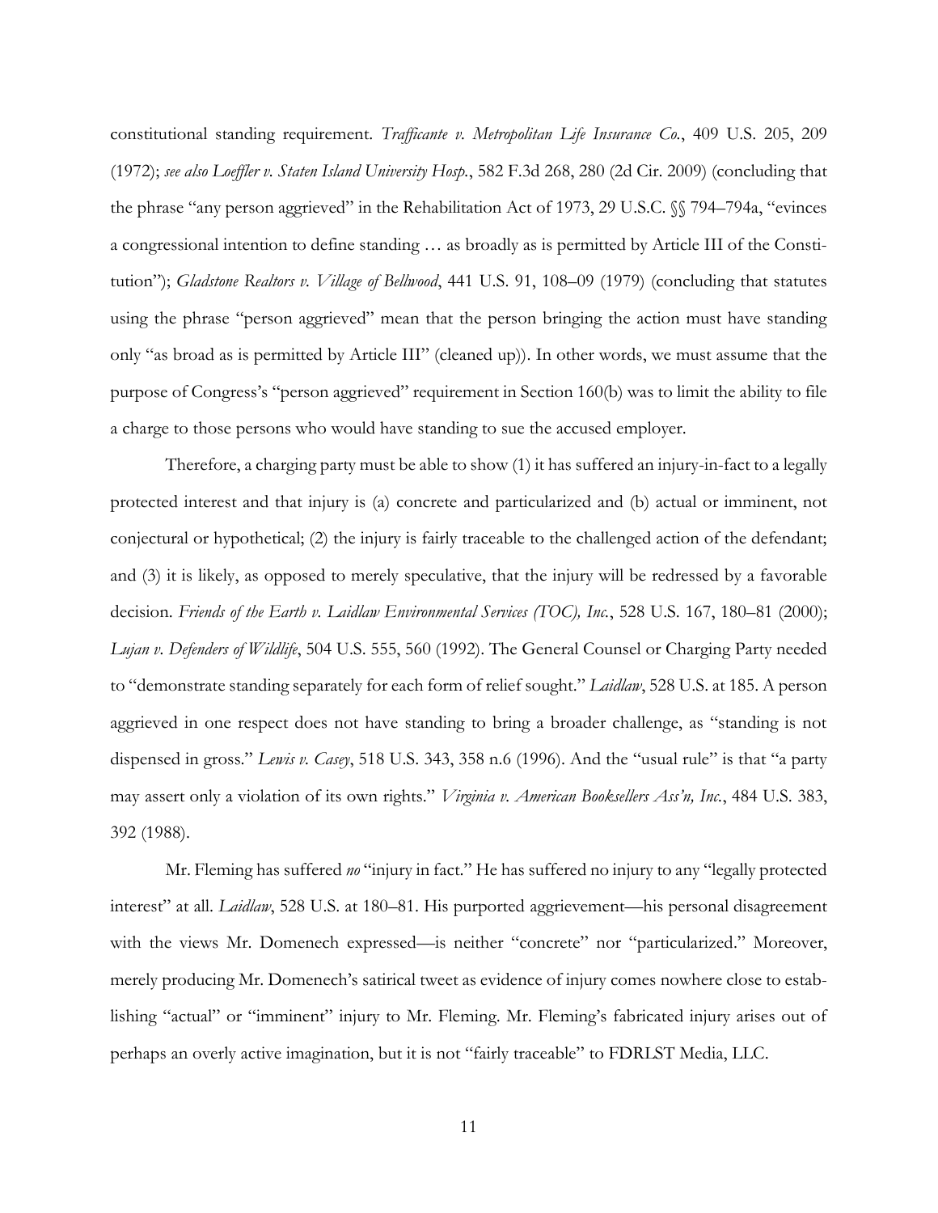constitutional standing requirement. *Trafficante v. Metropolitan Life Insurance Co.*, 409 U.S. 205, 209 (1972); *see also Loeffler v. Staten Island University Hosp.*, 582 F.3d 268, 280 (2d Cir. 2009) (concluding that the phrase "any person aggrieved" in the Rehabilitation Act of 1973, 29 U.S.C. §§ 794–794a, "evinces a congressional intention to define standing … as broadly as is permitted by Article III of the Constitution"); *Gladstone Realtors v. Village of Bellwood*, 441 U.S. 91, 108–09 (1979) (concluding that statutes using the phrase "person aggrieved" mean that the person bringing the action must have standing only "as broad as is permitted by Article III" (cleaned up)). In other words, we must assume that the purpose of Congress's "person aggrieved" requirement in Section 160(b) was to limit the ability to file a charge to those persons who would have standing to sue the accused employer.

Therefore, a charging party must be able to show (1) it has suffered an injury-in-fact to a legally protected interest and that injury is (a) concrete and particularized and (b) actual or imminent, not conjectural or hypothetical; (2) the injury is fairly traceable to the challenged action of the defendant; and (3) it is likely, as opposed to merely speculative, that the injury will be redressed by a favorable decision. *Friends of the Earth v. Laidlaw Environmental Services (TOC), Inc.*, 528 U.S. 167, 180–81 (2000); *Lujan v. Defenders of Wildlife*, 504 U.S. 555, 560 (1992). The General Counsel or Charging Party needed to "demonstrate standing separately for each form of relief sought." *Laidlaw*, 528 U.S. at 185. A person aggrieved in one respect does not have standing to bring a broader challenge, as "standing is not dispensed in gross." *Lewis v. Casey*, 518 U.S. 343, 358 n.6 (1996). And the "usual rule" is that "a party may assert only a violation of its own rights." *Virginia v. American Booksellers Ass'n, Inc.*, 484 U.S. 383, 392 (1988).

Mr. Fleming has suffered *no* "injury in fact." He has suffered no injury to any "legally protected interest" at all. *Laidlaw*, 528 U.S. at 180–81. His purported aggrievement—his personal disagreement with the views Mr. Domenech expressed—is neither "concrete" nor "particularized." Moreover, merely producing Mr. Domenech's satirical tweet as evidence of injury comes nowhere close to establishing "actual" or "imminent" injury to Mr. Fleming. Mr. Fleming's fabricated injury arises out of perhaps an overly active imagination, but it is not "fairly traceable" to FDRLST Media, LLC.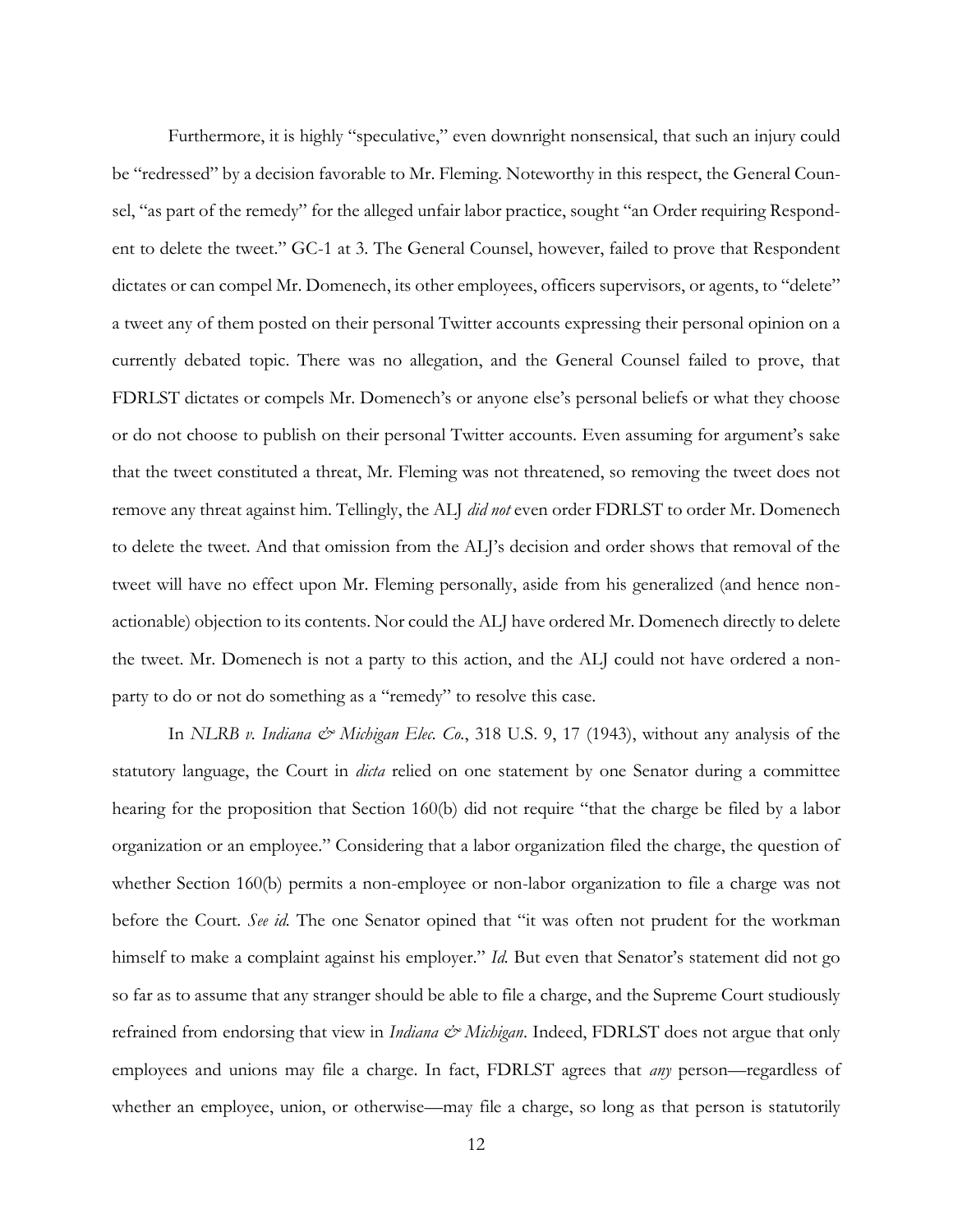Furthermore, it is highly "speculative," even downright nonsensical, that such an injury could be "redressed" by a decision favorable to Mr. Fleming. Noteworthy in this respect, the General Counsel, "as part of the remedy" for the alleged unfair labor practice, sought "an Order requiring Respondent to delete the tweet." GC-1 at 3. The General Counsel, however, failed to prove that Respondent dictates or can compel Mr. Domenech, its other employees, officers supervisors, or agents, to "delete" a tweet any of them posted on their personal Twitter accounts expressing their personal opinion on a currently debated topic. There was no allegation, and the General Counsel failed to prove, that FDRLST dictates or compels Mr. Domenech's or anyone else's personal beliefs or what they choose or do not choose to publish on their personal Twitter accounts. Even assuming for argument's sake that the tweet constituted a threat, Mr. Fleming was not threatened, so removing the tweet does not remove any threat against him. Tellingly, the ALJ *did not* even order FDRLST to order Mr. Domenech to delete the tweet. And that omission from the ALJ's decision and order shows that removal of the tweet will have no effect upon Mr. Fleming personally, aside from his generalized (and hence non-actionable) objection to its contents. Nor could the ALJ have ordered Mr. Domenech directly to delete the tweet. Mr. Domenech is not a party to this action, and the ALJ could not have ordered a non-party to do or not do something as a "remedy" to resolve this case.

In *NLRB v. Indiana & Michigan Elec. Co.*, 318 U.S. 9, 17 (1943), without any analysis of the statutory language, the Court in *dicta* relied on one statement by one Senator during a committee hearing for the proposition that Section 160(b) did not require "that the charge be filed by a labor organization or an employee." Considering that a labor organization filed the charge, the question of whether Section 160(b) permits a non-employee or non-labor organization to file a charge was not before the Court. *See id.* The one Senator opined that "it was often not prudent for the workman himself to make a complaint against his employer." *Id.* But even that Senator's statement did not go so far as to assume that any stranger should be able to file a charge, and the Supreme Court studiously refrained from endorsing that view in *Indiana & Michigan*. Indeed, FDRLST does not argue that only employees and unions may file a charge. In fact, FDRLST agrees that *any* person—regardless of whether an employee, union, or otherwise—may file a charge, so long as that person is statutorily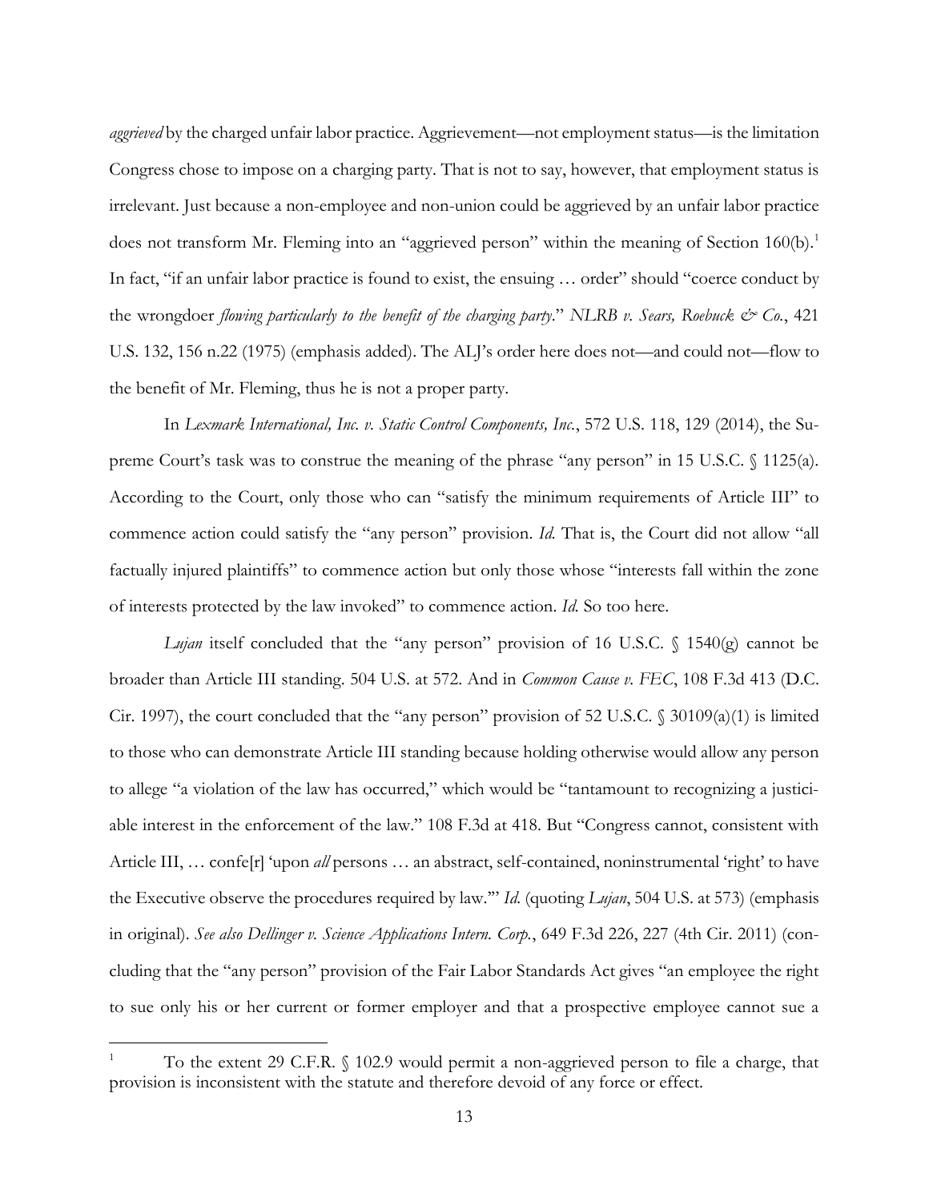*aggrieved* by the charged unfair labor practice. Aggrievement—not employment status—is the limitation Congress chose to impose on a charging party. That is not to say, however, that employment status is irrelevant. Just because a non-employee and non-union could be aggrieved by an unfair labor practice does not transform Mr. Fleming into an "aggrieved person" within the meaning of Section 160(b).[1] In fact, "if an unfair labor practice is found to exist, the ensuing … order" should "coerce conduct by the wrongdoer *flowing particularly to the benefit of the charging party*." *NLRB v. Sears, Roebuck & Co.*, 421 U.S. 132, 156 n.22 (1975) (emphasis added). The ALJ's order here does not—and could not—flow to the benefit of Mr. Fleming, thus he is not a proper party.

In *Lexmark International, Inc. v. Static Control Components, Inc.*, 572 U.S. 118, 129 (2014), the Supreme Court's task was to construe the meaning of the phrase "any person" in 15 U.S.C. § 1125(a). According to the Court, only those who can "satisfy the minimum requirements of Article III" to commence action could satisfy the "any person" provision. *Id.* That is, the Court did not allow "all factually injured plaintiffs" to commence action but only those whose "interests fall within the zone of interests protected by the law invoked" to commence action. *Id.* So too here.

*Lujan* itself concluded that the "any person" provision of 16 U.S.C. § 1540(g) cannot be broader than Article III standing. 504 U.S. at 572. And in *Common Cause v. FEC*, 108 F.3d 413 (D.C. Cir. 1997), the court concluded that the "any person" provision of 52 U.S.C. § 30109(a)(1) is limited to those who can demonstrate Article III standing because holding otherwise would allow any person to allege "a violation of the law has occurred," which would be "tantamount to recognizing a justiciable interest in the enforcement of the law." 108 F.3d at 418. But "Congress cannot, consistent with Article III, … confe[r] 'upon *all* persons … an abstract, self-contained, noninstrumental 'right' to have the Executive observe the procedures required by law.'" *Id.* (quoting *Lujan*, 504 U.S. at 573) (emphasis in original). *See also Dellinger v. Science Applications Intern. Corp.*, 649 F.3d 226, 227 (4th Cir. 2011) (concluding that the "any person" provision of the Fair Labor Standards Act gives "an employee the right to sue only his or her current or former employer and that a prospective employee cannot sue a

[1] To the extent 29 C.F.R. § 102.9 would permit a non-aggrieved person to file a charge, that provision is inconsistent with the statute and therefore devoid of any force or effect.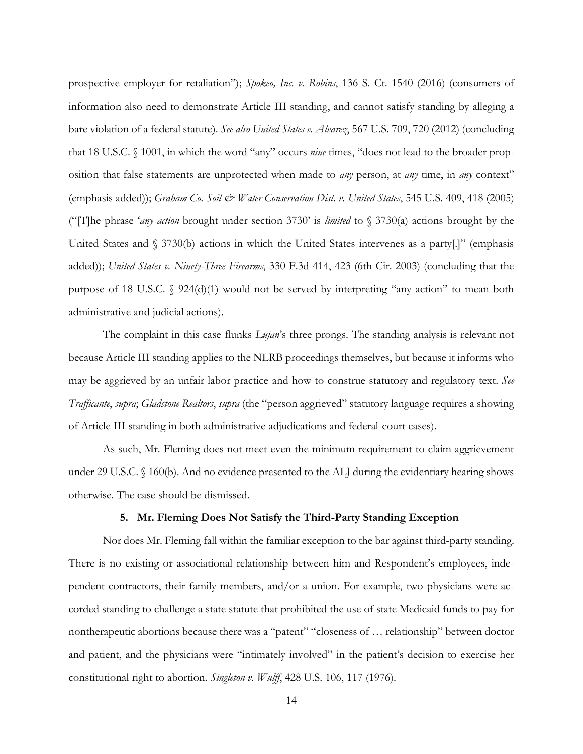prospective employer for retaliation"); *Spokeo, Inc. v. Robins*, 136 S. Ct. 1540 (2016) (consumers of information also need to demonstrate Article III standing, and cannot satisfy standing by alleging a bare violation of a federal statute). *See also United States v. Alvarez*, 567 U.S. 709, 720 (2012) (concluding that 18 U.S.C. § 1001, in which the word "any" occurs *nine* times, "does not lead to the broader proposition that false statements are unprotected when made to *any* person, at *any* time, in *any* context" (emphasis added)); *Graham Co. Soil & Water Conservation Dist. v. United States*, 545 U.S. 409, 418 (2005) ("[T]he phrase '*any action* brought under section 3730' is *limited* to § 3730(a) actions brought by the United States and § 3730(b) actions in which the United States intervenes as a party[.]" (emphasis added)); *United States v. Ninety-Three Firearms*, 330 F.3d 414, 423 (6th Cir. 2003) (concluding that the purpose of 18 U.S.C. § 924(d)(1) would not be served by interpreting "any action" to mean both administrative and judicial actions).

The complaint in this case flunks *Lujan*'s three prongs. The standing analysis is relevant not because Article III standing applies to the NLRB proceedings themselves, but because it informs who may be aggrieved by an unfair labor practice and how to construe statutory and regulatory text. *See Trafficante*, *supra*; *Gladstone Realtors*, *supra* (the "person aggrieved" statutory language requires a showing of Article III standing in both administrative adjudications and federal-court cases).

As such, Mr. Fleming does not meet even the minimum requirement to claim aggrievement under 29 U.S.C. § 160(b). And no evidence presented to the ALJ during the evidentiary hearing shows otherwise. The case should be dismissed.

#### 5. Mr. Fleming Does Not Satisfy the Third-Party Standing Exception

Nor does Mr. Fleming fall within the familiar exception to the bar against third-party standing. There is no existing or associational relationship between him and Respondent's employees, independent contractors, their family members, and/or a union. For example, two physicians were accorded standing to challenge a state statute that prohibited the use of state Medicaid funds to pay for nontherapeutic abortions because there was a "patent" "closeness of … relationship" between doctor and patient, and the physicians were "intimately involved" in the patient's decision to exercise her constitutional right to abortion. *Singleton v. Wulff*, 428 U.S. 106, 117 (1976).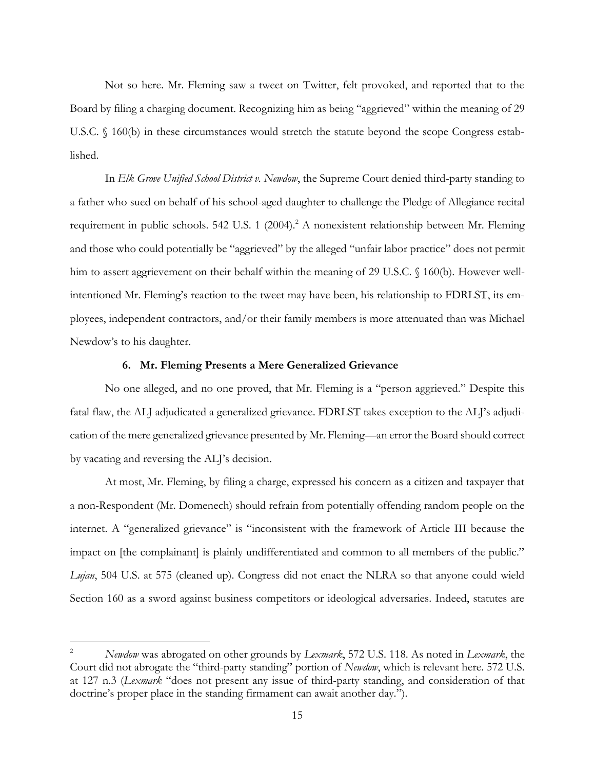Not so here. Mr. Fleming saw a tweet on Twitter, felt provoked, and reported that to the Board by filing a charging document. Recognizing him as being "aggrieved" within the meaning of 29 U.S.C. § 160(b) in these circumstances would stretch the statute beyond the scope Congress established.

In *Elk Grove Unified School District v. Newdow*, the Supreme Court denied third-party standing to a father who sued on behalf of his school-aged daughter to challenge the Pledge of Allegiance recital requirement in public schools. 542 U.S. 1 (2004).[2] A nonexistent relationship between Mr. Fleming and those who could potentially be "aggrieved" by the alleged "unfair labor practice" does not permit him to assert aggrievement on their behalf within the meaning of 29 U.S.C. § 160(b). However well-intentioned Mr. Fleming's reaction to the tweet may have been, his relationship to FDRLST, its employees, independent contractors, and/or their family members is more attenuated than was Michael Newdow's to his daughter.

#### 6. Mr. Fleming Presents a Mere Generalized Grievance

No one alleged, and no one proved, that Mr. Fleming is a "person aggrieved." Despite this fatal flaw, the ALJ adjudicated a generalized grievance. FDRLST takes exception to the ALJ's adjudication of the mere generalized grievance presented by Mr. Fleming—an error the Board should correct by vacating and reversing the ALJ's decision.

At most, Mr. Fleming, by filing a charge, expressed his concern as a citizen and taxpayer that a non-Respondent (Mr. Domenech) should refrain from potentially offending random people on the internet. A "generalized grievance" is "inconsistent with the framework of Article III because the impact on [the complainant] is plainly undifferentiated and common to all members of the public." *Lujan*, 504 U.S. at 575 (cleaned up). Congress did not enact the NLRA so that anyone could wield Section 160 as a sword against business competitors or ideological adversaries. Indeed, statutes are

---

[2] *Newdow* was abrogated on other grounds by *Lexmark*, 572 U.S. 118. As noted in *Lexmark*, the Court did not abrogate the "third-party standing" portion of *Newdow*, which is relevant here. 572 U.S. at 127 n.3 (*Lexmark* "does not present any issue of third-party standing, and consideration of that doctrine's proper place in the standing firmament can await another day.").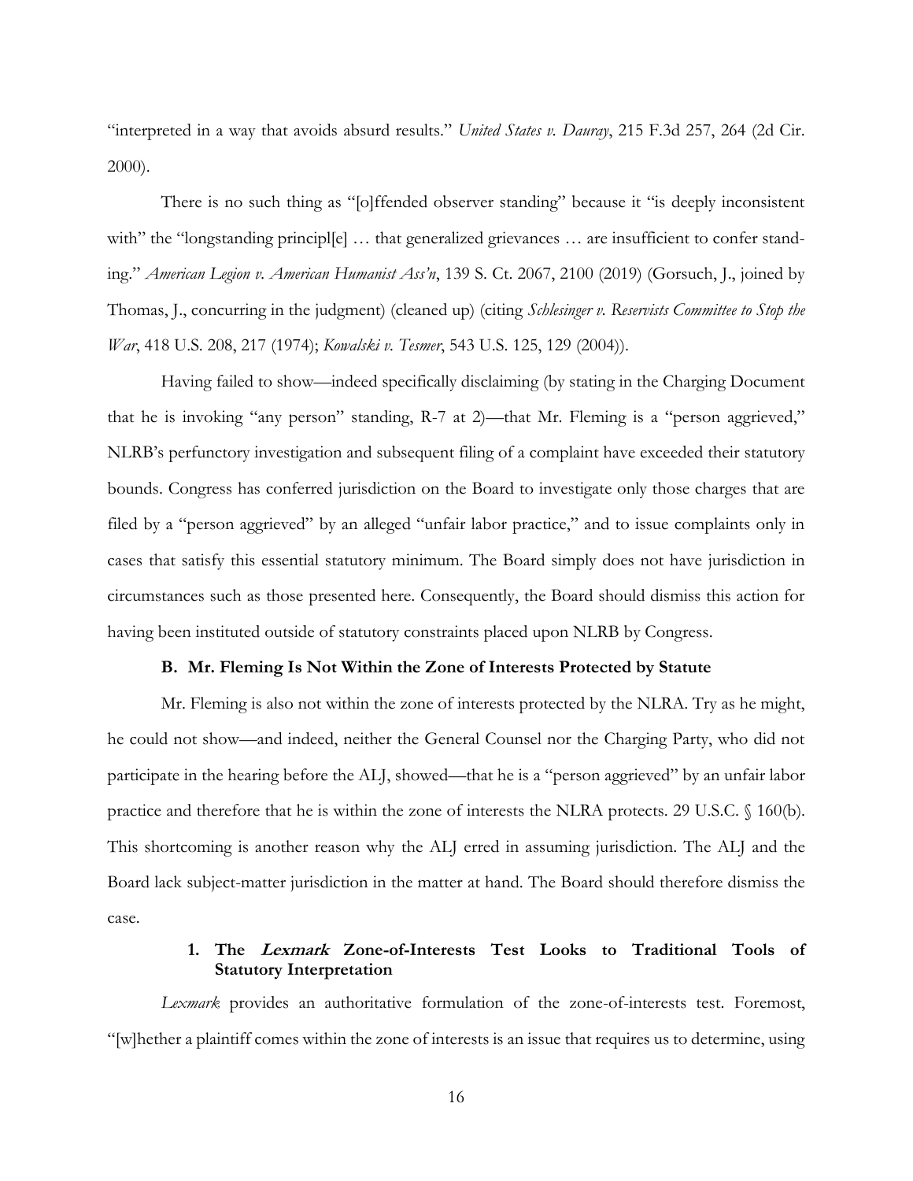"interpreted in a way that avoids absurd results." *United States v. Dauray*, 215 F.3d 257, 264 (2d Cir. 2000).

There is no such thing as "[o]ffended observer standing" because it "is deeply inconsistent with" the "longstanding principl[e] … that generalized grievances … are insufficient to confer standing." *American Legion v. American Humanist Ass'n*, 139 S. Ct. 2067, 2100 (2019) (Gorsuch, J., joined by Thomas, J., concurring in the judgment) (cleaned up) (citing *Schlesinger v. Reservists Committee to Stop the War*, 418 U.S. 208, 217 (1974); *Kowalski v. Tesmer*, 543 U.S. 125, 129 (2004)).

Having failed to show—indeed specifically disclaiming (by stating in the Charging Document that he is invoking "any person" standing, R-7 at 2)—that Mr. Fleming is a "person aggrieved," NLRB's perfunctory investigation and subsequent filing of a complaint have exceeded their statutory bounds. Congress has conferred jurisdiction on the Board to investigate only those charges that are filed by a "person aggrieved" by an alleged "unfair labor practice," and to issue complaints only in cases that satisfy this essential statutory minimum. The Board simply does not have jurisdiction in circumstances such as those presented here. Consequently, the Board should dismiss this action for having been instituted outside of statutory constraints placed upon NLRB by Congress.

### B. Mr. Fleming Is Not Within the Zone of Interests Protected by Statute

Mr. Fleming is also not within the zone of interests protected by the NLRA. Try as he might, he could not show—and indeed, neither the General Counsel nor the Charging Party, who did not participate in the hearing before the ALJ, showed—that he is a "person aggrieved" by an unfair labor practice and therefore that he is within the zone of interests the NLRA protects. 29 U.S.C. § 160(b). This shortcoming is another reason why the ALJ erred in assuming jurisdiction. The ALJ and the Board lack subject-matter jurisdiction in the matter at hand. The Board should therefore dismiss the case.

#### 1. The *Lexmark* Zone-of-Interests Test Looks to Traditional Tools of Statutory Interpretation

*Lexmark* provides an authoritative formulation of the zone-of-interests test. Foremost, "[w]hether a plaintiff comes within the zone of interests is an issue that requires us to determine, using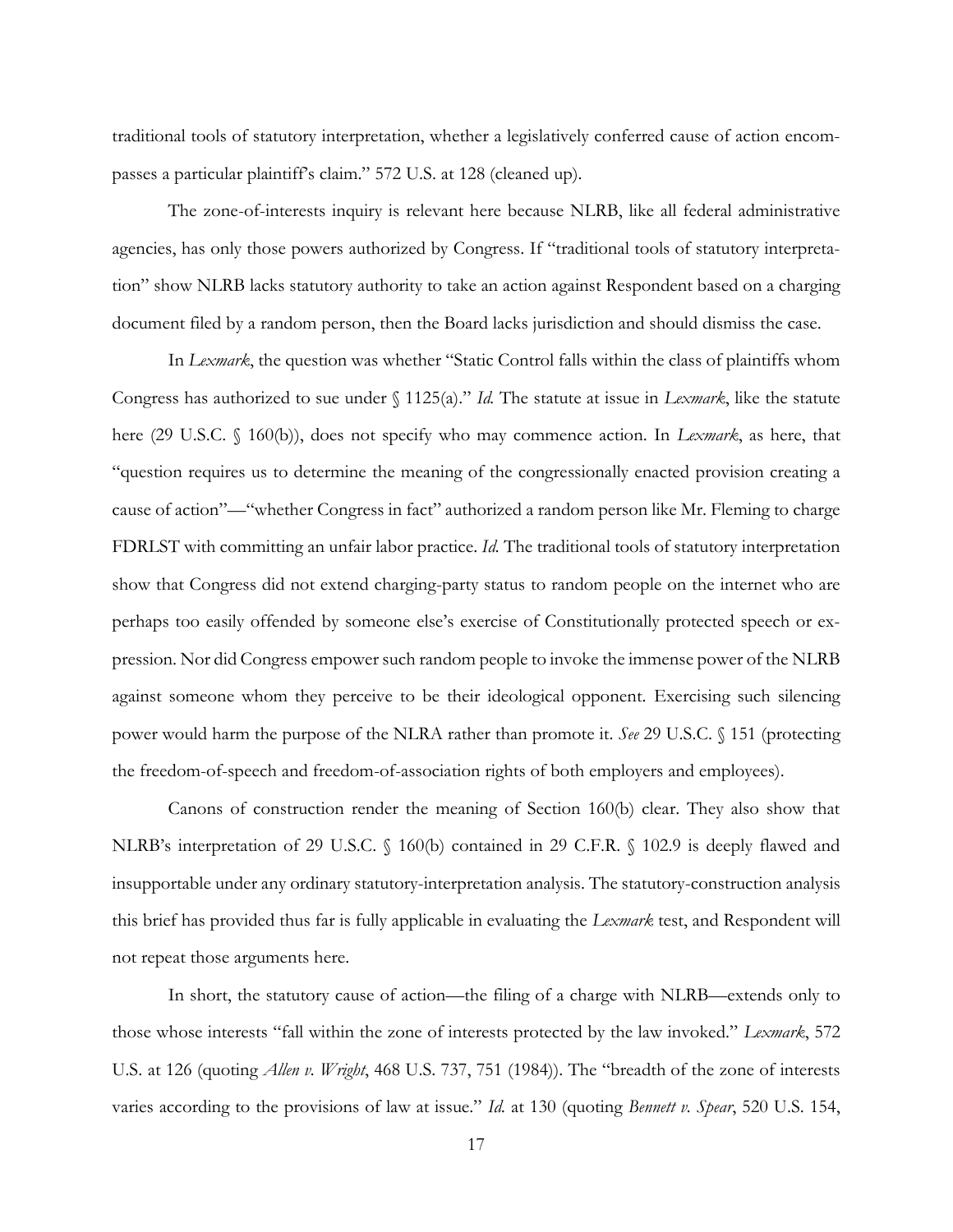traditional tools of statutory interpretation, whether a legislatively conferred cause of action encompasses a particular plaintiff's claim." 572 U.S. at 128 (cleaned up).

The zone-of-interests inquiry is relevant here because NLRB, like all federal administrative agencies, has only those powers authorized by Congress. If "traditional tools of statutory interpretation" show NLRB lacks statutory authority to take an action against Respondent based on a charging document filed by a random person, then the Board lacks jurisdiction and should dismiss the case.

In *Lexmark*, the question was whether "Static Control falls within the class of plaintiffs whom Congress has authorized to sue under § 1125(a)." *Id.* The statute at issue in *Lexmark*, like the statute here (29 U.S.C. § 160(b)), does not specify who may commence action. In *Lexmark*, as here, that "question requires us to determine the meaning of the congressionally enacted provision creating a cause of action"—"whether Congress in fact" authorized a random person like Mr. Fleming to charge FDRLST with committing an unfair labor practice. *Id.* The traditional tools of statutory interpretation show that Congress did not extend charging-party status to random people on the internet who are perhaps too easily offended by someone else's exercise of Constitutionally protected speech or expression. Nor did Congress empower such random people to invoke the immense power of the NLRB against someone whom they perceive to be their ideological opponent. Exercising such silencing power would harm the purpose of the NLRA rather than promote it. *See* 29 U.S.C. § 151 (protecting the freedom-of-speech and freedom-of-association rights of both employers and employees).

Canons of construction render the meaning of Section 160(b) clear. They also show that NLRB's interpretation of 29 U.S.C. § 160(b) contained in 29 C.F.R. § 102.9 is deeply flawed and insupportable under any ordinary statutory-interpretation analysis. The statutory-construction analysis this brief has provided thus far is fully applicable in evaluating the *Lexmark* test, and Respondent will not repeat those arguments here.

In short, the statutory cause of action—the filing of a charge with NLRB—extends only to those whose interests "fall within the zone of interests protected by the law invoked." *Lexmark*, 572 U.S. at 126 (quoting *Allen v. Wright*, 468 U.S. 737, 751 (1984)). The "breadth of the zone of interests varies according to the provisions of law at issue." *Id.* at 130 (quoting *Bennett v. Spear*, 520 U.S. 154,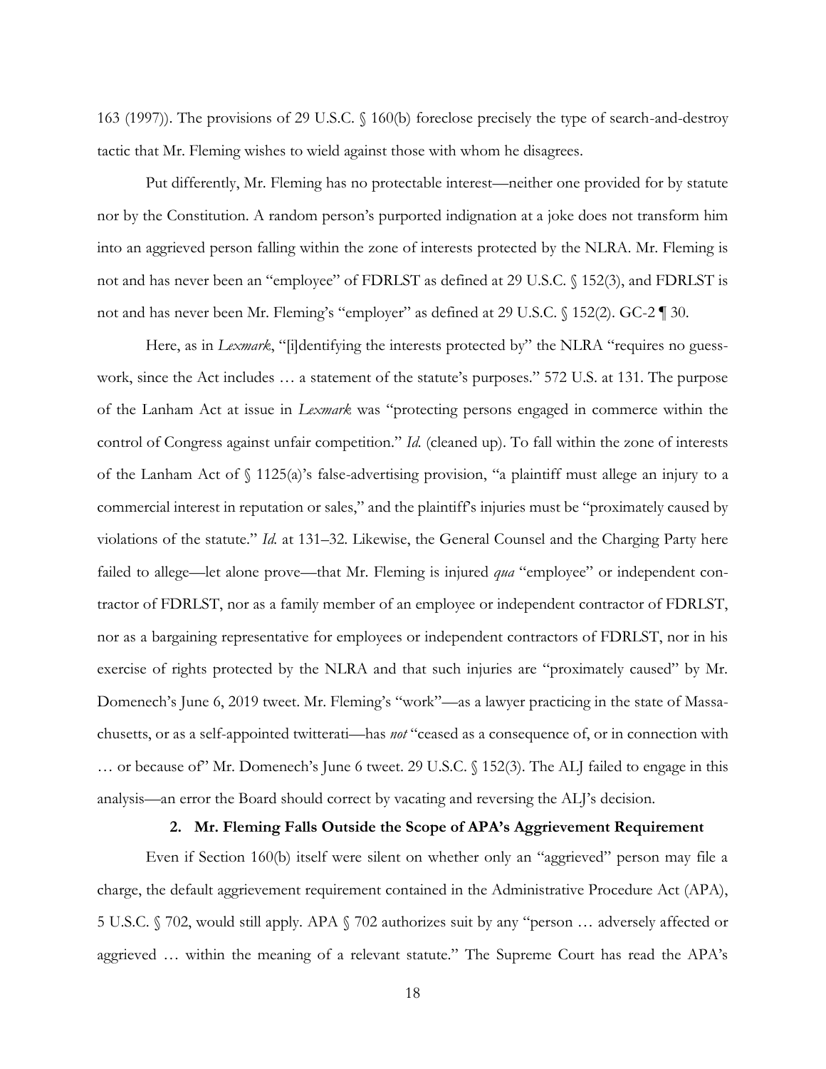163 (1997)). The provisions of 29 U.S.C. § 160(b) foreclose precisely the type of search-and-destroy tactic that Mr. Fleming wishes to wield against those with whom he disagrees.

Put differently, Mr. Fleming has no protectable interest—neither one provided for by statute nor by the Constitution. A random person's purported indignation at a joke does not transform him into an aggrieved person falling within the zone of interests protected by the NLRA. Mr. Fleming is not and has never been an "employee" of FDRLST as defined at 29 U.S.C. § 152(3), and FDRLST is not and has never been Mr. Fleming's "employer" as defined at 29 U.S.C. § 152(2). GC-2 ¶ 30.

Here, as in *Lexmark*, "[i]dentifying the interests protected by" the NLRA "requires no guesswork, since the Act includes … a statement of the statute's purposes." 572 U.S. at 131. The purpose of the Lanham Act at issue in *Lexmark* was "protecting persons engaged in commerce within the control of Congress against unfair competition." *Id.* (cleaned up). To fall within the zone of interests of the Lanham Act of § 1125(a)'s false-advertising provision, "a plaintiff must allege an injury to a commercial interest in reputation or sales," and the plaintiff's injuries must be "proximately caused by violations of the statute." *Id.* at 131–32. Likewise, the General Counsel and the Charging Party here failed to allege—let alone prove—that Mr. Fleming is injured *qua* "employee" or independent contractor of FDRLST, nor as a family member of an employee or independent contractor of FDRLST, nor as a bargaining representative for employees or independent contractors of FDRLST, nor in his exercise of rights protected by the NLRA and that such injuries are "proximately caused" by Mr. Domenech's June 6, 2019 tweet. Mr. Fleming's "work"—as a lawyer practicing in the state of Massachusetts, or as a self-appointed twitterati—has *not* "ceased as a consequence of, or in connection with … or because of" Mr. Domenech's June 6 tweet. 29 U.S.C. § 152(3). The ALJ failed to engage in this analysis—an error the Board should correct by vacating and reversing the ALJ's decision.

### 2. Mr. Fleming Falls Outside the Scope of APA's Aggrievement Requirement

Even if Section 160(b) itself were silent on whether only an "aggrieved" person may file a charge, the default aggrievement requirement contained in the Administrative Procedure Act (APA), 5 U.S.C. § 702, would still apply. APA § 702 authorizes suit by any "person … adversely affected or aggrieved … within the meaning of a relevant statute." The Supreme Court has read the APA's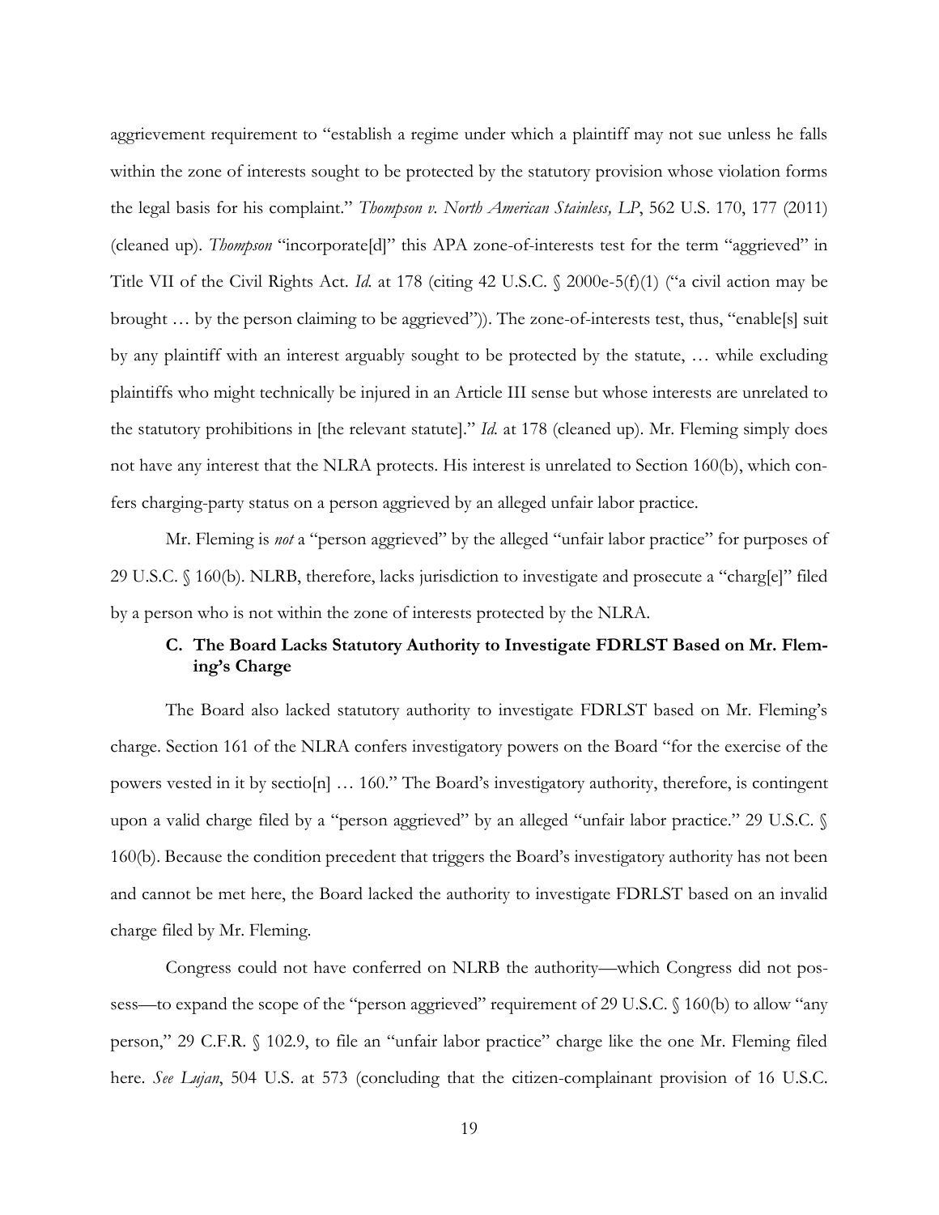aggrievement requirement to "establish a regime under which a plaintiff may not sue unless he falls within the zone of interests sought to be protected by the statutory provision whose violation forms the legal basis for his complaint." *Thompson v. North American Stainless, LP*, 562 U.S. 170, 177 (2011) (cleaned up). *Thompson* "incorporate[d]" this APA zone-of-interests test for the term "aggrieved" in Title VII of the Civil Rights Act. *Id.* at 178 (citing 42 U.S.C. § 2000e-5(f)(1) ("a civil action may be brought … by the person claiming to be aggrieved")). The zone-of-interests test, thus, "enable[s] suit by any plaintiff with an interest arguably sought to be protected by the statute, … while excluding plaintiffs who might technically be injured in an Article III sense but whose interests are unrelated to the statutory prohibitions in [the relevant statute]." *Id.* at 178 (cleaned up). Mr. Fleming simply does not have any interest that the NLRA protects. His interest is unrelated to Section 160(b), which confers charging-party status on a person aggrieved by an alleged unfair labor practice.

Mr. Fleming is *not* a "person aggrieved" by the alleged "unfair labor practice" for purposes of 29 U.S.C. § 160(b). NLRB, therefore, lacks jurisdiction to investigate and prosecute a "charg[e]" filed by a person who is not within the zone of interests protected by the NLRA.

### C. The Board Lacks Statutory Authority to Investigate FDRLST Based on Mr. Fleming's Charge

The Board also lacked statutory authority to investigate FDRLST based on Mr. Fleming's charge. Section 161 of the NLRA confers investigatory powers on the Board "for the exercise of the powers vested in it by sectio[n] … 160." The Board's investigatory authority, therefore, is contingent upon a valid charge filed by a "person aggrieved" by an alleged "unfair labor practice." 29 U.S.C. § 160(b). Because the condition precedent that triggers the Board's investigatory authority has not been and cannot be met here, the Board lacked the authority to investigate FDRLST based on an invalid charge filed by Mr. Fleming.

Congress could not have conferred on NLRB the authority—which Congress did not possess—to expand the scope of the "person aggrieved" requirement of 29 U.S.C. § 160(b) to allow "any person," 29 C.F.R. § 102.9, to file an "unfair labor practice" charge like the one Mr. Fleming filed here. *See Lujan*, 504 U.S. at 573 (concluding that the citizen-complainant provision of 16 U.S.C.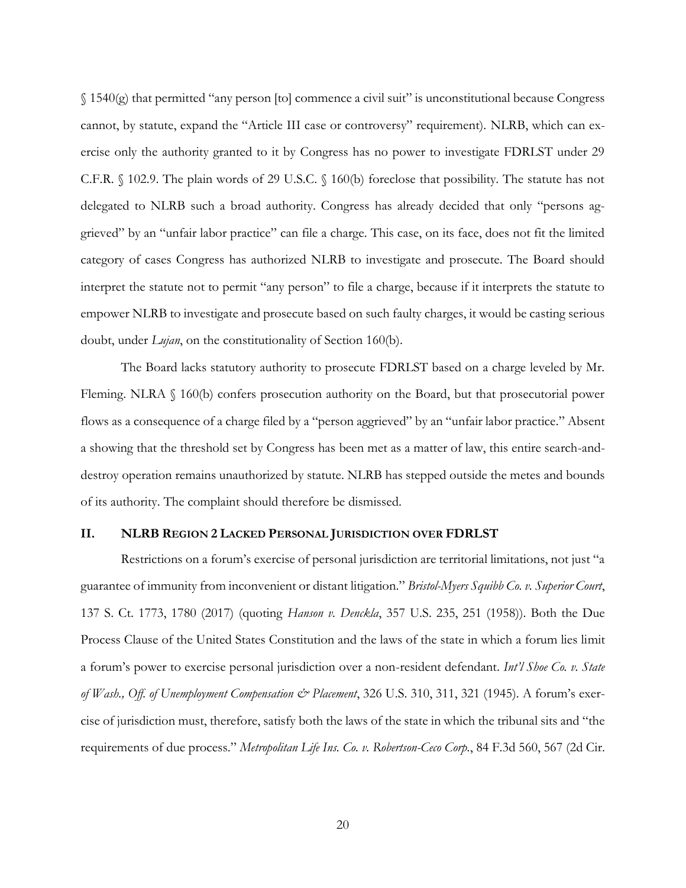§ 1540(g) that permitted "any person [to] commence a civil suit" is unconstitutional because Congress cannot, by statute, expand the "Article III case or controversy" requirement). NLRB, which can exercise only the authority granted to it by Congress has no power to investigate FDRLST under 29 C.F.R. § 102.9. The plain words of 29 U.S.C. § 160(b) foreclose that possibility. The statute has not delegated to NLRB such a broad authority. Congress has already decided that only "persons aggrieved" by an "unfair labor practice" can file a charge. This case, on its face, does not fit the limited category of cases Congress has authorized NLRB to investigate and prosecute. The Board should interpret the statute not to permit "any person" to file a charge, because if it interprets the statute to empower NLRB to investigate and prosecute based on such faulty charges, it would be casting serious doubt, under *Lujan*, on the constitutionality of Section 160(b).

The Board lacks statutory authority to prosecute FDRLST based on a charge leveled by Mr. Fleming. NLRA § 160(b) confers prosecution authority on the Board, but that prosecutorial power flows as a consequence of a charge filed by a "person aggrieved" by an "unfair labor practice." Absent a showing that the threshold set by Congress has been met as a matter of law, this entire search-and-destroy operation remains unauthorized by statute. NLRB has stepped outside the metes and bounds of its authority. The complaint should therefore be dismissed.

## II. NLRB Region 2 Lacked Personal Jurisdiction over FDRLST

Restrictions on a forum's exercise of personal jurisdiction are territorial limitations, not just "a guarantee of immunity from inconvenient or distant litigation." *Bristol-Myers Squibb Co. v. Superior Court*, 137 S. Ct. 1773, 1780 (2017) (quoting *Hanson v. Denckla*, 357 U.S. 235, 251 (1958)). Both the Due Process Clause of the United States Constitution and the laws of the state in which a forum lies limit a forum's power to exercise personal jurisdiction over a non-resident defendant. *Int'l Shoe Co. v. State of Wash., Off. of Unemployment Compensation & Placement*, 326 U.S. 310, 311, 321 (1945). A forum's exercise of jurisdiction must, therefore, satisfy both the laws of the state in which the tribunal sits and "the requirements of due process." *Metropolitan Life Ins. Co. v. Robertson-Ceco Corp.*, 84 F.3d 560, 567 (2d Cir.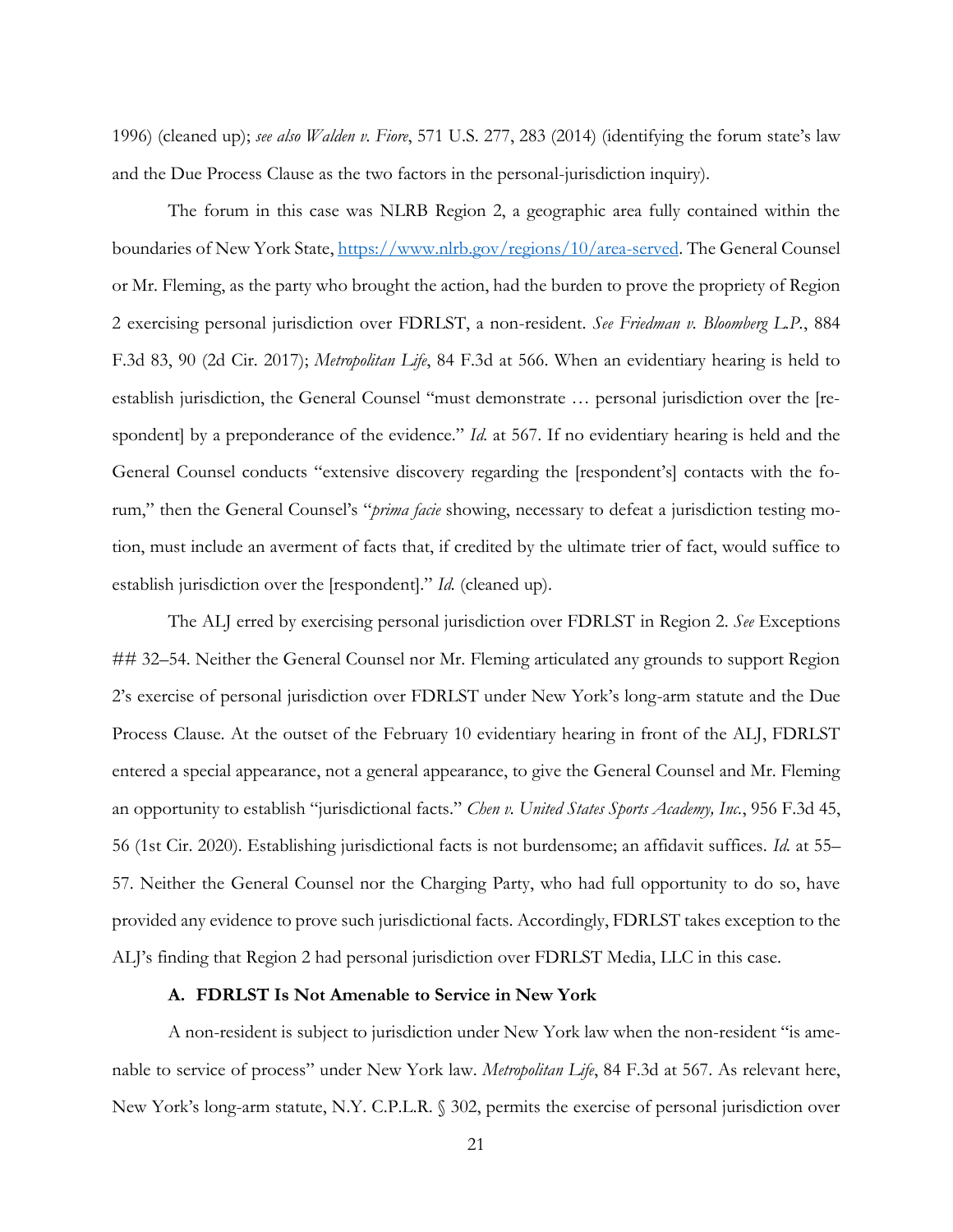1996) (cleaned up); *see also Walden v. Fiore*, 571 U.S. 277, 283 (2014) (identifying the forum state's law and the Due Process Clause as the two factors in the personal-jurisdiction inquiry).

The forum in this case was NLRB Region 2, a geographic area fully contained within the boundaries of New York State, https://www.nlrb.gov/regions/10/area-served. The General Counsel or Mr. Fleming, as the party who brought the action, had the burden to prove the propriety of Region 2 exercising personal jurisdiction over FDRLST, a non-resident. *See Friedman v. Bloomberg L.P.*, 884 F.3d 83, 90 (2d Cir. 2017); *Metropolitan Life*, 84 F.3d at 566. When an evidentiary hearing is held to establish jurisdiction, the General Counsel "must demonstrate … personal jurisdiction over the [respondent] by a preponderance of the evidence." *Id.* at 567. If no evidentiary hearing is held and the General Counsel conducts "extensive discovery regarding the [respondent's] contacts with the forum," then the General Counsel's "*prima facie* showing, necessary to defeat a jurisdiction testing motion, must include an averment of facts that, if credited by the ultimate trier of fact, would suffice to establish jurisdiction over the [respondent]." *Id.* (cleaned up).

The ALJ erred by exercising personal jurisdiction over FDRLST in Region 2. *See* Exceptions ## 32–54. Neither the General Counsel nor Mr. Fleming articulated any grounds to support Region 2's exercise of personal jurisdiction over FDRLST under New York's long-arm statute and the Due Process Clause. At the outset of the February 10 evidentiary hearing in front of the ALJ, FDRLST entered a special appearance, not a general appearance, to give the General Counsel and Mr. Fleming an opportunity to establish "jurisdictional facts." *Chen v. United States Sports Academy, Inc.*, 956 F.3d 45, 56 (1st Cir. 2020). Establishing jurisdictional facts is not burdensome; an affidavit suffices. *Id.* at 55–57. Neither the General Counsel nor the Charging Party, who had full opportunity to do so, have provided any evidence to prove such jurisdictional facts. Accordingly, FDRLST takes exception to the ALJ's finding that Region 2 had personal jurisdiction over FDRLST Media, LLC in this case.

### A. FDRLST Is Not Amenable to Service in New York

A non-resident is subject to jurisdiction under New York law when the non-resident "is amenable to service of process" under New York law. *Metropolitan Life*, 84 F.3d at 567. As relevant here, New York's long-arm statute, N.Y. C.P.L.R. § 302, permits the exercise of personal jurisdiction over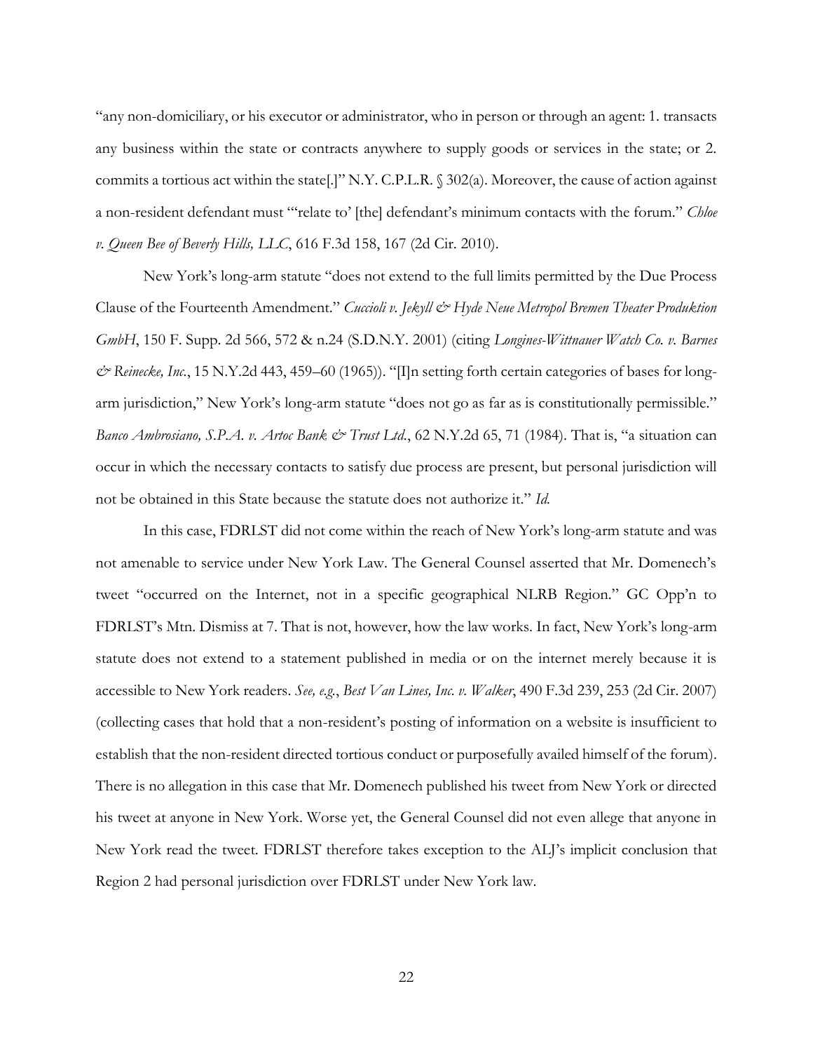"any non-domiciliary, or his executor or administrator, who in person or through an agent: 1. transacts any business within the state or contracts anywhere to supply goods or services in the state; or 2. commits a tortious act within the state[.]" N.Y. C.P.L.R. § 302(a). Moreover, the cause of action against a non-resident defendant must "'relate to' [the] defendant's minimum contacts with the forum." *Chloe v. Queen Bee of Beverly Hills, LLC*, 616 F.3d 158, 167 (2d Cir. 2010).

New York's long-arm statute "does not extend to the full limits permitted by the Due Process Clause of the Fourteenth Amendment." *Cuccioli v. Jekyll & Hyde Neue Metropol Bremen Theater Produktion GmbH*, 150 F. Supp. 2d 566, 572 & n.24 (S.D.N.Y. 2001) (citing *Longines-Wittnauer Watch Co. v. Barnes & Reinecke, Inc.*, 15 N.Y.2d 443, 459–60 (1965)). "[I]n setting forth certain categories of bases for long-arm jurisdiction," New York's long-arm statute "does not go as far as is constitutionally permissible." *Banco Ambrosiano, S.P.A. v. Artoc Bank & Trust Ltd.*, 62 N.Y.2d 65, 71 (1984). That is, "a situation can occur in which the necessary contacts to satisfy due process are present, but personal jurisdiction will not be obtained in this State because the statute does not authorize it." *Id.*

In this case, FDRLST did not come within the reach of New York's long-arm statute and was not amenable to service under New York Law. The General Counsel asserted that Mr. Domenech's tweet "occurred on the Internet, not in a specific geographical NLRB Region." GC Opp'n to FDRLST's Mtn. Dismiss at 7. That is not, however, how the law works. In fact, New York's long-arm statute does not extend to a statement published in media or on the internet merely because it is accessible to New York readers. *See, e.g.*, *Best Van Lines, Inc. v. Walker*, 490 F.3d 239, 253 (2d Cir. 2007) (collecting cases that hold that a non-resident's posting of information on a website is insufficient to establish that the non-resident directed tortious conduct or purposefully availed himself of the forum). There is no allegation in this case that Mr. Domenech published his tweet from New York or directed his tweet at anyone in New York. Worse yet, the General Counsel did not even allege that anyone in New York read the tweet. FDRLST therefore takes exception to the ALJ's implicit conclusion that Region 2 had personal jurisdiction over FDRLST under New York law.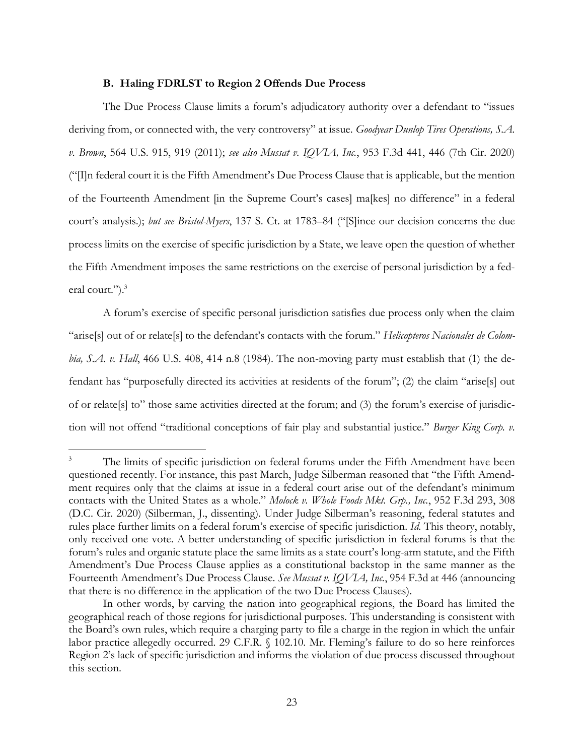### B. Haling FDRLST to Region 2 Offends Due Process

The Due Process Clause limits a forum's adjudicatory authority over a defendant to "issues deriving from, or connected with, the very controversy" at issue. *Goodyear Dunlop Tires Operations, S.A. v. Brown*, 564 U.S. 915, 919 (2011); *see also Mussat v. IQVIA, Inc.*, 953 F.3d 441, 446 (7th Cir. 2020) ("[I]n federal court it is the Fifth Amendment's Due Process Clause that is applicable, but the mention of the Fourteenth Amendment [in the Supreme Court's cases] ma[kes] no difference" in a federal court's analysis.); *but see Bristol-Myers*, 137 S. Ct. at 1783–84 ("[S]ince our decision concerns the due process limits on the exercise of specific jurisdiction by a State, we leave open the question of whether the Fifth Amendment imposes the same restrictions on the exercise of personal jurisdiction by a federal court.").[3]

A forum's exercise of specific personal jurisdiction satisfies due process only when the claim "arise[s] out of or relate[s] to the defendant's contacts with the forum." *Helicopteros Nacionales de Colombia, S.A. v. Hall*, 466 U.S. 408, 414 n.8 (1984). The non-moving party must establish that (1) the defendant has "purposefully directed its activities at residents of the forum"; (2) the claim "arise[s] out of or relate[s] to" those same activities directed at the forum; and (3) the forum's exercise of jurisdiction will not offend "traditional conceptions of fair play and substantial justice." *Burger King Corp. v.*

---

[3] The limits of specific jurisdiction on federal forums under the Fifth Amendment have been questioned recently. For instance, this past March, Judge Silberman reasoned that "the Fifth Amendment requires only that the claims at issue in a federal court arise out of the defendant's minimum contacts with the United States as a whole." *Molock v. Whole Foods Mkt. Grp., Inc.*, 952 F.3d 293, 308 (D.C. Cir. 2020) (Silberman, J., dissenting). Under Judge Silberman's reasoning, federal statutes and rules place further limits on a federal forum's exercise of specific jurisdiction. *Id.* This theory, notably, only received one vote. A better understanding of specific jurisdiction in federal forums is that the forum's rules and organic statute place the same limits as a state court's long-arm statute, and the Fifth Amendment's Due Process Clause applies as a constitutional backstop in the same manner as the Fourteenth Amendment's Due Process Clause. *See Mussat v. IQVIA, Inc.*, 954 F.3d at 446 (announcing that there is no difference in the application of the two Due Process Clauses).

In other words, by carving the nation into geographical regions, the Board has limited the geographical reach of those regions for jurisdictional purposes. This understanding is consistent with the Board's own rules, which require a charging party to file a charge in the region in which the unfair labor practice allegedly occurred. 29 C.F.R. § 102.10. Mr. Fleming's failure to do so here reinforces Region 2's lack of specific jurisdiction and informs the violation of due process discussed throughout this section.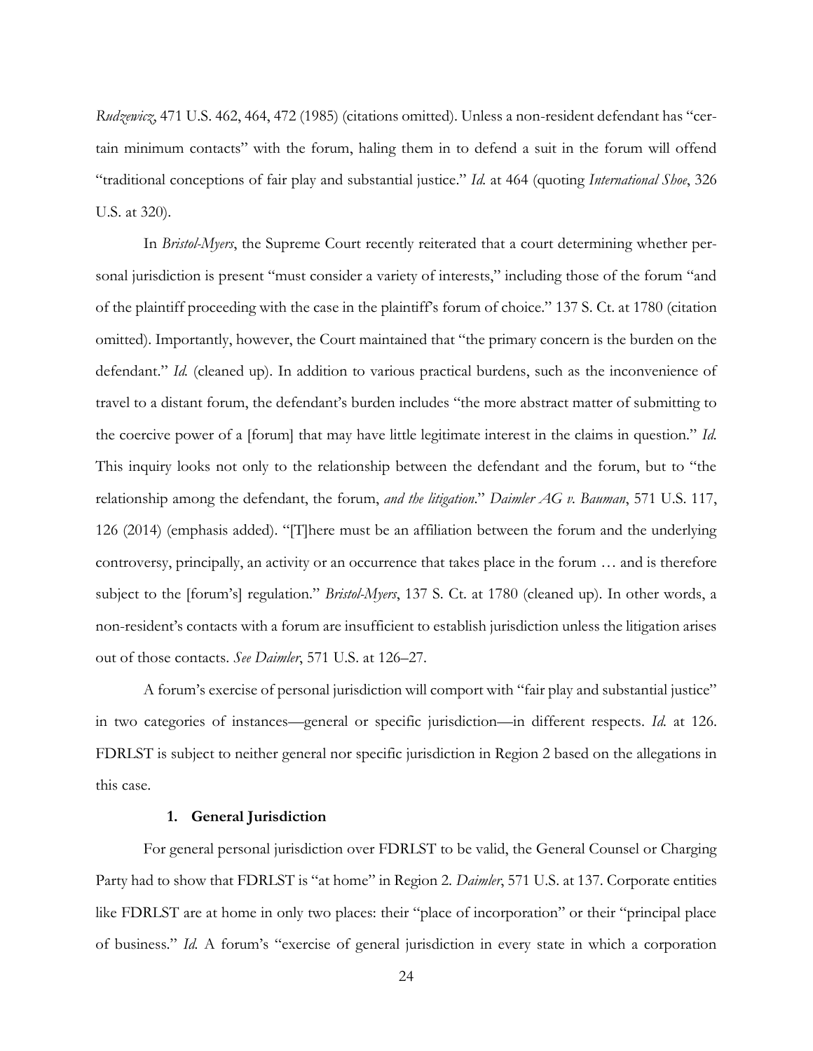*Rudzewicz*, 471 U.S. 462, 464, 472 (1985) (citations omitted). Unless a non-resident defendant has "certain minimum contacts" with the forum, haling them in to defend a suit in the forum will offend "traditional conceptions of fair play and substantial justice." *Id.* at 464 (quoting *International Shoe*, 326 U.S. at 320).

In *Bristol-Myers*, the Supreme Court recently reiterated that a court determining whether personal jurisdiction is present "must consider a variety of interests," including those of the forum "and of the plaintiff proceeding with the case in the plaintiff's forum of choice." 137 S. Ct. at 1780 (citation omitted). Importantly, however, the Court maintained that "the primary concern is the burden on the defendant." *Id.* (cleaned up). In addition to various practical burdens, such as the inconvenience of travel to a distant forum, the defendant's burden includes "the more abstract matter of submitting to the coercive power of a [forum] that may have little legitimate interest in the claims in question." *Id.* This inquiry looks not only to the relationship between the defendant and the forum, but to "the relationship among the defendant, the forum, *and the litigation*." *Daimler AG v. Bauman*, 571 U.S. 117, 126 (2014) (emphasis added). "[T]here must be an affiliation between the forum and the underlying controversy, principally, an activity or an occurrence that takes place in the forum … and is therefore subject to the [forum's] regulation." *Bristol-Myers*, 137 S. Ct. at 1780 (cleaned up). In other words, a non-resident's contacts with a forum are insufficient to establish jurisdiction unless the litigation arises out of those contacts. *See Daimler*, 571 U.S. at 126–27.

A forum's exercise of personal jurisdiction will comport with "fair play and substantial justice" in two categories of instances—general or specific jurisdiction—in different respects. *Id.* at 126. FDRLST is subject to neither general nor specific jurisdiction in Region 2 based on the allegations in this case.

#### 1. General Jurisdiction

For general personal jurisdiction over FDRLST to be valid, the General Counsel or Charging Party had to show that FDRLST is "at home" in Region 2. *Daimler*, 571 U.S. at 137. Corporate entities like FDRLST are at home in only two places: their "place of incorporation" or their "principal place of business." *Id.* A forum's "exercise of general jurisdiction in every state in which a corporation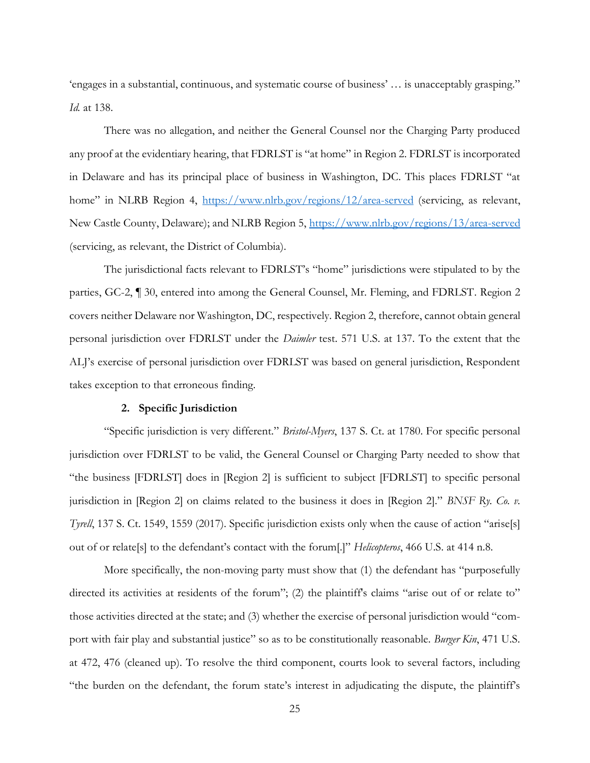'engages in a substantial, continuous, and systematic course of business' … is unacceptably grasping." *Id.* at 138.

There was no allegation, and neither the General Counsel nor the Charging Party produced any proof at the evidentiary hearing, that FDRLST is "at home" in Region 2. FDRLST is incorporated in Delaware and has its principal place of business in Washington, DC. This places FDRLST "at home" in NLRB Region 4, https://www.nlrb.gov/regions/12/area-served (servicing, as relevant, New Castle County, Delaware); and NLRB Region 5, https://www.nlrb.gov/regions/13/area-served (servicing, as relevant, the District of Columbia).

The jurisdictional facts relevant to FDRLST's "home" jurisdictions were stipulated to by the parties, GC-2, ¶ 30, entered into among the General Counsel, Mr. Fleming, and FDRLST. Region 2 covers neither Delaware nor Washington, DC, respectively. Region 2, therefore, cannot obtain general personal jurisdiction over FDRLST under the *Daimler* test. 571 U.S. at 137. To the extent that the ALJ's exercise of personal jurisdiction over FDRLST was based on general jurisdiction, Respondent takes exception to that erroneous finding.

### 2. Specific Jurisdiction

"Specific jurisdiction is very different." *Bristol-Myers*, 137 S. Ct. at 1780. For specific personal jurisdiction over FDRLST to be valid, the General Counsel or Charging Party needed to show that "the business [FDRLST] does in [Region 2] is sufficient to subject [FDRLST] to specific personal jurisdiction in [Region 2] on claims related to the business it does in [Region 2]." *BNSF Ry. Co. v. Tyrell*, 137 S. Ct. 1549, 1559 (2017). Specific jurisdiction exists only when the cause of action "arise[s] out of or relate[s] to the defendant's contact with the forum[.]" *Helicopteros*, 466 U.S. at 414 n.8.

More specifically, the non-moving party must show that (1) the defendant has "purposefully directed its activities at residents of the forum"; (2) the plaintiff's claims "arise out of or relate to" those activities directed at the state; and (3) whether the exercise of personal jurisdiction would "comport with fair play and substantial justice" so as to be constitutionally reasonable. *Burger Kin*, 471 U.S. at 472, 476 (cleaned up). To resolve the third component, courts look to several factors, including "the burden on the defendant, the forum state's interest in adjudicating the dispute, the plaintiff's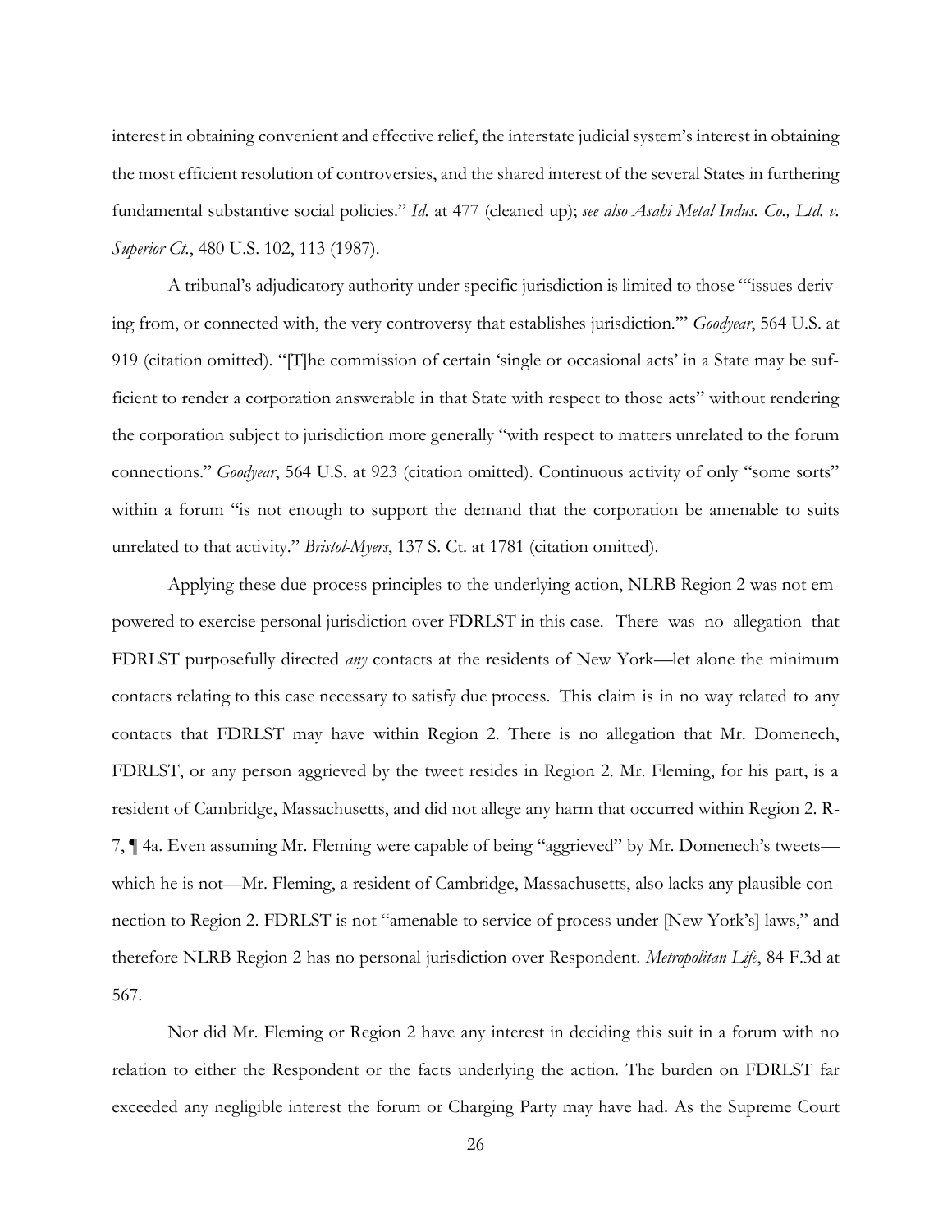interest in obtaining convenient and effective relief, the interstate judicial system's interest in obtaining the most efficient resolution of controversies, and the shared interest of the several States in furthering fundamental substantive social policies." *Id.* at 477 (cleaned up); *see also Asahi Metal Indus. Co., Ltd. v. Superior Ct.*, 480 U.S. 102, 113 (1987).

A tribunal's adjudicatory authority under specific jurisdiction is limited to those "'issues deriving from, or connected with, the very controversy that establishes jurisdiction.'" *Goodyear*, 564 U.S. at 919 (citation omitted). "[T]he commission of certain 'single or occasional acts' in a State may be sufficient to render a corporation answerable in that State with respect to those acts" without rendering the corporation subject to jurisdiction more generally "with respect to matters unrelated to the forum connections." *Goodyear*, 564 U.S. at 923 (citation omitted). Continuous activity of only "some sorts" within a forum "is not enough to support the demand that the corporation be amenable to suits unrelated to that activity." *Bristol-Myers*, 137 S. Ct. at 1781 (citation omitted).

Applying these due-process principles to the underlying action, NLRB Region 2 was not empowered to exercise personal jurisdiction over FDRLST in this case. There was no allegation that FDRLST purposefully directed *any* contacts at the residents of New York—let alone the minimum contacts relating to this case necessary to satisfy due process. This claim is in no way related to any contacts that FDRLST may have within Region 2. There is no allegation that Mr. Domenech, FDRLST, or any person aggrieved by the tweet resides in Region 2. Mr. Fleming, for his part, is a resident of Cambridge, Massachusetts, and did not allege any harm that occurred within Region 2. R-7, ¶ 4a. Even assuming Mr. Fleming were capable of being "aggrieved" by Mr. Domenech's tweets—which he is not—Mr. Fleming, a resident of Cambridge, Massachusetts, also lacks any plausible connection to Region 2. FDRLST is not "amenable to service of process under [New York's] laws," and therefore NLRB Region 2 has no personal jurisdiction over Respondent. *Metropolitan Life*, 84 F.3d at 567.

Nor did Mr. Fleming or Region 2 have any interest in deciding this suit in a forum with no relation to either the Respondent or the facts underlying the action. The burden on FDRLST far exceeded any negligible interest the forum or Charging Party may have had. As the Supreme Court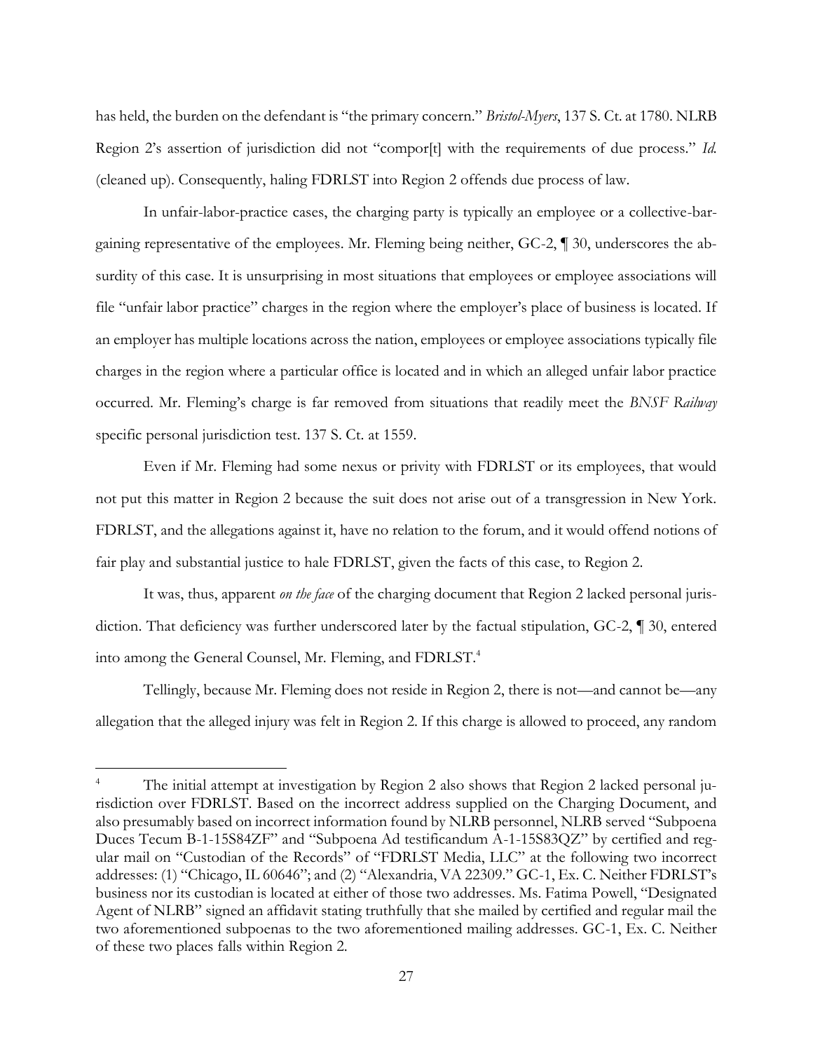has held, the burden on the defendant is "the primary concern." *Bristol-Myers*, 137 S. Ct. at 1780. NLRB Region 2's assertion of jurisdiction did not "compor[t] with the requirements of due process." *Id.* (cleaned up). Consequently, haling FDRLST into Region 2 offends due process of law.

In unfair-labor-practice cases, the charging party is typically an employee or a collective-bargaining representative of the employees. Mr. Fleming being neither, GC-2, ¶ 30, underscores the absurdity of this case. It is unsurprising in most situations that employees or employee associations will file "unfair labor practice" charges in the region where the employer's place of business is located. If an employer has multiple locations across the nation, employees or employee associations typically file charges in the region where a particular office is located and in which an alleged unfair labor practice occurred. Mr. Fleming's charge is far removed from situations that readily meet the *BNSF Railway* specific personal jurisdiction test. 137 S. Ct. at 1559.

Even if Mr. Fleming had some nexus or privity with FDRLST or its employees, that would not put this matter in Region 2 because the suit does not arise out of a transgression in New York. FDRLST, and the allegations against it, have no relation to the forum, and it would offend notions of fair play and substantial justice to hale FDRLST, given the facts of this case, to Region 2.

It was, thus, apparent *on the face* of the charging document that Region 2 lacked personal jurisdiction. That deficiency was further underscored later by the factual stipulation, GC-2, ¶ 30, entered into among the General Counsel, Mr. Fleming, and FDRLST.[4]

Tellingly, because Mr. Fleming does not reside in Region 2, there is not—and cannot be—any allegation that the alleged injury was felt in Region 2. If this charge is allowed to proceed, any random

[4] The initial attempt at investigation by Region 2 also shows that Region 2 lacked personal jurisdiction over FDRLST. Based on the incorrect address supplied on the Charging Document, and also presumably based on incorrect information found by NLRB personnel, NLRB served "Subpoena Duces Tecum B-1-15S84ZF" and "Subpoena Ad testificandum A-1-15S83QZ" by certified and regular mail on "Custodian of the Records" of "FDRLST Media, LLC" at the following two incorrect addresses: (1) "Chicago, IL 60646"; and (2) "Alexandria, VA 22309." GC-1, Ex. C. Neither FDRLST's business nor its custodian is located at either of those two addresses. Ms. Fatima Powell, "Designated Agent of NLRB" signed an affidavit stating truthfully that she mailed by certified and regular mail the two aforementioned subpoenas to the two aforementioned mailing addresses. GC-1, Ex. C. Neither of these two places falls within Region 2.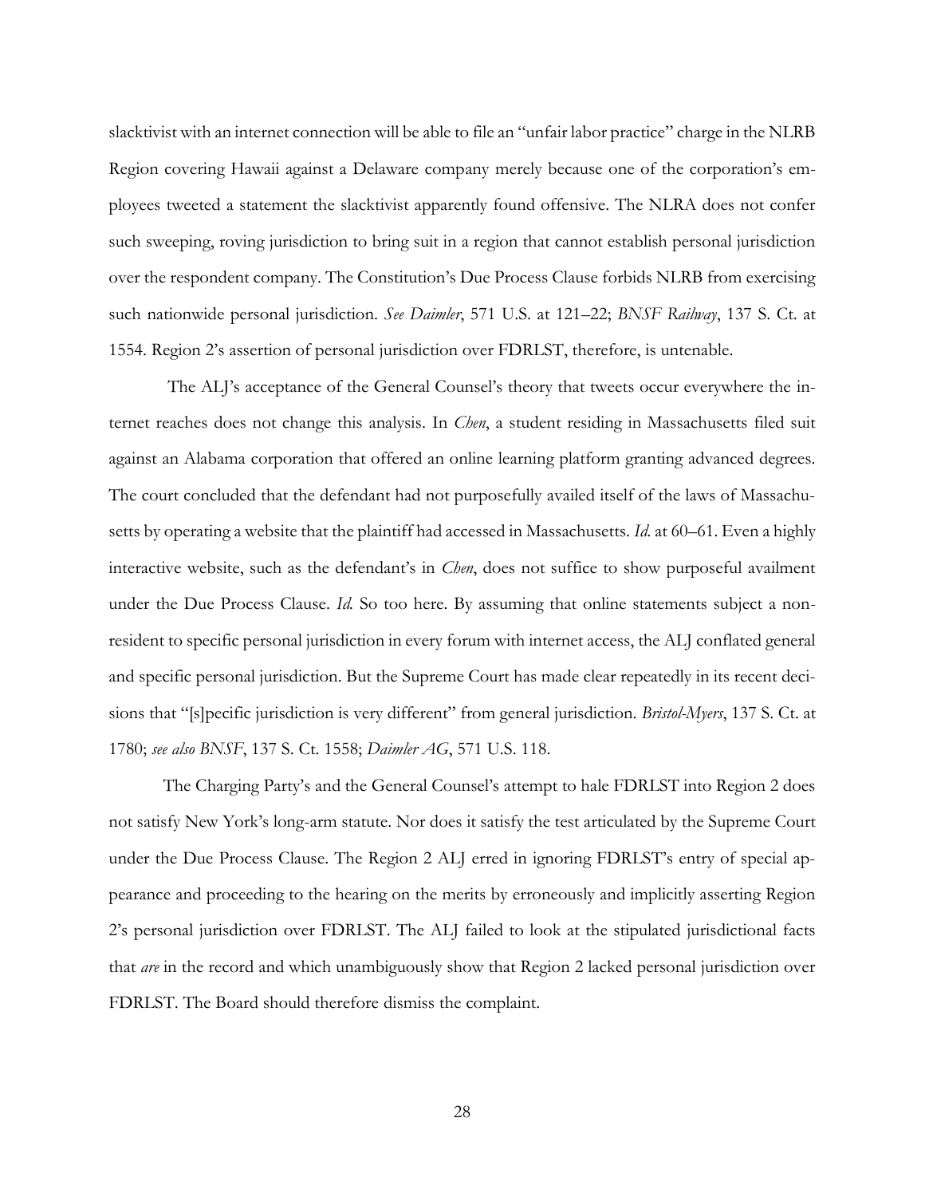slacktivist with an internet connection will be able to file an "unfair labor practice" charge in the NLRB Region covering Hawaii against a Delaware company merely because one of the corporation's employees tweeted a statement the slacktivist apparently found offensive. The NLRA does not confer such sweeping, roving jurisdiction to bring suit in a region that cannot establish personal jurisdiction over the respondent company. The Constitution's Due Process Clause forbids NLRB from exercising such nationwide personal jurisdiction. *See Daimler*, 571 U.S. at 121–22; *BNSF Railway*, 137 S. Ct. at 1554. Region 2's assertion of personal jurisdiction over FDRLST, therefore, is untenable.

The ALJ's acceptance of the General Counsel's theory that tweets occur everywhere the internet reaches does not change this analysis. In *Chen*, a student residing in Massachusetts filed suit against an Alabama corporation that offered an online learning platform granting advanced degrees. The court concluded that the defendant had not purposefully availed itself of the laws of Massachusetts by operating a website that the plaintiff had accessed in Massachusetts. *Id.* at 60–61. Even a highly interactive website, such as the defendant's in *Chen*, does not suffice to show purposeful availment under the Due Process Clause. *Id.* So too here. By assuming that online statements subject a nonresident to specific personal jurisdiction in every forum with internet access, the ALJ conflated general and specific personal jurisdiction. But the Supreme Court has made clear repeatedly in its recent decisions that "[s]pecific jurisdiction is very different" from general jurisdiction. *Bristol-Myers*, 137 S. Ct. at 1780; *see also BNSF*, 137 S. Ct. 1558; *Daimler AG*, 571 U.S. 118.

The Charging Party's and the General Counsel's attempt to hale FDRLST into Region 2 does not satisfy New York's long-arm statute. Nor does it satisfy the test articulated by the Supreme Court under the Due Process Clause. The Region 2 ALJ erred in ignoring FDRLST's entry of special appearance and proceeding to the hearing on the merits by erroneously and implicitly asserting Region 2's personal jurisdiction over FDRLST. The ALJ failed to look at the stipulated jurisdictional facts that *are* in the record and which unambiguously show that Region 2 lacked personal jurisdiction over FDRLST. The Board should therefore dismiss the complaint.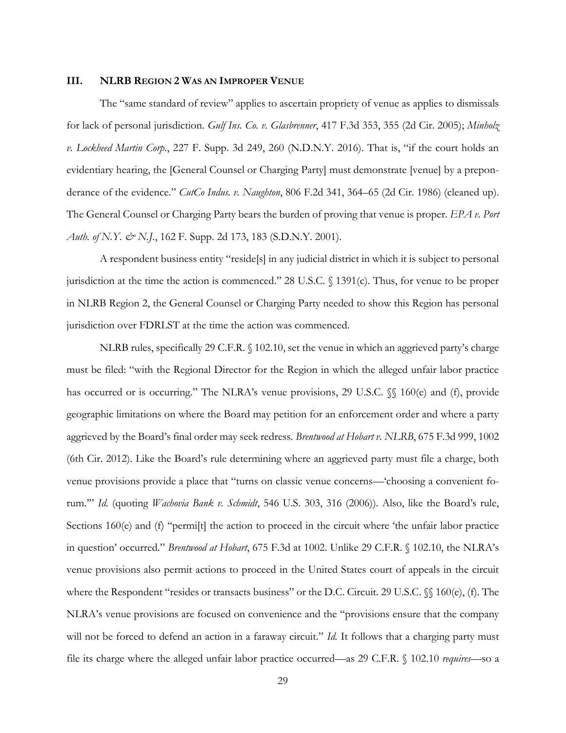## III. NLRB Region 2 Was an Improper Venue

The "same standard of review" applies to ascertain propriety of venue as applies to dismissals for lack of personal jurisdiction. *Gulf Ins. Co. v. Glasbrenner*, 417 F.3d 353, 355 (2d Cir. 2005); *Minholz v. Lockheed Martin Corp.*, 227 F. Supp. 3d 249, 260 (N.D.N.Y. 2016). That is, "if the court holds an evidentiary hearing, the [General Counsel or Charging Party] must demonstrate [venue] by a preponderance of the evidence." *CutCo Indus. v. Naughton*, 806 F.2d 341, 364–65 (2d Cir. 1986) (cleaned up). The General Counsel or Charging Party bears the burden of proving that venue is proper. *EPA v. Port Auth. of N.Y. & N.J.*, 162 F. Supp. 2d 173, 183 (S.D.N.Y. 2001).

A respondent business entity "reside[s] in any judicial district in which it is subject to personal jurisdiction at the time the action is commenced." 28 U.S.C. § 1391(c). Thus, for venue to be proper in NLRB Region 2, the General Counsel or Charging Party needed to show this Region has personal jurisdiction over FDRLST at the time the action was commenced.

NLRB rules, specifically 29 C.F.R. § 102.10, set the venue in which an aggrieved party's charge must be filed: "with the Regional Director for the Region in which the alleged unfair labor practice has occurred or is occurring." The NLRA's venue provisions, 29 U.S.C. §§ 160(e) and (f), provide geographic limitations on where the Board may petition for an enforcement order and where a party aggrieved by the Board's final order may seek redress. *Brentwood at Hobart v. NLRB*, 675 F.3d 999, 1002 (6th Cir. 2012). Like the Board's rule determining where an aggrieved party must file a charge, both venue provisions provide a place that "turns on classic venue concerns—'choosing a convenient forum.'" *Id.* (quoting *Wachovia Bank v. Schmidt*, 546 U.S. 303, 316 (2006)). Also, like the Board's rule, Sections 160(e) and (f) "permi[t] the action to proceed in the circuit where 'the unfair labor practice in question' occurred." *Brentwood at Hobart*, 675 F.3d at 1002. Unlike 29 C.F.R. § 102.10, the NLRA's venue provisions also permit actions to proceed in the United States court of appeals in the circuit where the Respondent "resides or transacts business" or the D.C. Circuit. 29 U.S.C. §§ 160(e), (f). The NLRA's venue provisions are focused on convenience and the "provisions ensure that the company will not be forced to defend an action in a faraway circuit." *Id.* It follows that a charging party must file its charge where the alleged unfair labor practice occurred—as 29 C.F.R. § 102.10 *requires*—so a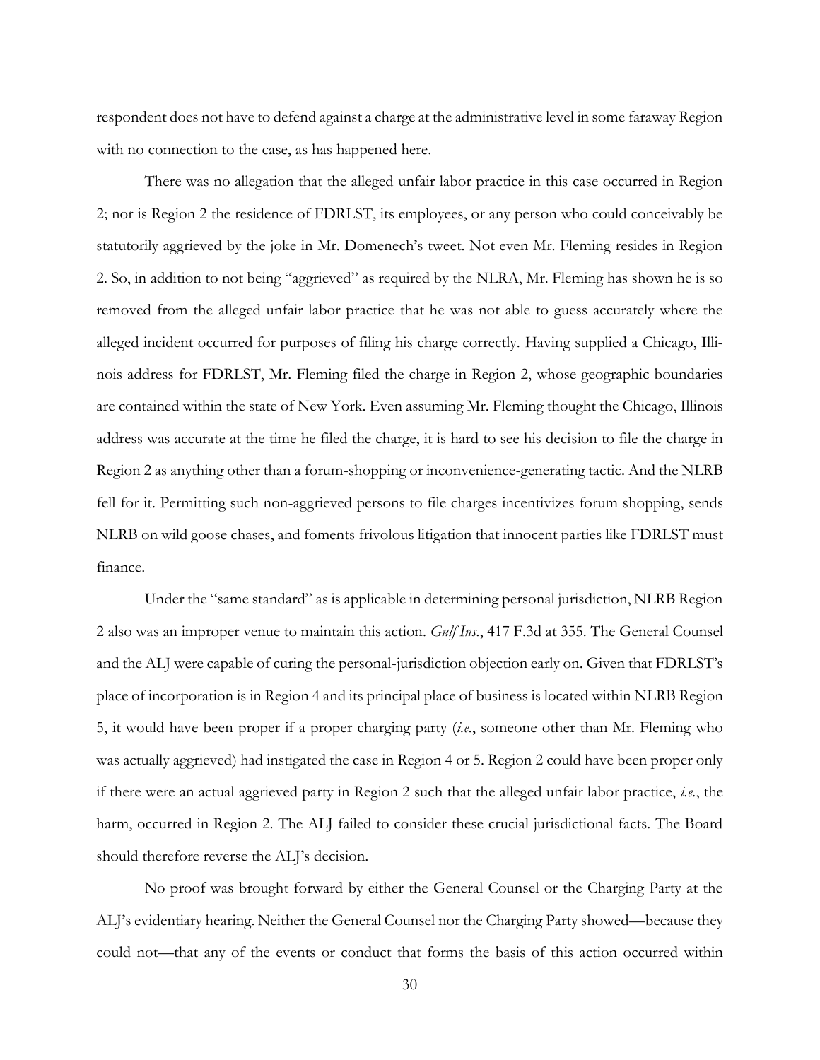respondent does not have to defend against a charge at the administrative level in some faraway Region with no connection to the case, as has happened here.

There was no allegation that the alleged unfair labor practice in this case occurred in Region 2; nor is Region 2 the residence of FDRLST, its employees, or any person who could conceivably be statutorily aggrieved by the joke in Mr. Domenech's tweet. Not even Mr. Fleming resides in Region 2. So, in addition to not being "aggrieved" as required by the NLRA, Mr. Fleming has shown he is so removed from the alleged unfair labor practice that he was not able to guess accurately where the alleged incident occurred for purposes of filing his charge correctly. Having supplied a Chicago, Illinois address for FDRLST, Mr. Fleming filed the charge in Region 2, whose geographic boundaries are contained within the state of New York. Even assuming Mr. Fleming thought the Chicago, Illinois address was accurate at the time he filed the charge, it is hard to see his decision to file the charge in Region 2 as anything other than a forum-shopping or inconvenience-generating tactic. And the NLRB fell for it. Permitting such non-aggrieved persons to file charges incentivizes forum shopping, sends NLRB on wild goose chases, and foments frivolous litigation that innocent parties like FDRLST must finance.

Under the "same standard" as is applicable in determining personal jurisdiction, NLRB Region 2 also was an improper venue to maintain this action. *Gulf Ins.*, 417 F.3d at 355. The General Counsel and the ALJ were capable of curing the personal-jurisdiction objection early on. Given that FDRLST's place of incorporation is in Region 4 and its principal place of business is located within NLRB Region 5, it would have been proper if a proper charging party (*i.e.*, someone other than Mr. Fleming who was actually aggrieved) had instigated the case in Region 4 or 5. Region 2 could have been proper only if there were an actual aggrieved party in Region 2 such that the alleged unfair labor practice, *i.e.*, the harm, occurred in Region 2. The ALJ failed to consider these crucial jurisdictional facts. The Board should therefore reverse the ALJ's decision.

No proof was brought forward by either the General Counsel or the Charging Party at the ALJ's evidentiary hearing. Neither the General Counsel nor the Charging Party showed—because they could not—that any of the events or conduct that forms the basis of this action occurred within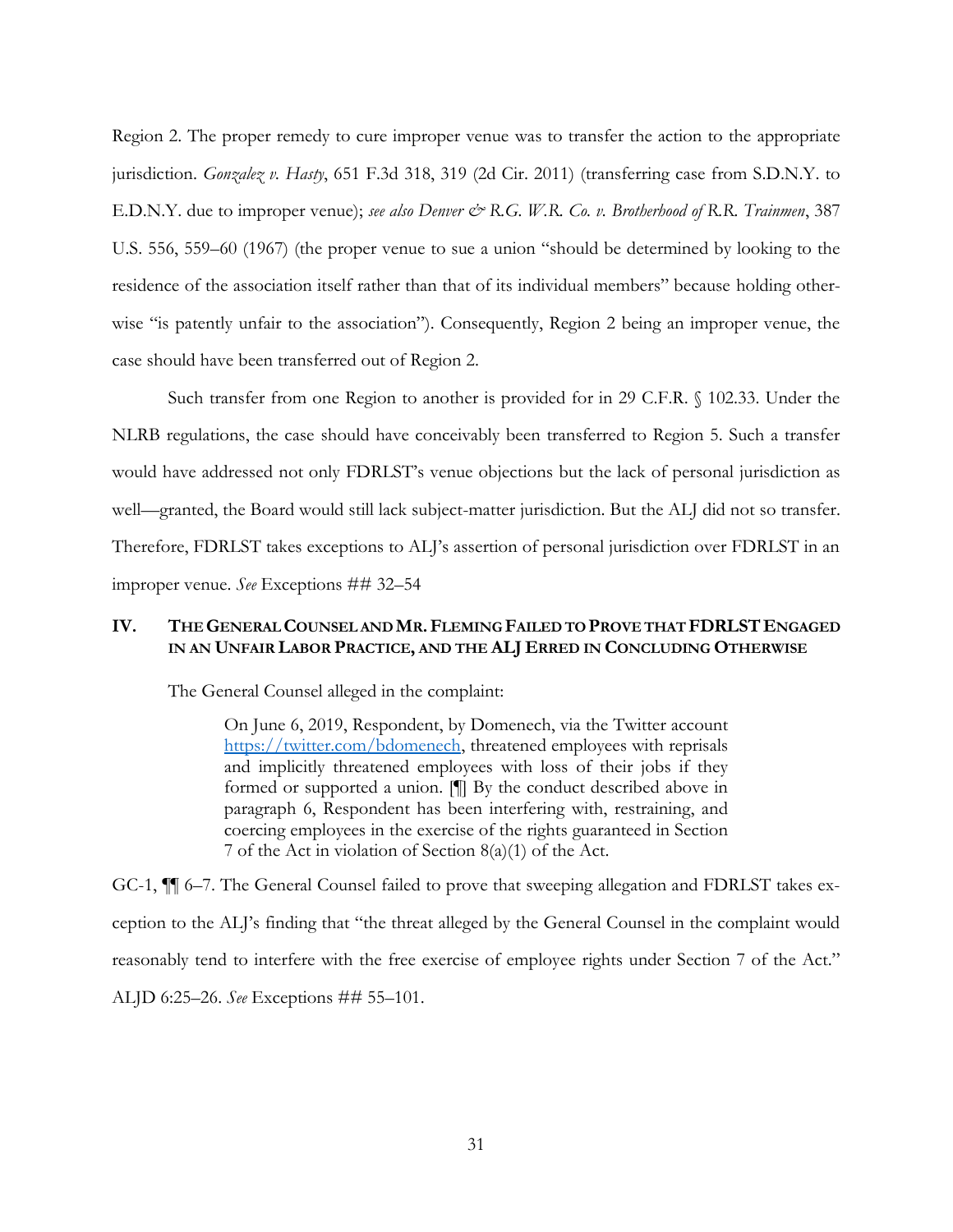Region 2. The proper remedy to cure improper venue was to transfer the action to the appropriate jurisdiction. *Gonzalez v. Hasty*, 651 F.3d 318, 319 (2d Cir. 2011) (transferring case from S.D.N.Y. to E.D.N.Y. due to improper venue); *see also Denver & R.G. W.R. Co. v. Brotherhood of R.R. Trainmen*, 387 U.S. 556, 559–60 (1967) (the proper venue to sue a union "should be determined by looking to the residence of the association itself rather than that of its individual members" because holding otherwise "is patently unfair to the association"). Consequently, Region 2 being an improper venue, the case should have been transferred out of Region 2.

Such transfer from one Region to another is provided for in 29 C.F.R. § 102.33. Under the NLRB regulations, the case should have conceivably been transferred to Region 5. Such a transfer would have addressed not only FDRLST's venue objections but the lack of personal jurisdiction as well—granted, the Board would still lack subject-matter jurisdiction. But the ALJ did not so transfer. Therefore, FDRLST takes exceptions to ALJ's assertion of personal jurisdiction over FDRLST in an improper venue. *See* Exceptions ## 32–54

## IV. The General Counsel and Mr. Fleming Failed to Prove that FDRLST Engaged in an Unfair Labor Practice, and the ALJ Erred in Concluding Otherwise

The General Counsel alleged in the complaint:

> On June 6, 2019, Respondent, by Domenech, via the Twitter account https://twitter.com/bdomenech, threatened employees with reprisals and implicitly threatened employees with loss of their jobs if they formed or supported a union. [¶] By the conduct described above in paragraph 6, Respondent has been interfering with, restraining, and coercing employees in the exercise of the rights guaranteed in Section 7 of the Act in violation of Section 8(a)(1) of the Act.

GC-1, ¶¶ 6–7. The General Counsel failed to prove that sweeping allegation and FDRLST takes exception to the ALJ's finding that "the threat alleged by the General Counsel in the complaint would reasonably tend to interfere with the free exercise of employee rights under Section 7 of the Act." ALJD 6:25–26. *See* Exceptions ## 55–101.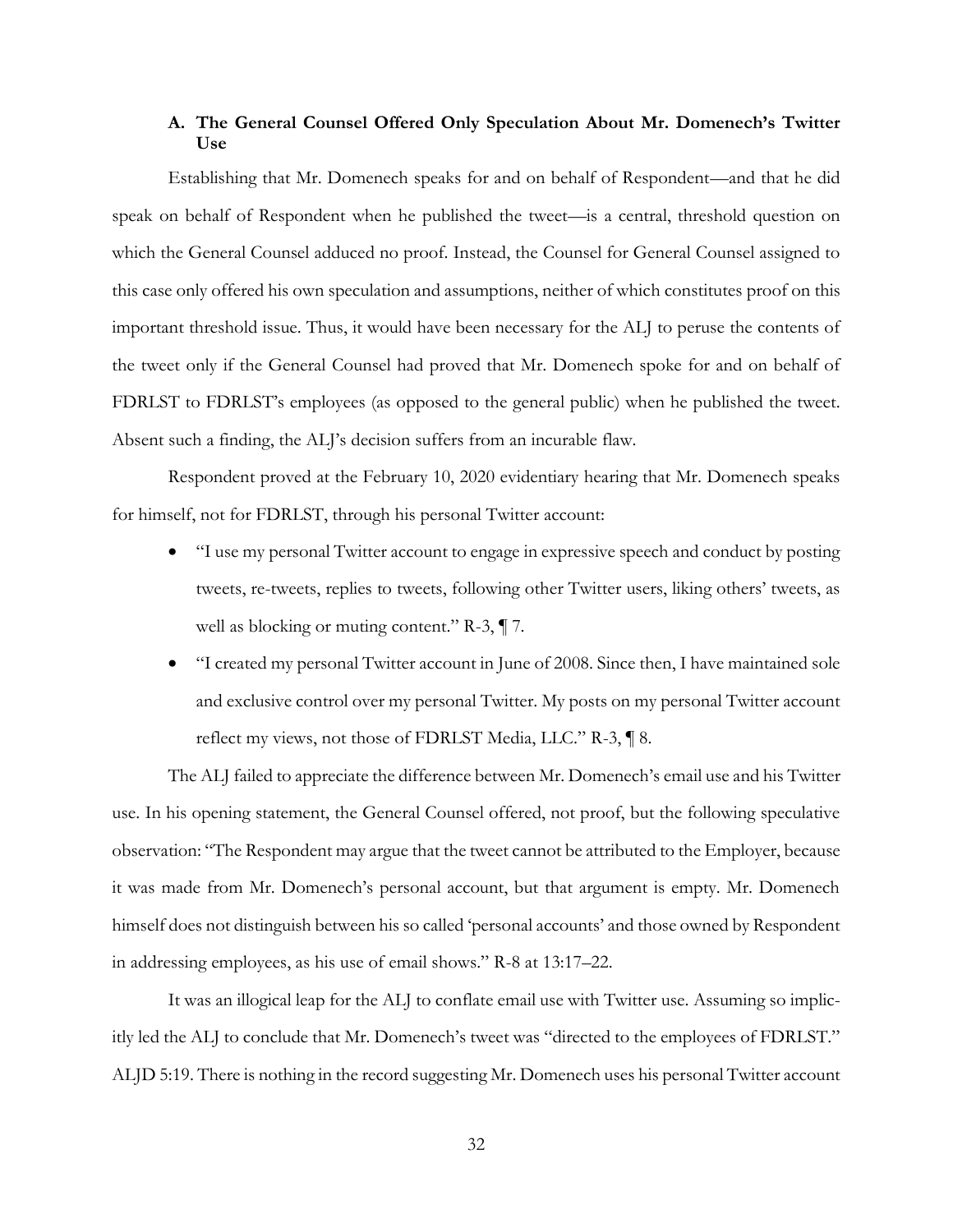### A. The General Counsel Offered Only Speculation About Mr. Domenech's Twitter Use

Establishing that Mr. Domenech speaks for and on behalf of Respondent—and that he did speak on behalf of Respondent when he published the tweet—is a central, threshold question on which the General Counsel adduced no proof. Instead, the Counsel for General Counsel assigned to this case only offered his own speculation and assumptions, neither of which constitutes proof on this important threshold issue. Thus, it would have been necessary for the ALJ to peruse the contents of the tweet only if the General Counsel had proved that Mr. Domenech spoke for and on behalf of FDRLST to FDRLST's employees (as opposed to the general public) when he published the tweet. Absent such a finding, the ALJ's decision suffers from an incurable flaw.

Respondent proved at the February 10, 2020 evidentiary hearing that Mr. Domenech speaks for himself, not for FDRLST, through his personal Twitter account:

- "I use my personal Twitter account to engage in expressive speech and conduct by posting tweets, re-tweets, replies to tweets, following other Twitter users, liking others' tweets, as well as blocking or muting content." R-3, ¶ 7.
- "I created my personal Twitter account in June of 2008. Since then, I have maintained sole and exclusive control over my personal Twitter. My posts on my personal Twitter account reflect my views, not those of FDRLST Media, LLC." R-3, ¶ 8.

The ALJ failed to appreciate the difference between Mr. Domenech's email use and his Twitter use. In his opening statement, the General Counsel offered, not proof, but the following speculative observation: "The Respondent may argue that the tweet cannot be attributed to the Employer, because it was made from Mr. Domenech's personal account, but that argument is empty. Mr. Domenech himself does not distinguish between his so called 'personal accounts' and those owned by Respondent in addressing employees, as his use of email shows." R-8 at 13:17–22.

It was an illogical leap for the ALJ to conflate email use with Twitter use. Assuming so implicitly led the ALJ to conclude that Mr. Domenech's tweet was "directed to the employees of FDRLST." ALJD 5:19. There is nothing in the record suggesting Mr. Domenech uses his personal Twitter account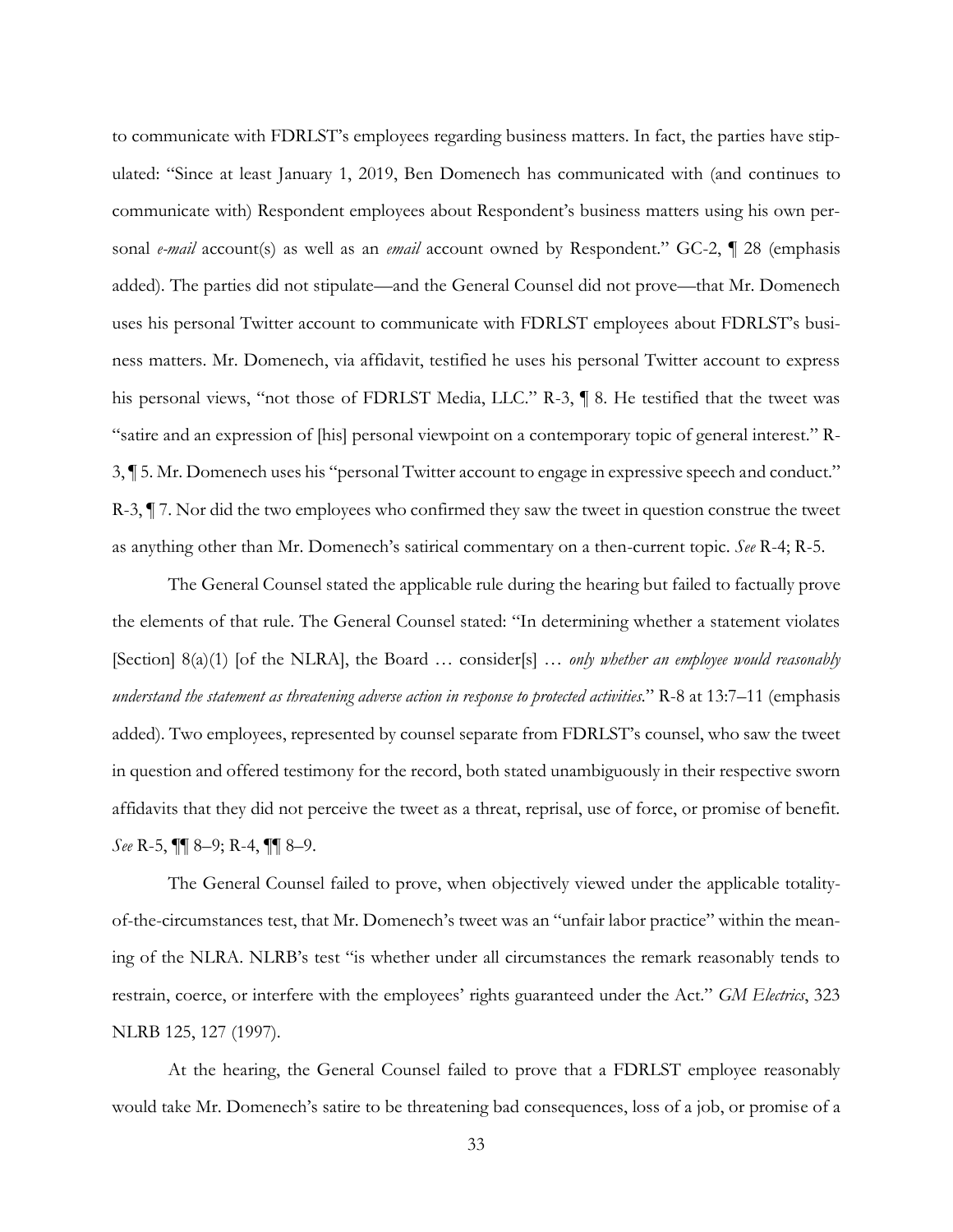to communicate with FDRLST's employees regarding business matters. In fact, the parties have stipulated: "Since at least January 1, 2019, Ben Domenech has communicated with (and continues to communicate with) Respondent employees about Respondent's business matters using his own personal *e-mail* account(s) as well as an *email* account owned by Respondent." GC-2, ¶ 28 (emphasis added). The parties did not stipulate—and the General Counsel did not prove—that Mr. Domenech uses his personal Twitter account to communicate with FDRLST employees about FDRLST's business matters. Mr. Domenech, via affidavit, testified he uses his personal Twitter account to express his personal views, "not those of FDRLST Media, LLC." R-3, ¶ 8. He testified that the tweet was "satire and an expression of [his] personal viewpoint on a contemporary topic of general interest." R-3, ¶ 5. Mr. Domenech uses his "personal Twitter account to engage in expressive speech and conduct." R-3, ¶ 7. Nor did the two employees who confirmed they saw the tweet in question construe the tweet as anything other than Mr. Domenech's satirical commentary on a then-current topic. *See* R-4; R-5.

The General Counsel stated the applicable rule during the hearing but failed to factually prove the elements of that rule. The General Counsel stated: "In determining whether a statement violates [Section] 8(a)(1) [of the NLRA], the Board … consider[s] … *only whether an employee would reasonably understand the statement as threatening adverse action in response to protected activities.*" R-8 at 13:7–11 (emphasis added). Two employees, represented by counsel separate from FDRLST's counsel, who saw the tweet in question and offered testimony for the record, both stated unambiguously in their respective sworn affidavits that they did not perceive the tweet as a threat, reprisal, use of force, or promise of benefit. *See* R-5, ¶¶ 8–9; R-4, ¶¶ 8–9.

The General Counsel failed to prove, when objectively viewed under the applicable totality-of-the-circumstances test, that Mr. Domenech's tweet was an "unfair labor practice" within the meaning of the NLRA. NLRB's test "is whether under all circumstances the remark reasonably tends to restrain, coerce, or interfere with the employees' rights guaranteed under the Act." *GM Electrics*, 323 NLRB 125, 127 (1997).

At the hearing, the General Counsel failed to prove that a FDRLST employee reasonably would take Mr. Domenech's satire to be threatening bad consequences, loss of a job, or promise of a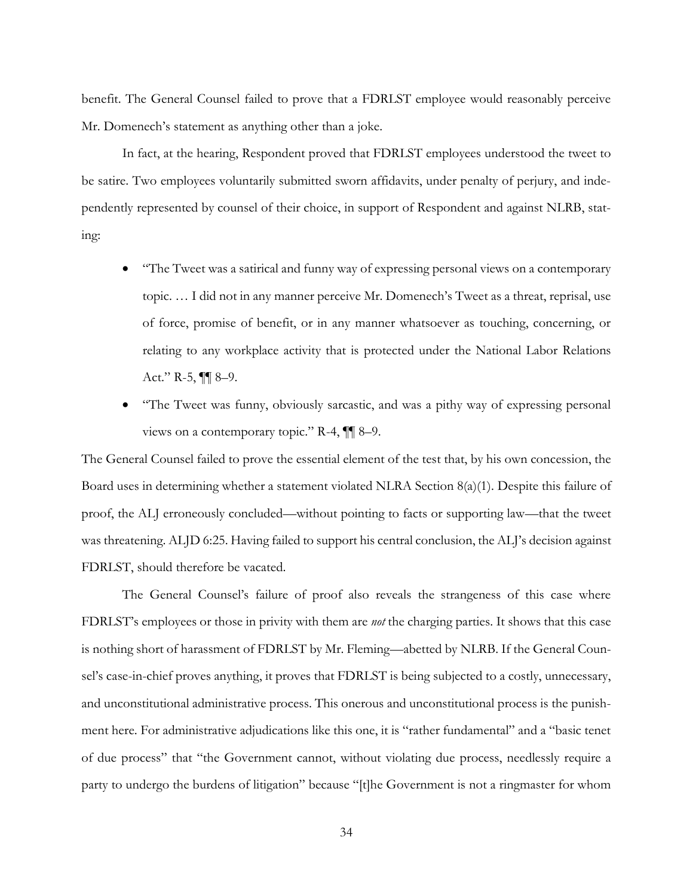benefit. The General Counsel failed to prove that a FDRLST employee would reasonably perceive Mr. Domenech's statement as anything other than a joke.

In fact, at the hearing, Respondent proved that FDRLST employees understood the tweet to be satire. Two employees voluntarily submitted sworn affidavits, under penalty of perjury, and independently represented by counsel of their choice, in support of Respondent and against NLRB, stating:

- "The Tweet was a satirical and funny way of expressing personal views on a contemporary topic. … I did not in any manner perceive Mr. Domenech's Tweet as a threat, reprisal, use of force, promise of benefit, or in any manner whatsoever as touching, concerning, or relating to any workplace activity that is protected under the National Labor Relations Act." R-5, ¶¶ 8–9.
- "The Tweet was funny, obviously sarcastic, and was a pithy way of expressing personal views on a contemporary topic." R-4, ¶¶ 8–9.

The General Counsel failed to prove the essential element of the test that, by his own concession, the Board uses in determining whether a statement violated NLRA Section 8(a)(1). Despite this failure of proof, the ALJ erroneously concluded—without pointing to facts or supporting law—that the tweet was threatening. ALJD 6:25. Having failed to support his central conclusion, the ALJ's decision against FDRLST, should therefore be vacated.

The General Counsel's failure of proof also reveals the strangeness of this case where FDRLST's employees or those in privity with them are *not* the charging parties. It shows that this case is nothing short of harassment of FDRLST by Mr. Fleming—abetted by NLRB. If the General Counsel's case-in-chief proves anything, it proves that FDRLST is being subjected to a costly, unnecessary, and unconstitutional administrative process. This onerous and unconstitutional process is the punishment here. For administrative adjudications like this one, it is "rather fundamental" and a "basic tenet of due process" that "the Government cannot, without violating due process, needlessly require a party to undergo the burdens of litigation" because "[t]he Government is not a ringmaster for whom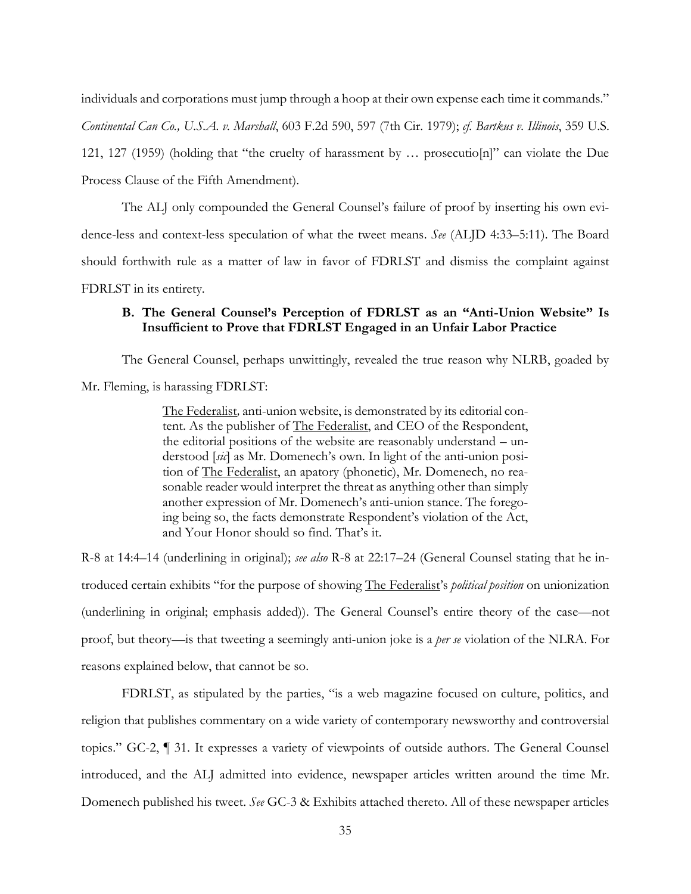individuals and corporations must jump through a hoop at their own expense each time it commands." *Continental Can Co., U.S.A. v. Marshall*, 603 F.2d 590, 597 (7th Cir. 1979); *cf. Bartkus v. Illinois*, 359 U.S. 121, 127 (1959) (holding that "the cruelty of harassment by … prosecutio[n]" can violate the Due Process Clause of the Fifth Amendment).

The ALJ only compounded the General Counsel's failure of proof by inserting his own evidence-less and context-less speculation of what the tweet means. *See* (ALJD 4:33–5:11). The Board should forthwith rule as a matter of law in favor of FDRLST and dismiss the complaint against FDRLST in its entirety.

### B. The General Counsel's Perception of FDRLST as an "Anti-Union Website" Is Insufficient to Prove that FDRLST Engaged in an Unfair Labor Practice

The General Counsel, perhaps unwittingly, revealed the true reason why NLRB, goaded by Mr. Fleming, is harassing FDRLST:

> <u>The Federalist</u>, anti-union website, is demonstrated by its editorial content. As the publisher of <u>The Federalist</u>, and CEO of the Respondent, the editorial positions of the website are reasonably understand – understood [*sic*] as Mr. Domenech's own. In light of the anti-union position of <u>The Federalist</u>, an apatory (phonetic), Mr. Domenech, no reasonable reader would interpret the threat as anything other than simply another expression of Mr. Domenech's anti-union stance. The foregoing being so, the facts demonstrate Respondent's violation of the Act, and Your Honor should so find. That's it.

R-8 at 14:4–14 (underlining in original); *see also* R-8 at 22:17–24 (General Counsel stating that he introduced certain exhibits "for the purpose of showing <u>The Federalist</u>'s *political position* on unionization (underlining in original; emphasis added)). The General Counsel's entire theory of the case—not proof, but theory—is that tweeting a seemingly anti-union joke is a *per se* violation of the NLRA. For reasons explained below, that cannot be so.

FDRLST, as stipulated by the parties, "is a web magazine focused on culture, politics, and religion that publishes commentary on a wide variety of contemporary newsworthy and controversial topics." GC-2, ¶ 31. It expresses a variety of viewpoints of outside authors. The General Counsel introduced, and the ALJ admitted into evidence, newspaper articles written around the time Mr. Domenech published his tweet. *See* GC-3 & Exhibits attached thereto. All of these newspaper articles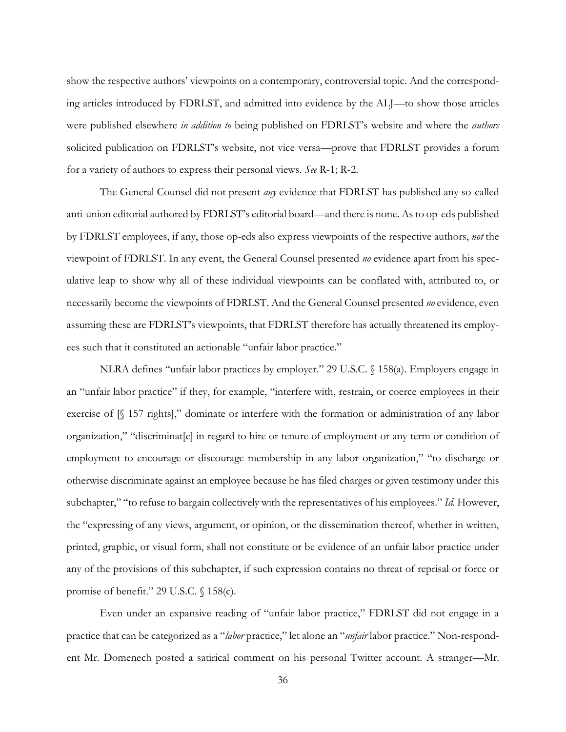show the respective authors' viewpoints on a contemporary, controversial topic. And the corresponding articles introduced by FDRLST, and admitted into evidence by the ALJ—to show those articles were published elsewhere *in addition to* being published on FDRLST's website and where the *authors* solicited publication on FDRLST's website, not vice versa—prove that FDRLST provides a forum for a variety of authors to express their personal views. *See* R-1; R-2.

The General Counsel did not present *any* evidence that FDRLST has published any so-called anti-union editorial authored by FDRLST's editorial board—and there is none. As to op-eds published by FDRLST employees, if any, those op-eds also express viewpoints of the respective authors, *not* the viewpoint of FDRLST. In any event, the General Counsel presented *no* evidence apart from his speculative leap to show why all of these individual viewpoints can be conflated with, attributed to, or necessarily become the viewpoints of FDRLST. And the General Counsel presented *no* evidence, even assuming these are FDRLST's viewpoints, that FDRLST therefore has actually threatened its employees such that it constituted an actionable "unfair labor practice."

NLRA defines "unfair labor practices by employer." 29 U.S.C. § 158(a). Employers engage in an "unfair labor practice" if they, for example, "interfere with, restrain, or coerce employees in their exercise of [§ 157 rights]," dominate or interfere with the formation or administration of any labor organization," "discriminat[e] in regard to hire or tenure of employment or any term or condition of employment to encourage or discourage membership in any labor organization," "to discharge or otherwise discriminate against an employee because he has filed charges or given testimony under this subchapter," "to refuse to bargain collectively with the representatives of his employees." *Id.* However, the "expressing of any views, argument, or opinion, or the dissemination thereof, whether in written, printed, graphic, or visual form, shall not constitute or be evidence of an unfair labor practice under any of the provisions of this subchapter, if such expression contains no threat of reprisal or force or promise of benefit." 29 U.S.C. § 158(c).

Even under an expansive reading of "unfair labor practice," FDRLST did not engage in a practice that can be categorized as a "*labor* practice," let alone an "*unfair* labor practice." Non-respondent Mr. Domenech posted a satirical comment on his personal Twitter account. A stranger—Mr.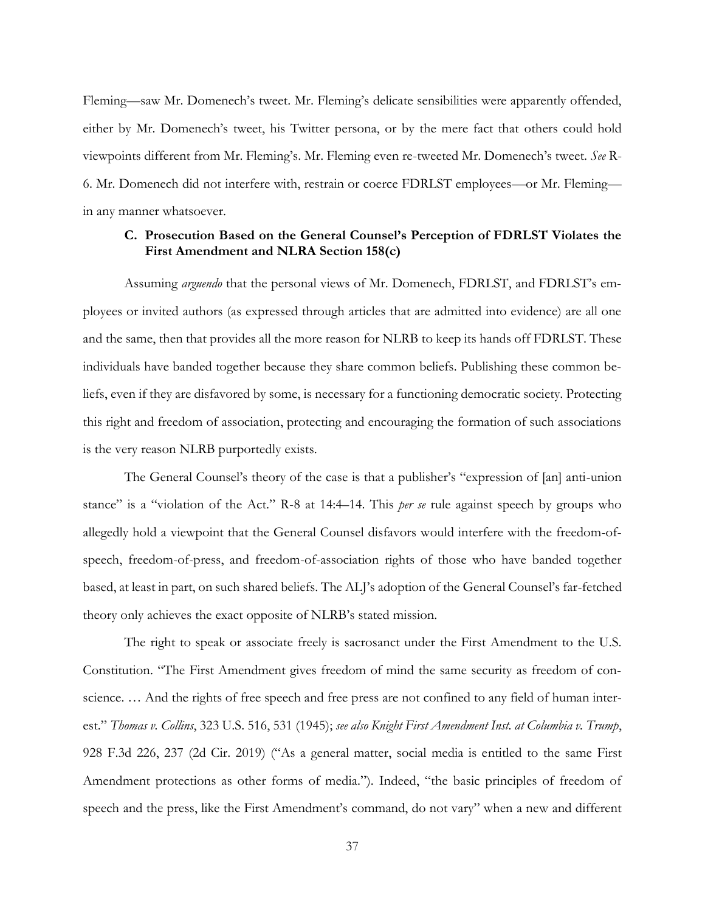Fleming—saw Mr. Domenech's tweet. Mr. Fleming's delicate sensibilities were apparently offended, either by Mr. Domenech's tweet, his Twitter persona, or by the mere fact that others could hold viewpoints different from Mr. Fleming's. Mr. Fleming even re-tweeted Mr. Domenech's tweet. *See* R-6. Mr. Domenech did not interfere with, restrain or coerce FDRLST employees—or Mr. Fleming—in any manner whatsoever.

### C. Prosecution Based on the General Counsel's Perception of FDRLST Violates the First Amendment and NLRA Section 158(c)

Assuming *arguendo* that the personal views of Mr. Domenech, FDRLST, and FDRLST's employees or invited authors (as expressed through articles that are admitted into evidence) are all one and the same, then that provides all the more reason for NLRB to keep its hands off FDRLST. These individuals have banded together because they share common beliefs. Publishing these common beliefs, even if they are disfavored by some, is necessary for a functioning democratic society. Protecting this right and freedom of association, protecting and encouraging the formation of such associations is the very reason NLRB purportedly exists.

The General Counsel's theory of the case is that a publisher's "expression of [an] anti-union stance" is a "violation of the Act." R-8 at 14:4–14. This *per se* rule against speech by groups who allegedly hold a viewpoint that the General Counsel disfavors would interfere with the freedom-of-speech, freedom-of-press, and freedom-of-association rights of those who have banded together based, at least in part, on such shared beliefs. The ALJ's adoption of the General Counsel's far-fetched theory only achieves the exact opposite of NLRB's stated mission.

The right to speak or associate freely is sacrosanct under the First Amendment to the U.S. Constitution. "The First Amendment gives freedom of mind the same security as freedom of conscience. … And the rights of free speech and free press are not confined to any field of human interest." *Thomas v. Collins*, 323 U.S. 516, 531 (1945); *see also Knight First Amendment Inst. at Columbia v. Trump*, 928 F.3d 226, 237 (2d Cir. 2019) ("As a general matter, social media is entitled to the same First Amendment protections as other forms of media."). Indeed, "the basic principles of freedom of speech and the press, like the First Amendment's command, do not vary" when a new and different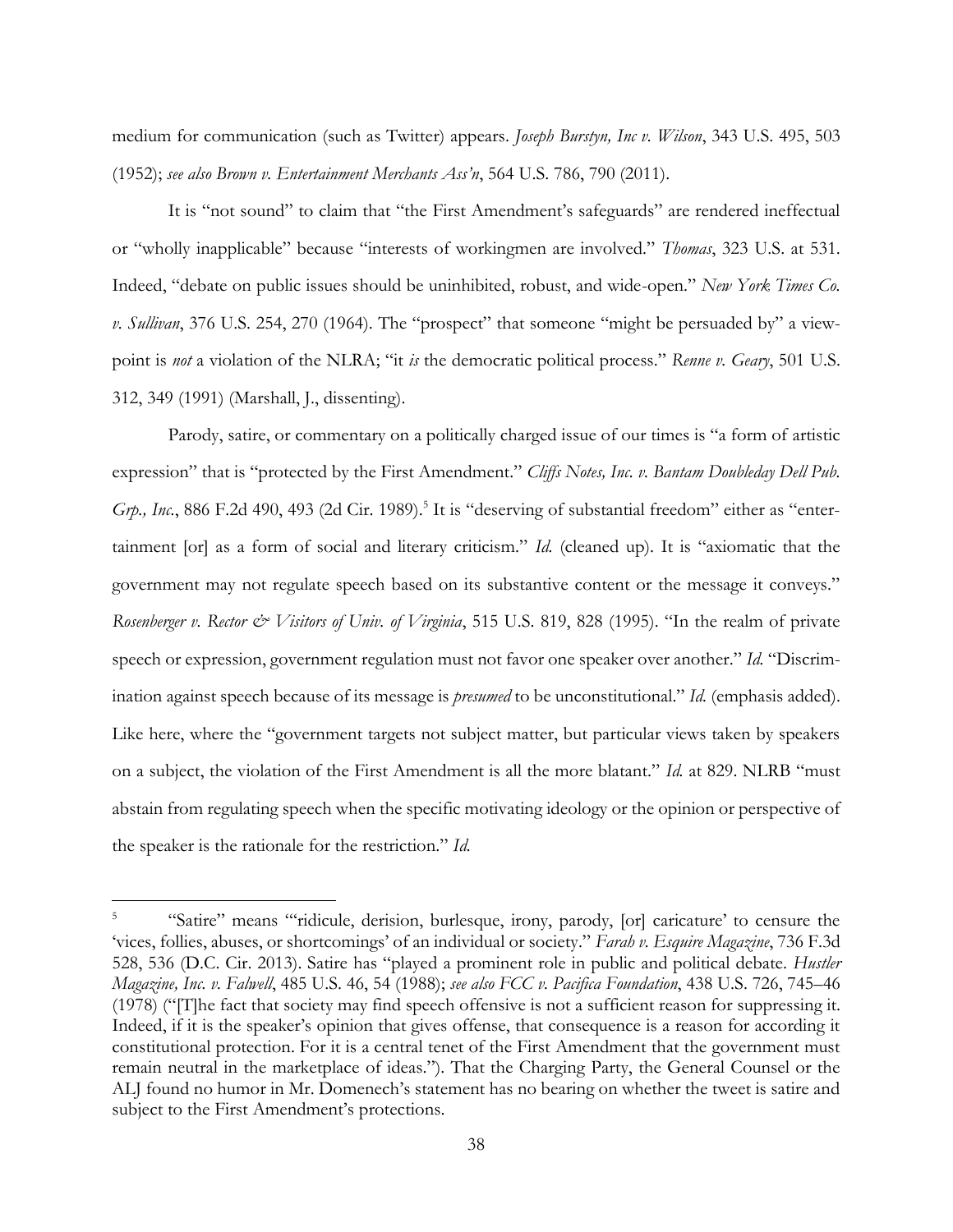medium for communication (such as Twitter) appears. *Joseph Burstyn, Inc v. Wilson*, 343 U.S. 495, 503 (1952); *see also Brown v. Entertainment Merchants Ass'n*, 564 U.S. 786, 790 (2011).

It is "not sound" to claim that "the First Amendment's safeguards" are rendered ineffectual or "wholly inapplicable" because "interests of workingmen are involved." *Thomas*, 323 U.S. at 531. Indeed, "debate on public issues should be uninhibited, robust, and wide-open." *New York Times Co. v. Sullivan*, 376 U.S. 254, 270 (1964). The "prospect" that someone "might be persuaded by" a viewpoint is *not* a violation of the NLRA; "it *is* the democratic political process." *Renne v. Geary*, 501 U.S. 312, 349 (1991) (Marshall, J., dissenting).

Parody, satire, or commentary on a politically charged issue of our times is "a form of artistic expression" that is "protected by the First Amendment." *Cliffs Notes, Inc. v. Bantam Doubleday Dell Pub. Grp., Inc.*, 886 F.2d 490, 493 (2d Cir. 1989).[5] It is "deserving of substantial freedom" either as "entertainment [or] as a form of social and literary criticism." *Id.* (cleaned up). It is "axiomatic that the government may not regulate speech based on its substantive content or the message it conveys." *Rosenberger v. Rector & Visitors of Univ. of Virginia*, 515 U.S. 819, 828 (1995). "In the realm of private speech or expression, government regulation must not favor one speaker over another." *Id.* "Discrimination against speech because of its message is *presumed* to be unconstitutional." *Id.* (emphasis added). Like here, where the "government targets not subject matter, but particular views taken by speakers on a subject, the violation of the First Amendment is all the more blatant." *Id.* at 829. NLRB "must abstain from regulating speech when the specific motivating ideology or the opinion or perspective of the speaker is the rationale for the restriction." *Id.*

---

[5] "Satire" means "'ridicule, derision, burlesque, irony, parody, [or] caricature' to censure the 'vices, follies, abuses, or shortcomings' of an individual or society." *Farah v. Esquire Magazine*, 736 F.3d 528, 536 (D.C. Cir. 2013). Satire has "played a prominent role in public and political debate. *Hustler Magazine, Inc. v. Falwell*, 485 U.S. 46, 54 (1988); *see also FCC v. Pacifica Foundation*, 438 U.S. 726, 745–46 (1978) ("[T]he fact that society may find speech offensive is not a sufficient reason for suppressing it. Indeed, if it is the speaker's opinion that gives offense, that consequence is a reason for according it constitutional protection. For it is a central tenet of the First Amendment that the government must remain neutral in the marketplace of ideas."). That the Charging Party, the General Counsel or the ALJ found no humor in Mr. Domenech's statement has no bearing on whether the tweet is satire and subject to the First Amendment's protections.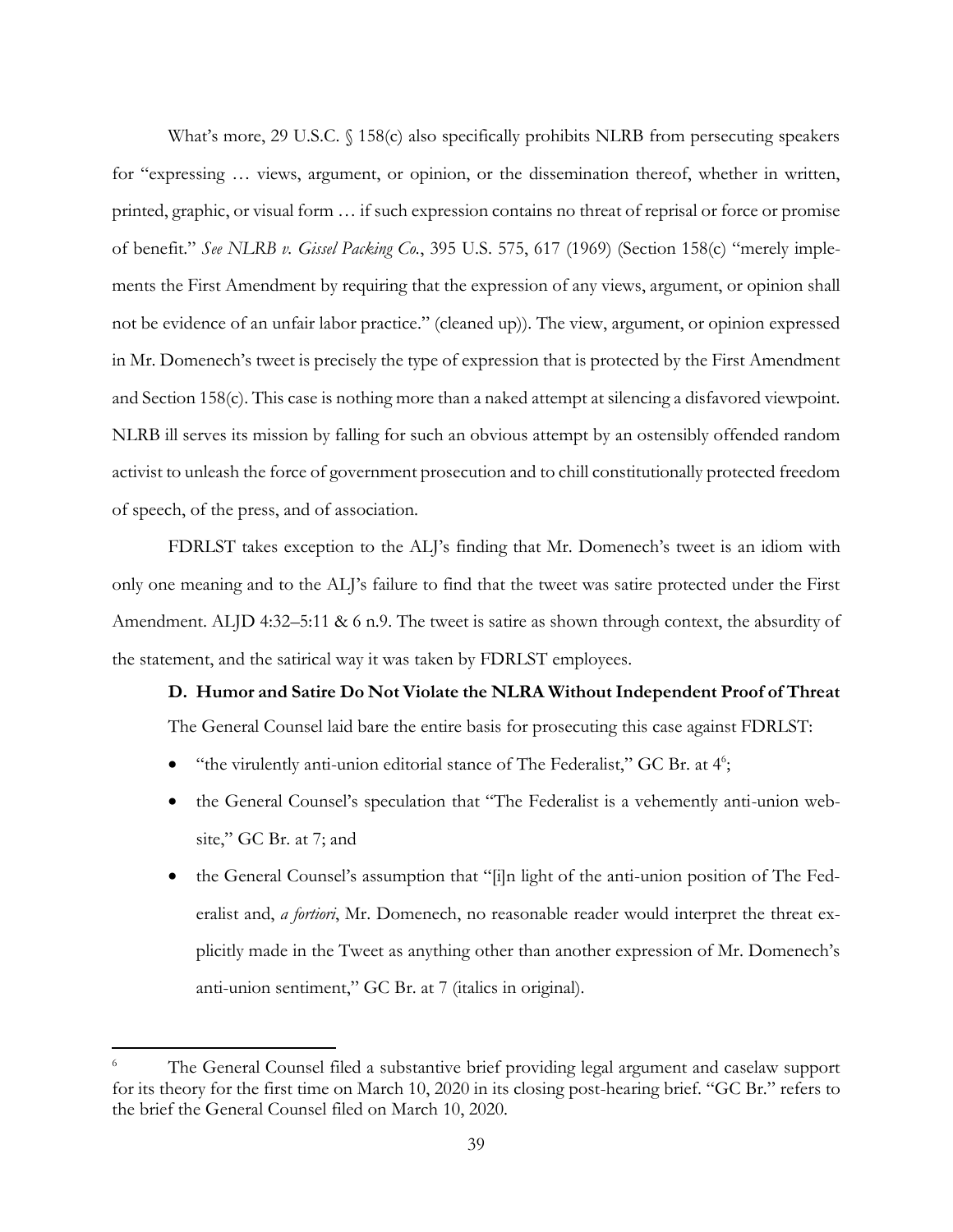What's more, 29 U.S.C. § 158(c) also specifically prohibits NLRB from persecuting speakers for "expressing … views, argument, or opinion, or the dissemination thereof, whether in written, printed, graphic, or visual form … if such expression contains no threat of reprisal or force or promise of benefit." *See NLRB v. Gissel Packing Co.*, 395 U.S. 575, 617 (1969) (Section 158(c) "merely implements the First Amendment by requiring that the expression of any views, argument, or opinion shall not be evidence of an unfair labor practice." (cleaned up)). The view, argument, or opinion expressed in Mr. Domenech's tweet is precisely the type of expression that is protected by the First Amendment and Section 158(c). This case is nothing more than a naked attempt at silencing a disfavored viewpoint. NLRB ill serves its mission by falling for such an obvious attempt by an ostensibly offended random activist to unleash the force of government prosecution and to chill constitutionally protected freedom of speech, of the press, and of association.

FDRLST takes exception to the ALJ's finding that Mr. Domenech's tweet is an idiom with only one meaning and to the ALJ's failure to find that the tweet was satire protected under the First Amendment. ALJD 4:32–5:11 & 6 n.9. The tweet is satire as shown through context, the absurdity of the statement, and the satirical way it was taken by FDRLST employees.

**D. Humor and Satire Do Not Violate the NLRA Without Independent Proof of Threat**

The General Counsel laid bare the entire basis for prosecuting this case against FDRLST:

- "the virulently anti-union editorial stance of The Federalist," GC Br. at 4[6];
- the General Counsel's speculation that "The Federalist is a vehemently anti-union website," GC Br. at 7; and
- the General Counsel's assumption that "[i]n light of the anti-union position of The Federalist and, *a fortiori*, Mr. Domenech, no reasonable reader would interpret the threat explicitly made in the Tweet as anything other than another expression of Mr. Domenech's anti-union sentiment," GC Br. at 7 (italics in original).

[6] The General Counsel filed a substantive brief providing legal argument and caselaw support for its theory for the first time on March 10, 2020 in its closing post-hearing brief. "GC Br." refers to the brief the General Counsel filed on March 10, 2020.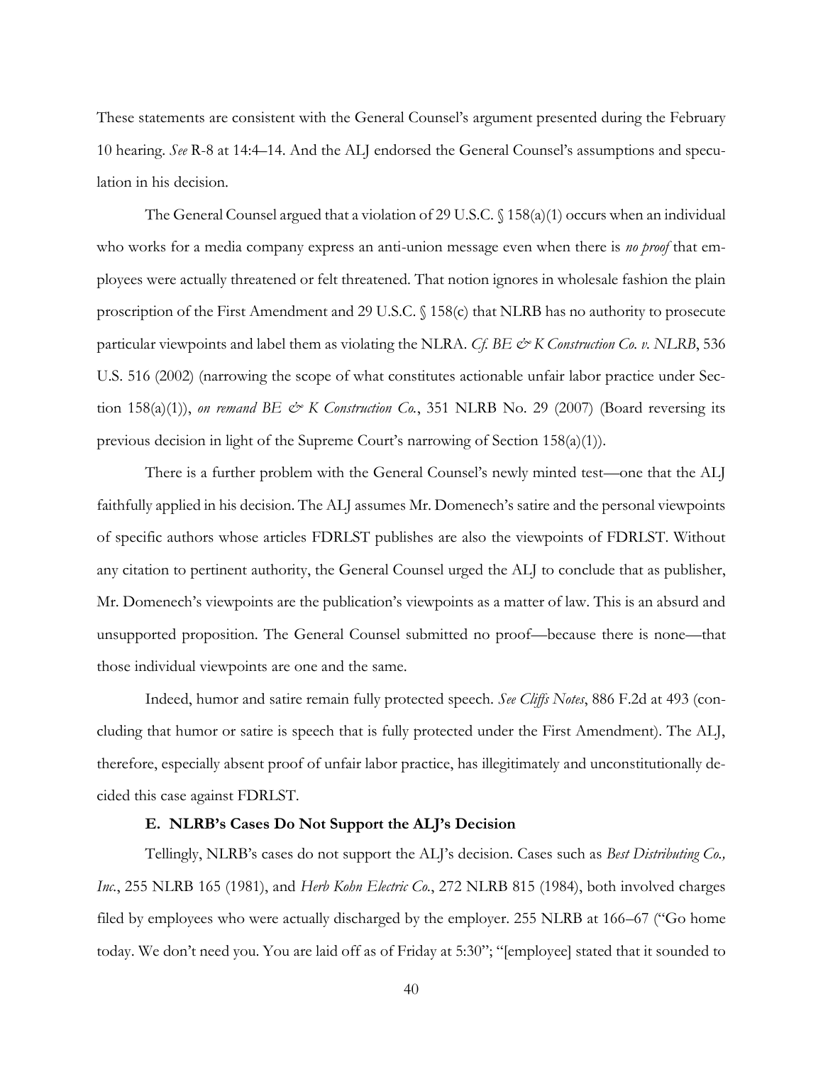These statements are consistent with the General Counsel's argument presented during the February 10 hearing. *See* R-8 at 14:4–14. And the ALJ endorsed the General Counsel's assumptions and speculation in his decision.

The General Counsel argued that a violation of 29 U.S.C. § 158(a)(1) occurs when an individual who works for a media company express an anti-union message even when there is *no proof* that employees were actually threatened or felt threatened. That notion ignores in wholesale fashion the plain proscription of the First Amendment and 29 U.S.C. § 158(c) that NLRB has no authority to prosecute particular viewpoints and label them as violating the NLRA. *Cf. BE & K Construction Co. v. NLRB*, 536 U.S. 516 (2002) (narrowing the scope of what constitutes actionable unfair labor practice under Section 158(a)(1)), *on remand BE & K Construction Co.*, 351 NLRB No. 29 (2007) (Board reversing its previous decision in light of the Supreme Court's narrowing of Section 158(a)(1)).

There is a further problem with the General Counsel's newly minted test—one that the ALJ faithfully applied in his decision. The ALJ assumes Mr. Domenech's satire and the personal viewpoints of specific authors whose articles FDRLST publishes are also the viewpoints of FDRLST. Without any citation to pertinent authority, the General Counsel urged the ALJ to conclude that as publisher, Mr. Domenech's viewpoints are the publication's viewpoints as a matter of law. This is an absurd and unsupported proposition. The General Counsel submitted no proof—because there is none—that those individual viewpoints are one and the same.

Indeed, humor and satire remain fully protected speech. *See Cliffs Notes*, 886 F.2d at 493 (concluding that humor or satire is speech that is fully protected under the First Amendment). The ALJ, therefore, especially absent proof of unfair labor practice, has illegitimately and unconstitutionally decided this case against FDRLST.

### E. NLRB's Cases Do Not Support the ALJ's Decision

Tellingly, NLRB's cases do not support the ALJ's decision. Cases such as *Best Distributing Co., Inc.*, 255 NLRB 165 (1981), and *Herb Kohn Electric Co.*, 272 NLRB 815 (1984), both involved charges filed by employees who were actually discharged by the employer. 255 NLRB at 166–67 ("Go home today. We don't need you. You are laid off as of Friday at 5:30"; "[employee] stated that it sounded to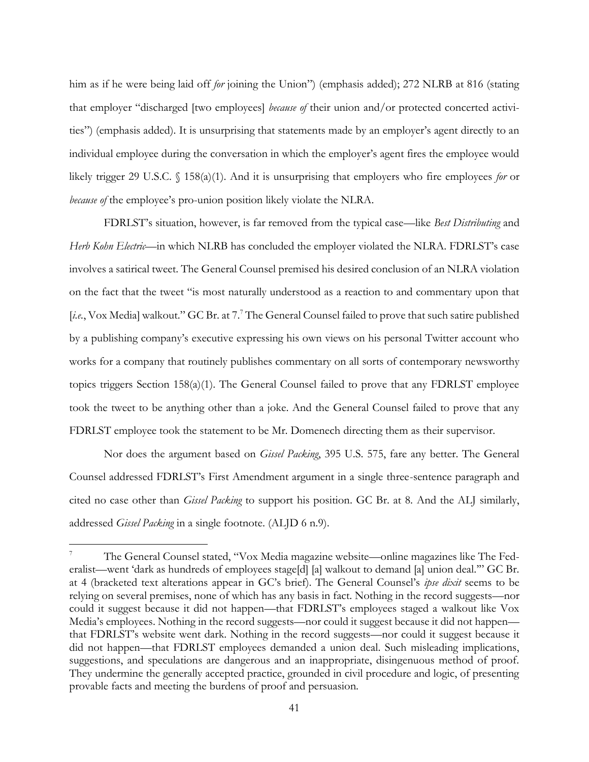him as if he were being laid off *for* joining the Union") (emphasis added); 272 NLRB at 816 (stating that employer "discharged [two employees] *because of* their union and/or protected concerted activities") (emphasis added). It is unsurprising that statements made by an employer's agent directly to an individual employee during the conversation in which the employer's agent fires the employee would likely trigger 29 U.S.C. § 158(a)(1). And it is unsurprising that employers who fire employees *for* or *because of* the employee's pro-union position likely violate the NLRA.

FDRLST's situation, however, is far removed from the typical case—like *Best Distributing* and *Herb Kohn Electric*—in which NLRB has concluded the employer violated the NLRA. FDRLST's case involves a satirical tweet. The General Counsel premised his desired conclusion of an NLRA violation on the fact that the tweet "is most naturally understood as a reaction to and commentary upon that [*i.e.*, Vox Media] walkout." GC Br. at 7.[7] The General Counsel failed to prove that such satire published by a publishing company's executive expressing his own views on his personal Twitter account who works for a company that routinely publishes commentary on all sorts of contemporary newsworthy topics triggers Section 158(a)(1). The General Counsel failed to prove that any FDRLST employee took the tweet to be anything other than a joke. And the General Counsel failed to prove that any FDRLST employee took the statement to be Mr. Domenech directing them as their supervisor.

Nor does the argument based on *Gissel Packing*, 395 U.S. 575, fare any better. The General Counsel addressed FDRLST's First Amendment argument in a single three-sentence paragraph and cited no case other than *Gissel Packing* to support his position. GC Br. at 8. And the ALJ similarly, addressed *Gissel Packing* in a single footnote. (ALJD 6 n.9).

[7] The General Counsel stated, "Vox Media magazine website—online magazines like The Federalist—went 'dark as hundreds of employees stage[d] [a] walkout to demand [a] union deal.'" GC Br. at 4 (bracketed text alterations appear in GC's brief). The General Counsel's *ipse dixit* seems to be relying on several premises, none of which has any basis in fact. Nothing in the record suggests—nor could it suggest because it did not happen—that FDRLST's employees staged a walkout like Vox Media's employees. Nothing in the record suggests—nor could it suggest because it did not happen—that FDRLST's website went dark. Nothing in the record suggests—nor could it suggest because it did not happen—that FDRLST employees demanded a union deal. Such misleading implications, suggestions, and speculations are dangerous and an inappropriate, disingenuous method of proof. They undermine the generally accepted practice, grounded in civil procedure and logic, of presenting provable facts and meeting the burdens of proof and persuasion.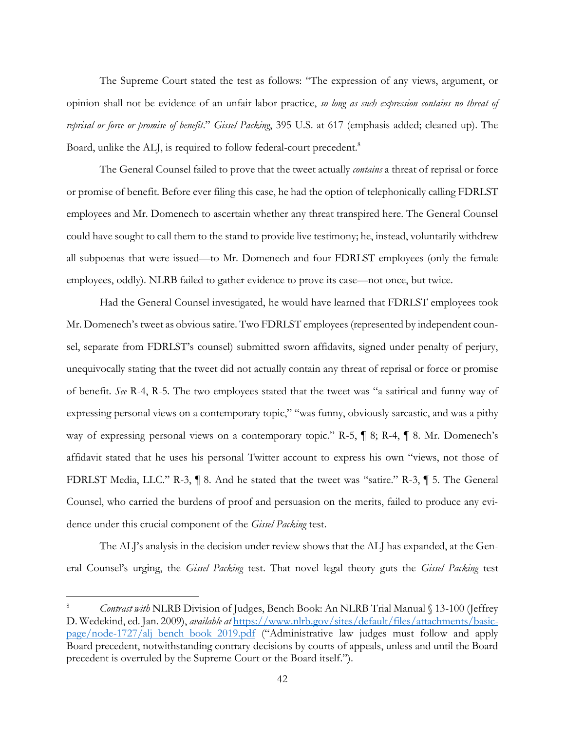The Supreme Court stated the test as follows: "The expression of any views, argument, or opinion shall not be evidence of an unfair labor practice, *so long as such expression contains no threat of reprisal or force or promise of benefit*." *Gissel Packing*, 395 U.S. at 617 (emphasis added; cleaned up). The Board, unlike the ALJ, is required to follow federal-court precedent.[8]

The General Counsel failed to prove that the tweet actually *contains* a threat of reprisal or force or promise of benefit. Before ever filing this case, he had the option of telephonically calling FDRLST employees and Mr. Domenech to ascertain whether any threat transpired here. The General Counsel could have sought to call them to the stand to provide live testimony; he, instead, voluntarily withdrew all subpoenas that were issued—to Mr. Domenech and four FDRLST employees (only the female employees, oddly). NLRB failed to gather evidence to prove its case—not once, but twice.

Had the General Counsel investigated, he would have learned that FDRLST employees took Mr. Domenech's tweet as obvious satire. Two FDRLST employees (represented by independent counsel, separate from FDRLST's counsel) submitted sworn affidavits, signed under penalty of perjury, unequivocally stating that the tweet did not actually contain any threat of reprisal or force or promise of benefit. *See* R-4, R-5. The two employees stated that the tweet was "a satirical and funny way of expressing personal views on a contemporary topic," "was funny, obviously sarcastic, and was a pithy way of expressing personal views on a contemporary topic." R-5, ¶ 8; R-4, ¶ 8. Mr. Domenech's affidavit stated that he uses his personal Twitter account to express his own "views, not those of FDRLST Media, LLC." R-3, ¶ 8. And he stated that the tweet was "satire." R-3, ¶ 5. The General Counsel, who carried the burdens of proof and persuasion on the merits, failed to produce any evidence under this crucial component of the *Gissel Packing* test.

The ALJ's analysis in the decision under review shows that the ALJ has expanded, at the General Counsel's urging, the *Gissel Packing* test. That novel legal theory guts the *Gissel Packing* test

---

[8] *Contrast with* NLRB Division of Judges, Bench Book: An NLRB Trial Manual § 13-100 (Jeffrey D. Wedekind, ed. Jan. 2009), *available at* https://www.nlrb.gov/sites/default/files/attachments/basic-page/node-1727/alj_bench_book_2019.pdf ("Administrative law judges must follow and apply Board precedent, notwithstanding contrary decisions by courts of appeals, unless and until the Board precedent is overruled by the Supreme Court or the Board itself.").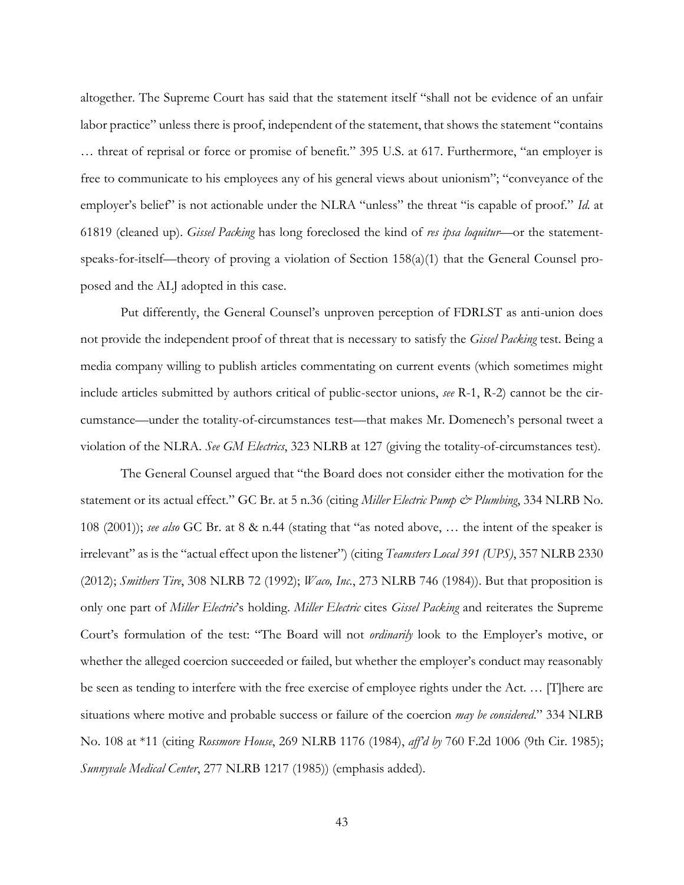altogether. The Supreme Court has said that the statement itself "shall not be evidence of an unfair labor practice" unless there is proof, independent of the statement, that shows the statement "contains … threat of reprisal or force or promise of benefit." 395 U.S. at 617. Furthermore, "an employer is free to communicate to his employees any of his general views about unionism"; "conveyance of the employer's belief" is not actionable under the NLRA "unless" the threat "is capable of proof." *Id.* at 61819 (cleaned up). *Gissel Packing* has long foreclosed the kind of *res ipsa loquitur*—or the statement-speaks-for-itself—theory of proving a violation of Section 158(a)(1) that the General Counsel proposed and the ALJ adopted in this case.

Put differently, the General Counsel's unproven perception of FDRLST as anti-union does not provide the independent proof of threat that is necessary to satisfy the *Gissel Packing* test. Being a media company willing to publish articles commentating on current events (which sometimes might include articles submitted by authors critical of public-sector unions, *see* R-1, R-2) cannot be the circumstance—under the totality-of-circumstances test—that makes Mr. Domenech's personal tweet a violation of the NLRA. *See GM Electrics*, 323 NLRB at 127 (giving the totality-of-circumstances test).

The General Counsel argued that "the Board does not consider either the motivation for the statement or its actual effect." GC Br. at 5 n.36 (citing *Miller Electric Pump & Plumbing*, 334 NLRB No. 108 (2001)); *see also* GC Br. at 8 & n.44 (stating that "as noted above, … the intent of the speaker is irrelevant" as is the "actual effect upon the listener") (citing *Teamsters Local 391 (UPS)*, 357 NLRB 2330 (2012); *Smithers Tire*, 308 NLRB 72 (1992); *Waco, Inc.*, 273 NLRB 746 (1984)). But that proposition is only one part of *Miller Electric*'s holding. *Miller Electric* cites *Gissel Packing* and reiterates the Supreme Court's formulation of the test: "The Board will not *ordinarily* look to the Employer's motive, or whether the alleged coercion succeeded or failed, but whether the employer's conduct may reasonably be seen as tending to interfere with the free exercise of employee rights under the Act. … [T]here are situations where motive and probable success or failure of the coercion *may be considered*." 334 NLRB No. 108 at *11 (citing *Rossmore House*, 269 NLRB 1176 (1984), *aff'd by* 760 F.2d 1006 (9th Cir. 1985); *Sunnyvale Medical Center*, 277 NLRB 1217 (1985)) (emphasis added).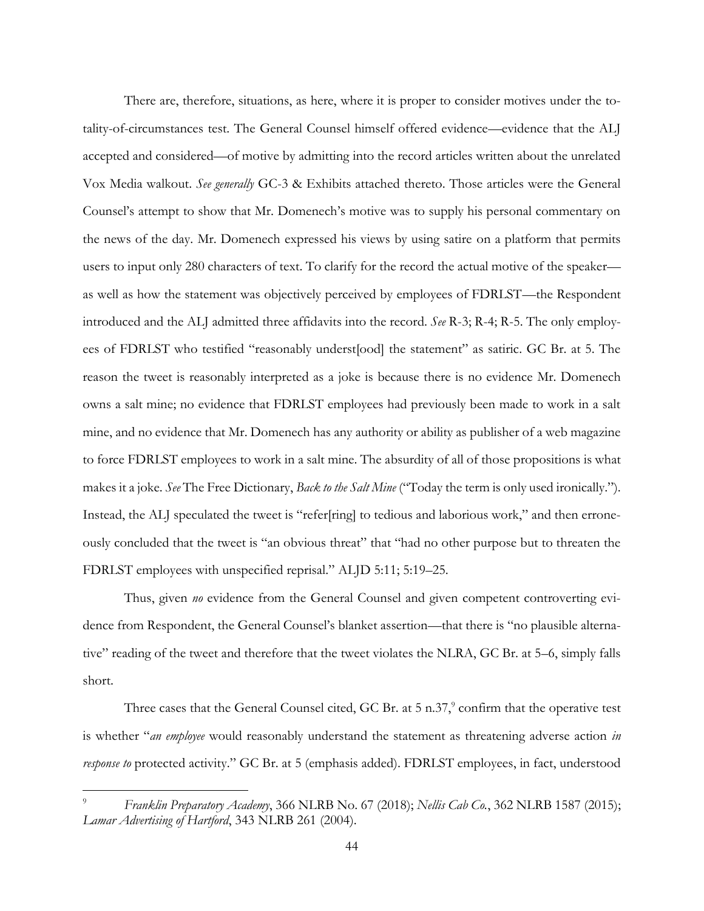There are, therefore, situations, as here, where it is proper to consider motives under the totality-of-circumstances test. The General Counsel himself offered evidence—evidence that the ALJ accepted and considered—of motive by admitting into the record articles written about the unrelated Vox Media walkout. *See generally* GC-3 & Exhibits attached thereto. Those articles were the General Counsel's attempt to show that Mr. Domenech's motive was to supply his personal commentary on the news of the day. Mr. Domenech expressed his views by using satire on a platform that permits users to input only 280 characters of text. To clarify for the record the actual motive of the speaker—as well as how the statement was objectively perceived by employees of FDRLST—the Respondent introduced and the ALJ admitted three affidavits into the record. *See* R-3; R-4; R-5. The only employees of FDRLST who testified "reasonably underst[ood] the statement" as satiric. GC Br. at 5. The reason the tweet is reasonably interpreted as a joke is because there is no evidence Mr. Domenech owns a salt mine; no evidence that FDRLST employees had previously been made to work in a salt mine, and no evidence that Mr. Domenech has any authority or ability as publisher of a web magazine to force FDRLST employees to work in a salt mine. The absurdity of all of those propositions is what makes it a joke. *See* The Free Dictionary, *Back to the Salt Mine* ("Today the term is only used ironically."). Instead, the ALJ speculated the tweet is "refer[ring] to tedious and laborious work," and then erroneously concluded that the tweet is "an obvious threat" that "had no other purpose but to threaten the FDRLST employees with unspecified reprisal." ALJD 5:11; 5:19–25.

Thus, given *no* evidence from the General Counsel and given competent controverting evidence from Respondent, the General Counsel's blanket assertion—that there is "no plausible alternative" reading of the tweet and therefore that the tweet violates the NLRA, GC Br. at 5–6, simply falls short.

Three cases that the General Counsel cited, GC Br. at 5 n.37,[9] confirm that the operative test is whether "*an employee* would reasonably understand the statement as threatening adverse action *in response to* protected activity." GC Br. at 5 (emphasis added). FDRLST employees, in fact, understood

[9] *Franklin Preparatory Academy*, 366 NLRB No. 67 (2018); *Nellis Cab Co.*, 362 NLRB 1587 (2015); *Lamar Advertising of Hartford*, 343 NLRB 261 (2004).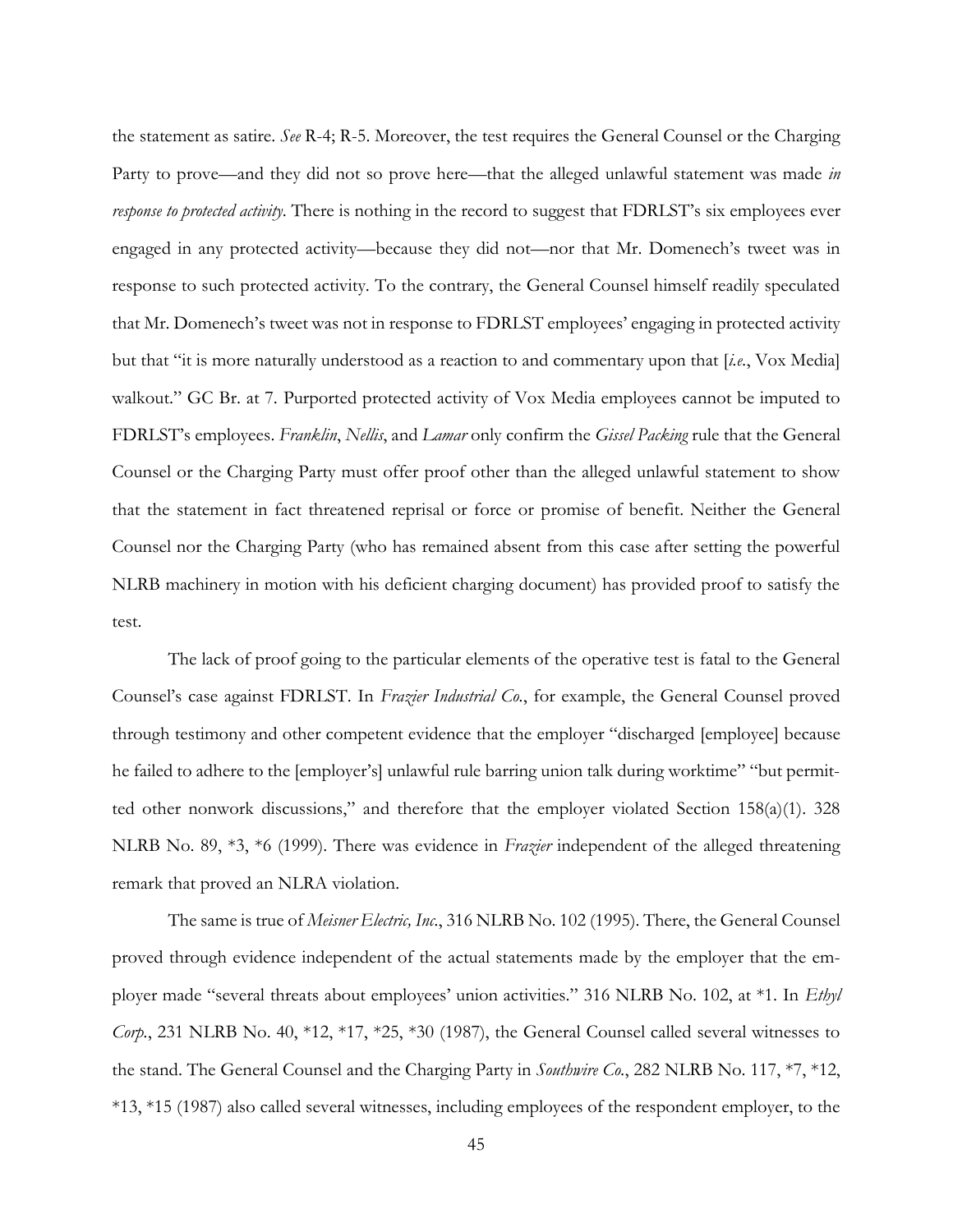the statement as satire. *See* R-4; R-5. Moreover, the test requires the General Counsel or the Charging Party to prove—and they did not so prove here—that the alleged unlawful statement was made *in response to protected activity*. There is nothing in the record to suggest that FDRLST's six employees ever engaged in any protected activity—because they did not—nor that Mr. Domenech's tweet was in response to such protected activity. To the contrary, the General Counsel himself readily speculated that Mr. Domenech's tweet was not in response to FDRLST employees' engaging in protected activity but that "it is more naturally understood as a reaction to and commentary upon that [*i.e.*, Vox Media] walkout." GC Br. at 7. Purported protected activity of Vox Media employees cannot be imputed to FDRLST's employees. *Franklin*, *Nellis*, and *Lamar* only confirm the *Gissel Packing* rule that the General Counsel or the Charging Party must offer proof other than the alleged unlawful statement to show that the statement in fact threatened reprisal or force or promise of benefit. Neither the General Counsel nor the Charging Party (who has remained absent from this case after setting the powerful NLRB machinery in motion with his deficient charging document) has provided proof to satisfy the test.

The lack of proof going to the particular elements of the operative test is fatal to the General Counsel's case against FDRLST. In *Frazier Industrial Co.*, for example, the General Counsel proved through testimony and other competent evidence that the employer "discharged [employee] because he failed to adhere to the [employer's] unlawful rule barring union talk during worktime" "but permitted other nonwork discussions," and therefore that the employer violated Section 158(a)(1). 328 NLRB No. 89, *3, *6 (1999). There was evidence in *Frazier* independent of the alleged threatening remark that proved an NLRA violation.

The same is true of *Meisner Electric, Inc.*, 316 NLRB No. 102 (1995). There, the General Counsel proved through evidence independent of the actual statements made by the employer that the employer made "several threats about employees' union activities." 316 NLRB No. 102, at *1. In *Ethyl Corp.*, 231 NLRB No. 40, *12, *17, *25, *30 (1987), the General Counsel called several witnesses to the stand. The General Counsel and the Charging Party in *Southwire Co.*, 282 NLRB No. 117, *7, *12, *13, *15 (1987) also called several witnesses, including employees of the respondent employer, to the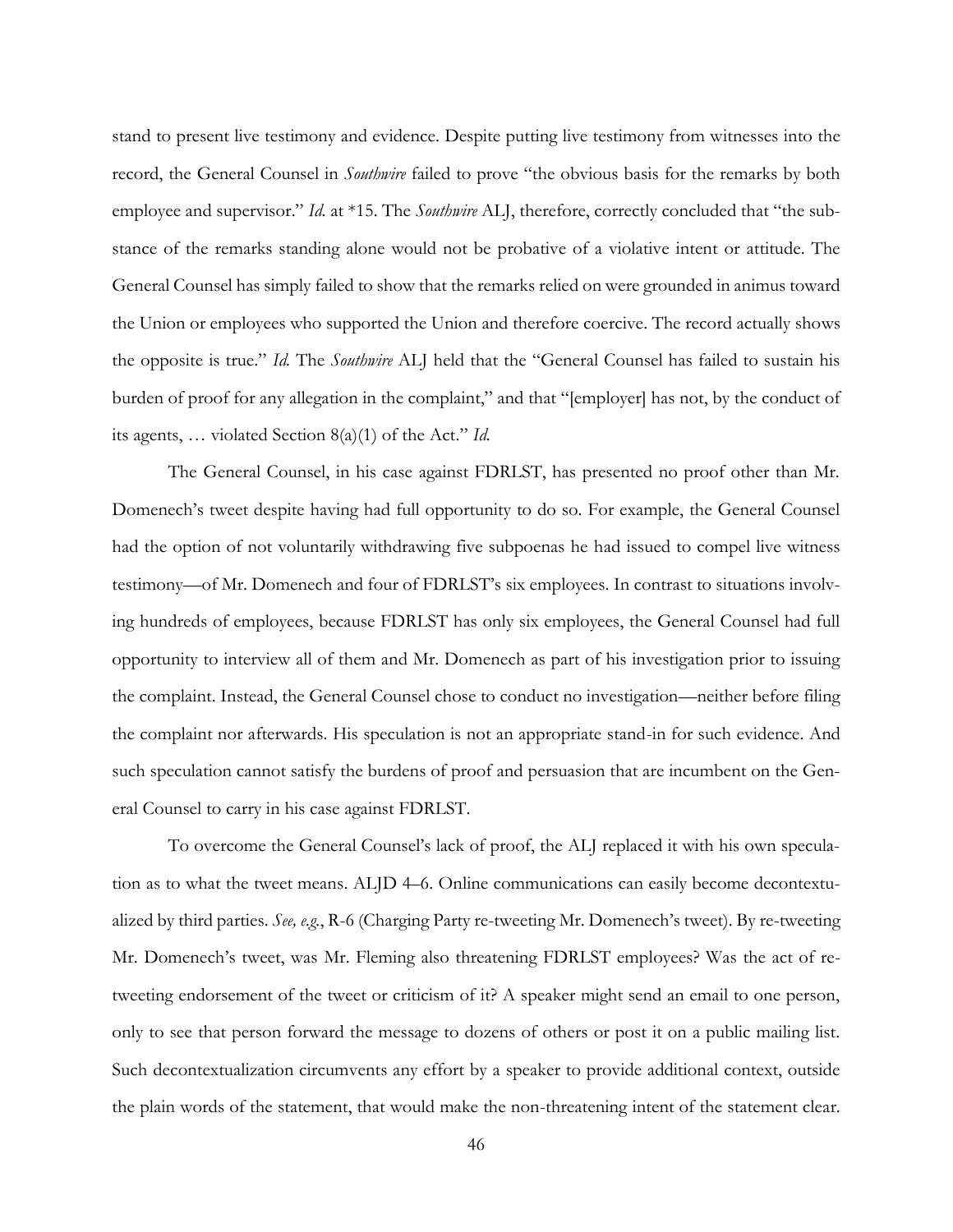stand to present live testimony and evidence. Despite putting live testimony from witnesses into the record, the General Counsel in *Southwire* failed to prove "the obvious basis for the remarks by both employee and supervisor." *Id.* at *15. The *Southwire* ALJ, therefore, correctly concluded that "the substance of the remarks standing alone would not be probative of a violative intent or attitude. The General Counsel has simply failed to show that the remarks relied on were grounded in animus toward the Union or employees who supported the Union and therefore coercive. The record actually shows the opposite is true." *Id.* The *Southwire* ALJ held that the "General Counsel has failed to sustain his burden of proof for any allegation in the complaint," and that "[employer] has not, by the conduct of its agents, … violated Section 8(a)(1) of the Act." *Id.*

The General Counsel, in his case against FDRLST, has presented no proof other than Mr. Domenech's tweet despite having had full opportunity to do so. For example, the General Counsel had the option of not voluntarily withdrawing five subpoenas he had issued to compel live witness testimony—of Mr. Domenech and four of FDRLST's six employees. In contrast to situations involving hundreds of employees, because FDRLST has only six employees, the General Counsel had full opportunity to interview all of them and Mr. Domenech as part of his investigation prior to issuing the complaint. Instead, the General Counsel chose to conduct no investigation—neither before filing the complaint nor afterwards. His speculation is not an appropriate stand-in for such evidence. And such speculation cannot satisfy the burdens of proof and persuasion that are incumbent on the General Counsel to carry in his case against FDRLST.

To overcome the General Counsel's lack of proof, the ALJ replaced it with his own speculation as to what the tweet means. ALJD 4–6. Online communications can easily become decontextualized by third parties. *See, e.g.*, R-6 (Charging Party re-tweeting Mr. Domenech's tweet). By re-tweeting Mr. Domenech's tweet, was Mr. Fleming also threatening FDRLST employees? Was the act of re-tweeting endorsement of the tweet or criticism of it? A speaker might send an email to one person, only to see that person forward the message to dozens of others or post it on a public mailing list. Such decontextualization circumvents any effort by a speaker to provide additional context, outside the plain words of the statement, that would make the non-threatening intent of the statement clear.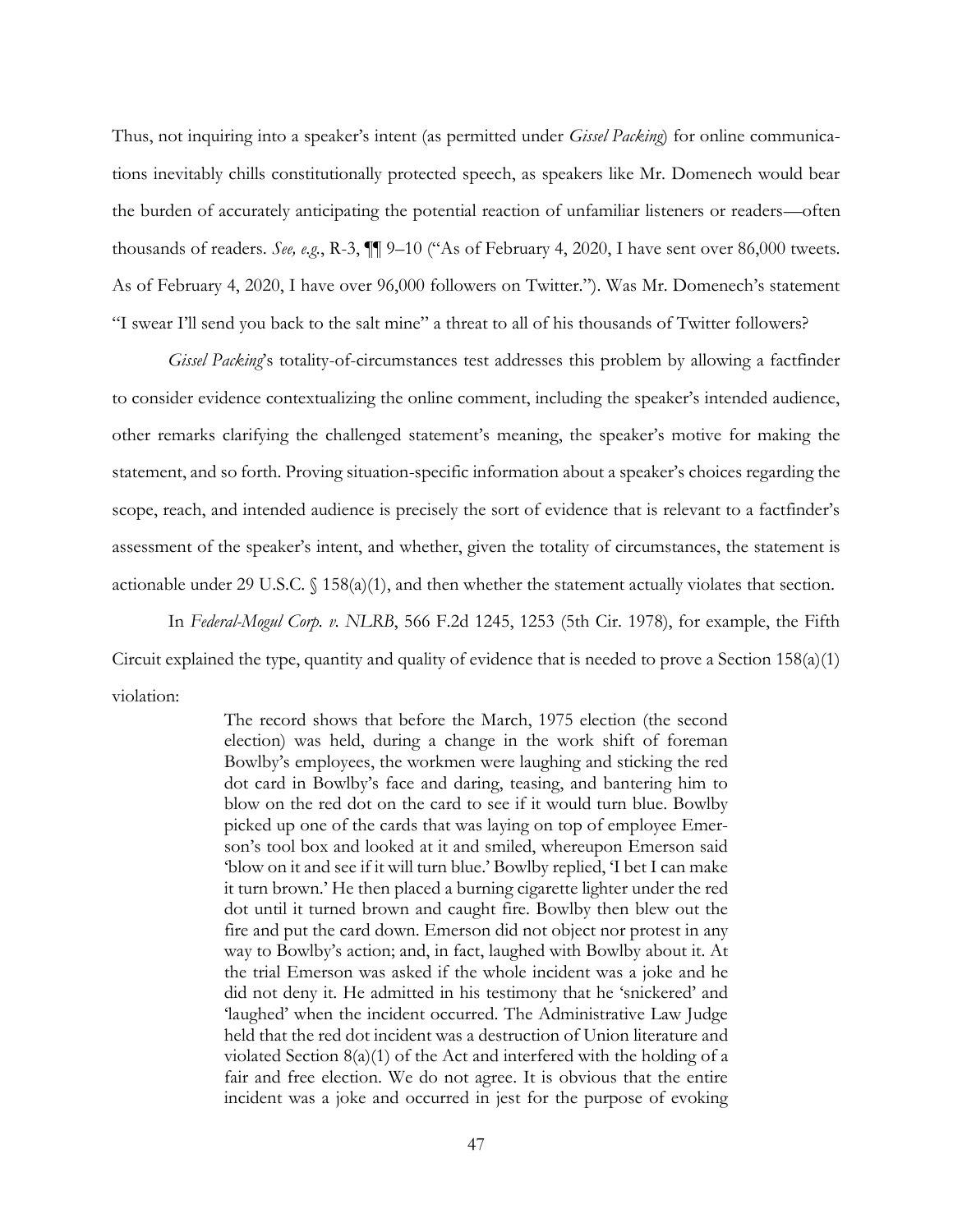Thus, not inquiring into a speaker's intent (as permitted under *Gissel Packing*) for online communications inevitably chills constitutionally protected speech, as speakers like Mr. Domenech would bear the burden of accurately anticipating the potential reaction of unfamiliar listeners or readers—often thousands of readers. *See, e.g.*, R-3, ¶¶ 9–10 ("As of February 4, 2020, I have sent over 86,000 tweets. As of February 4, 2020, I have over 96,000 followers on Twitter."). Was Mr. Domenech's statement "I swear I'll send you back to the salt mine" a threat to all of his thousands of Twitter followers?

*Gissel Packing*'s totality-of-circumstances test addresses this problem by allowing a factfinder to consider evidence contextualizing the online comment, including the speaker's intended audience, other remarks clarifying the challenged statement's meaning, the speaker's motive for making the statement, and so forth. Proving situation-specific information about a speaker's choices regarding the scope, reach, and intended audience is precisely the sort of evidence that is relevant to a factfinder's assessment of the speaker's intent, and whether, given the totality of circumstances, the statement is actionable under 29 U.S.C. § 158(a)(1), and then whether the statement actually violates that section.

In *Federal-Mogul Corp. v. NLRB*, 566 F.2d 1245, 1253 (5th Cir. 1978), for example, the Fifth Circuit explained the type, quantity and quality of evidence that is needed to prove a Section 158(a)(1) violation:

> The record shows that before the March, 1975 election (the second election) was held, during a change in the work shift of foreman Bowlby's employees, the workmen were laughing and sticking the red dot card in Bowlby's face and daring, teasing, and bantering him to blow on the red dot on the card to see if it would turn blue. Bowlby picked up one of the cards that was laying on top of employee Emerson's tool box and looked at it and smiled, whereupon Emerson said 'blow on it and see if it will turn blue.' Bowlby replied, 'I bet I can make it turn brown.' He then placed a burning cigarette lighter under the red dot until it turned brown and caught fire. Bowlby then blew out the fire and put the card down. Emerson did not object nor protest in any way to Bowlby's action; and, in fact, laughed with Bowlby about it. At the trial Emerson was asked if the whole incident was a joke and he did not deny it. He admitted in his testimony that he 'snickered' and 'laughed' when the incident occurred. The Administrative Law Judge held that the red dot incident was a destruction of Union literature and violated Section 8(a)(1) of the Act and interfered with the holding of a fair and free election. We do not agree. It is obvious that the entire incident was a joke and occurred in jest for the purpose of evoking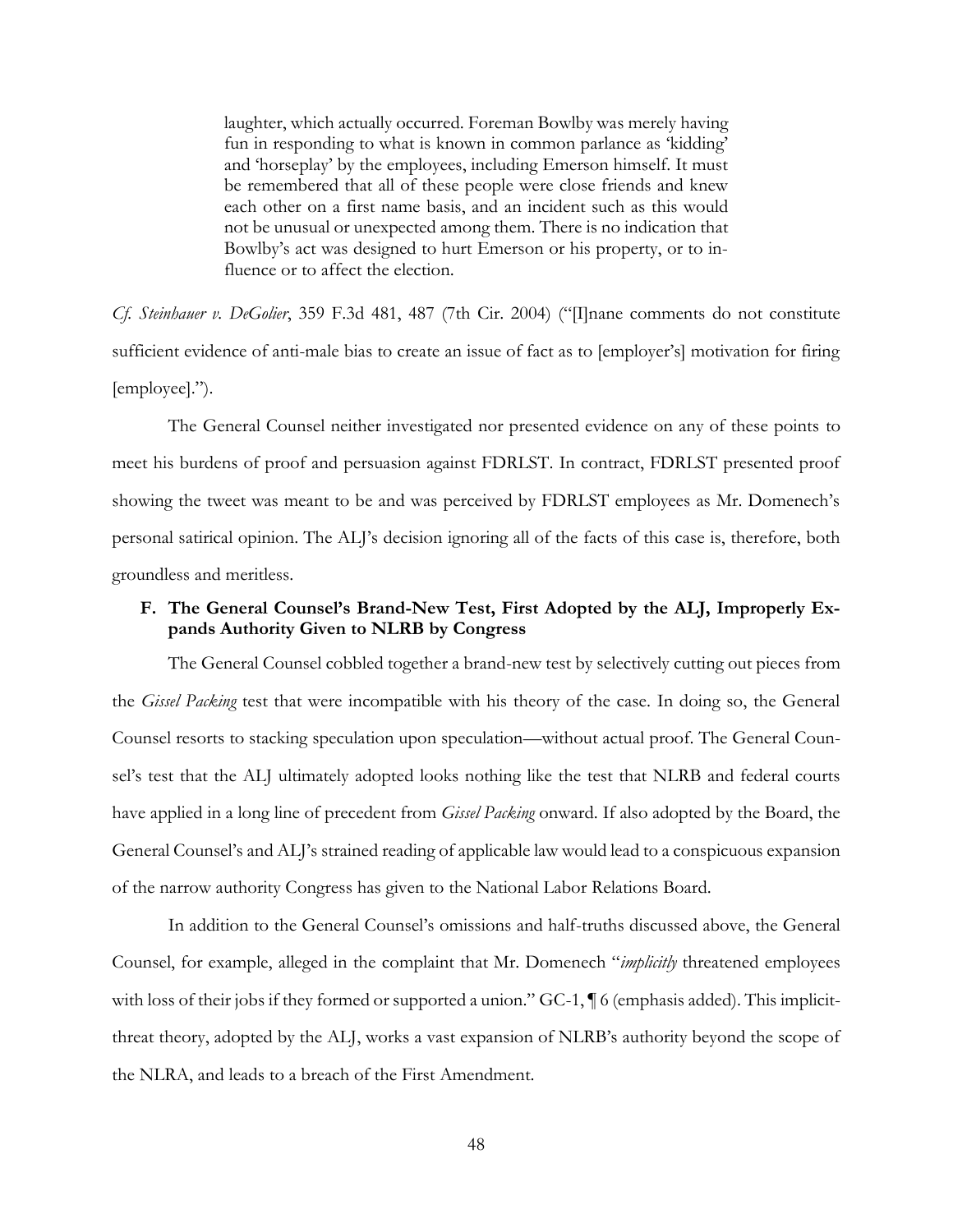> laughter, which actually occurred. Foreman Bowlby was merely having fun in responding to what is known in common parlance as 'kidding' and 'horseplay' by the employees, including Emerson himself. It must be remembered that all of these people were close friends and knew each other on a first name basis, and an incident such as this would not be unusual or unexpected among them. There is no indication that Bowlby's act was designed to hurt Emerson or his property, or to influence or to affect the election.

*Cf. Steinhauer v. DeGolier*, 359 F.3d 481, 487 (7th Cir. 2004) ("[I]nane comments do not constitute sufficient evidence of anti-male bias to create an issue of fact as to [employer's] motivation for firing [employee].").

The General Counsel neither investigated nor presented evidence on any of these points to meet his burdens of proof and persuasion against FDRLST. In contract, FDRLST presented proof showing the tweet was meant to be and was perceived by FDRLST employees as Mr. Domenech's personal satirical opinion. The ALJ's decision ignoring all of the facts of this case is, therefore, both groundless and meritless.

### F. The General Counsel's Brand-New Test, First Adopted by the ALJ, Improperly Expands Authority Given to NLRB by Congress

The General Counsel cobbled together a brand-new test by selectively cutting out pieces from the *Gissel Packing* test that were incompatible with his theory of the case. In doing so, the General Counsel resorts to stacking speculation upon speculation—without actual proof. The General Counsel's test that the ALJ ultimately adopted looks nothing like the test that NLRB and federal courts have applied in a long line of precedent from *Gissel Packing* onward. If also adopted by the Board, the General Counsel's and ALJ's strained reading of applicable law would lead to a conspicuous expansion of the narrow authority Congress has given to the National Labor Relations Board.

In addition to the General Counsel's omissions and half-truths discussed above, the General Counsel, for example, alleged in the complaint that Mr. Domenech "*implicitly* threatened employees with loss of their jobs if they formed or supported a union." GC-1, ¶ 6 (emphasis added). This implicit-threat theory, adopted by the ALJ, works a vast expansion of NLRB's authority beyond the scope of the NLRA, and leads to a breach of the First Amendment.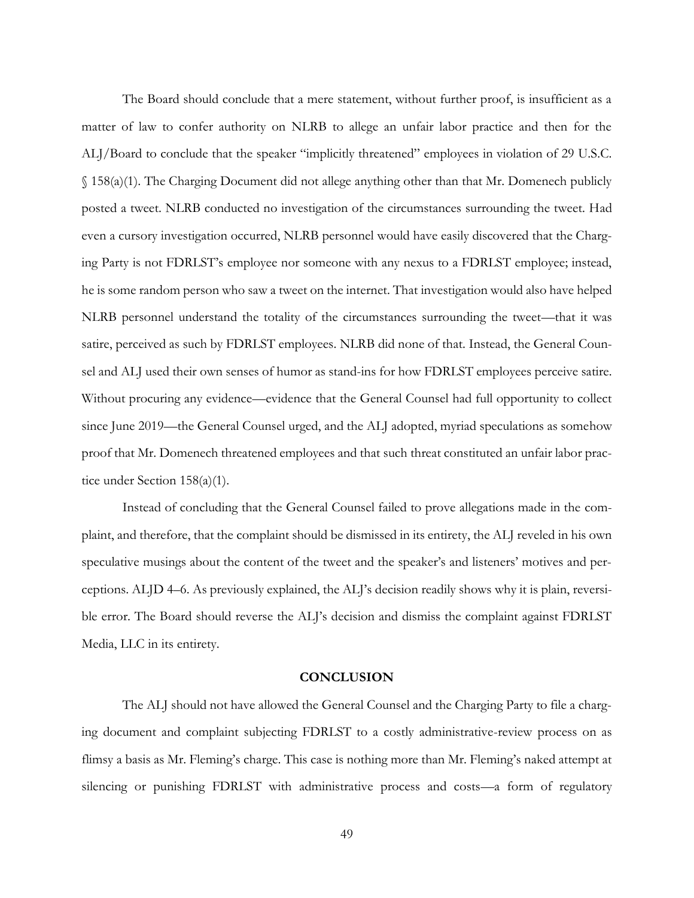The Board should conclude that a mere statement, without further proof, is insufficient as a matter of law to confer authority on NLRB to allege an unfair labor practice and then for the ALJ/Board to conclude that the speaker "implicitly threatened" employees in violation of 29 U.S.C. § 158(a)(1). The Charging Document did not allege anything other than that Mr. Domenech publicly posted a tweet. NLRB conducted no investigation of the circumstances surrounding the tweet. Had even a cursory investigation occurred, NLRB personnel would have easily discovered that the Charging Party is not FDRLST's employee nor someone with any nexus to a FDRLST employee; instead, he is some random person who saw a tweet on the internet. That investigation would also have helped NLRB personnel understand the totality of the circumstances surrounding the tweet—that it was satire, perceived as such by FDRLST employees. NLRB did none of that. Instead, the General Counsel and ALJ used their own senses of humor as stand-ins for how FDRLST employees perceive satire. Without procuring any evidence—evidence that the General Counsel had full opportunity to collect since June 2019—the General Counsel urged, and the ALJ adopted, myriad speculations as somehow proof that Mr. Domenech threatened employees and that such threat constituted an unfair labor practice under Section 158(a)(1).

Instead of concluding that the General Counsel failed to prove allegations made in the complaint, and therefore, that the complaint should be dismissed in its entirety, the ALJ reveled in his own speculative musings about the content of the tweet and the speaker's and listeners' motives and perceptions. ALJD 4–6. As previously explained, the ALJ's decision readily shows why it is plain, reversible error. The Board should reverse the ALJ's decision and dismiss the complaint against FDRLST Media, LLC in its entirety.

## CONCLUSION

The ALJ should not have allowed the General Counsel and the Charging Party to file a charging document and complaint subjecting FDRLST to a costly administrative-review process on as flimsy a basis as Mr. Fleming's charge. This case is nothing more than Mr. Fleming's naked attempt at silencing or punishing FDRLST with administrative process and costs—a form of regulatory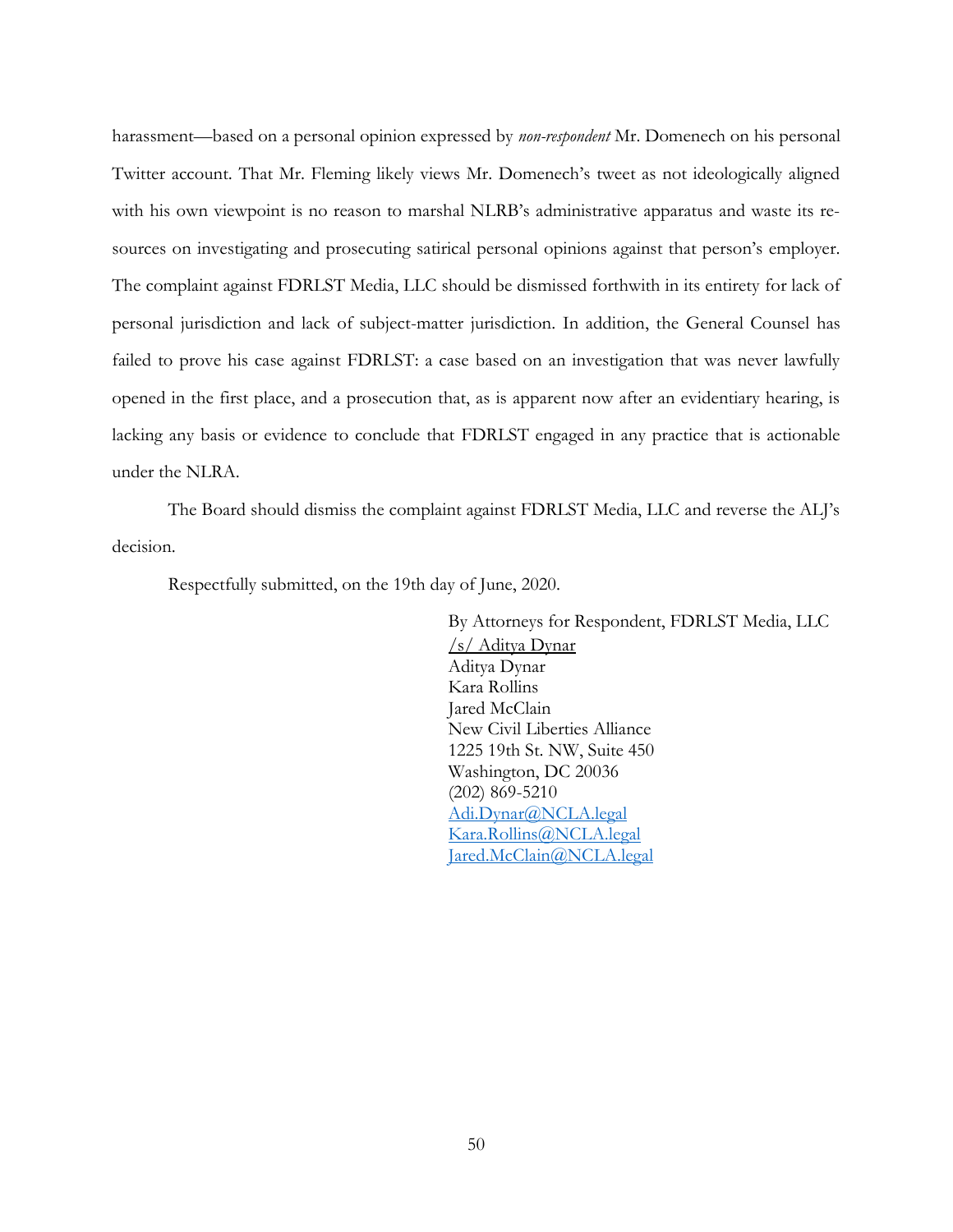harassment—based on a personal opinion expressed by *non-respondent* Mr. Domenech on his personal Twitter account. That Mr. Fleming likely views Mr. Domenech's tweet as not ideologically aligned with his own viewpoint is no reason to marshal NLRB's administrative apparatus and waste its resources on investigating and prosecuting satirical personal opinions against that person's employer. The complaint against FDRLST Media, LLC should be dismissed forthwith in its entirety for lack of personal jurisdiction and lack of subject-matter jurisdiction. In addition, the General Counsel has failed to prove his case against FDRLST: a case based on an investigation that was never lawfully opened in the first place, and a prosecution that, as is apparent now after an evidentiary hearing, is lacking any basis or evidence to conclude that FDRLST engaged in any practice that is actionable under the NLRA.

The Board should dismiss the complaint against FDRLST Media, LLC and reverse the ALJ's decision.

Respectfully submitted, on the 19th day of June, 2020.

By Attorneys for Respondent, FDRLST Media, LLC
/s/ Aditya Dynar
Aditya Dynar
Kara Rollins
Jared McClain
New Civil Liberties Alliance
1225 19th St. NW, Suite 450
Washington, DC 20036
(202) 869-5210
Adi.Dynar@NCLA.legal
Kara.Rollins@NCLA.legal
Jared.McClain@NCLA.legal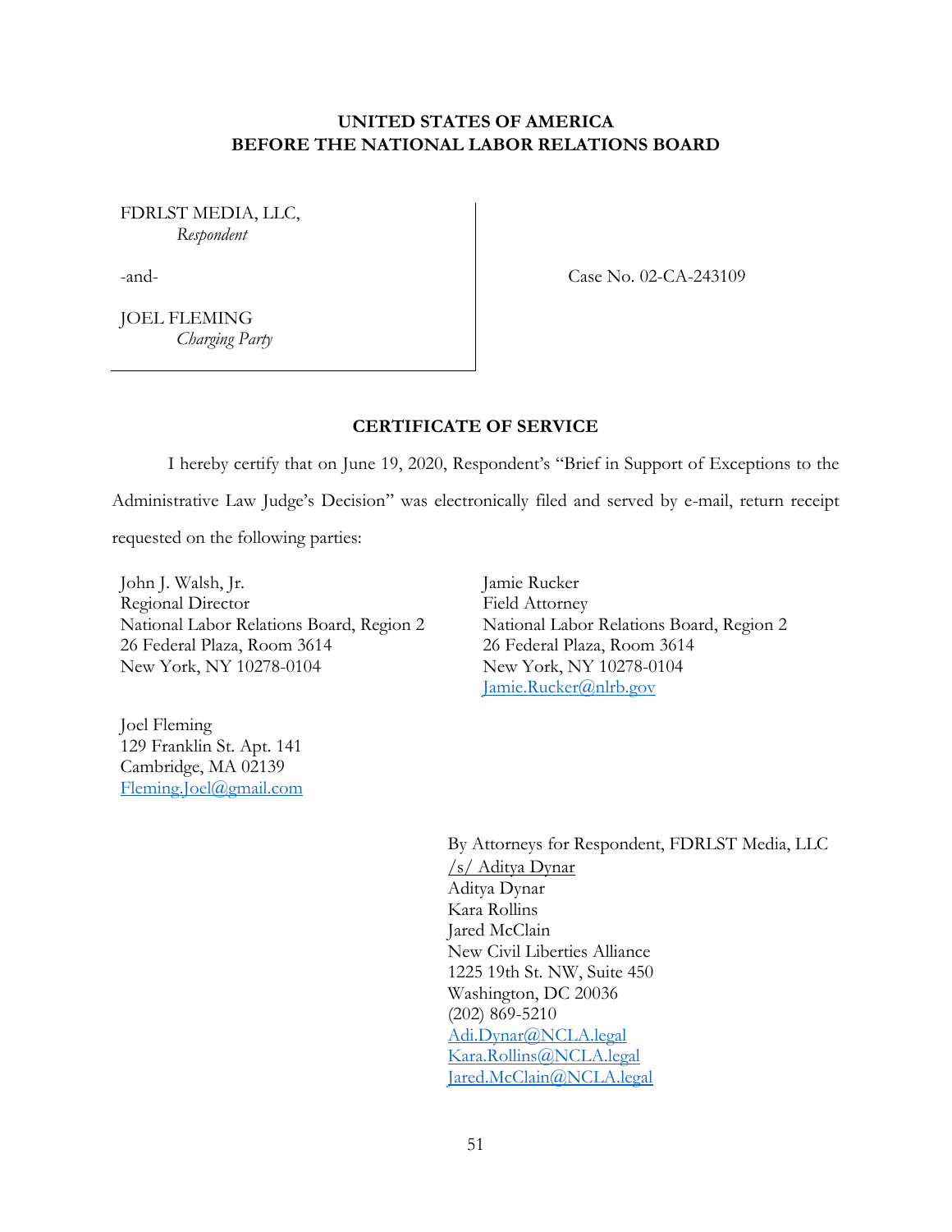**UNITED STATES OF AMERICA**
**BEFORE THE NATIONAL LABOR RELATIONS BOARD**

FDRLST MEDIA, LLC,
*Respondent*

-and-

JOEL FLEMING
*Charging Party*

Case No. 02-CA-243109

## CERTIFICATE OF SERVICE

I hereby certify that on June 19, 2020, Respondent's "Brief in Support of Exceptions to the Administrative Law Judge's Decision" was electronically filed and served by e-mail, return receipt requested on the following parties:

John J. Walsh, Jr.
Regional Director
National Labor Relations Board, Region 2
26 Federal Plaza, Room 3614
New York, NY 10278-0104

Jamie Rucker
Field Attorney
National Labor Relations Board, Region 2
26 Federal Plaza, Room 3614
New York, NY 10278-0104
Jamie.Rucker@nlrb.gov

Joel Fleming
129 Franklin St. Apt. 141
Cambridge, MA 02139
Fleming.Joel@gmail.com

By Attorneys for Respondent, FDRLST Media, LLC
/s/ Aditya Dynar
Aditya Dynar
Kara Rollins
Jared McClain
New Civil Liberties Alliance
1225 19th St. NW, Suite 450
Washington, DC 20036
(202) 869-5210
Adi.Dynar@NCLA.legal
Kara.Rollins@NCLA.legal
Jared.McClain@NCLA.legal